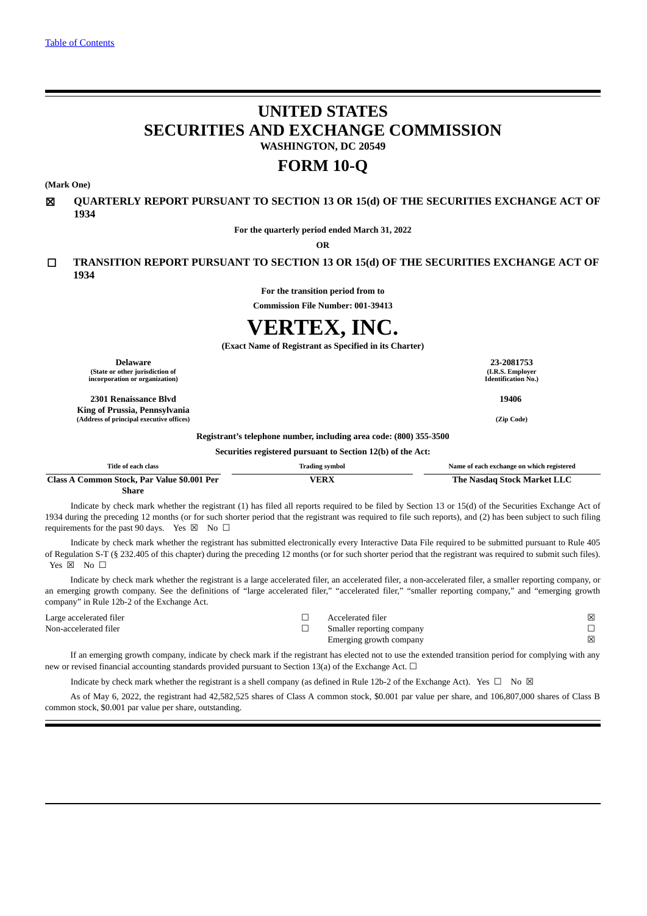[Table of Contents](#)

# UNITED STATES
# SECURITIES AND EXCHANGE COMMISSION
**WASHINGTON, DC 20549**

# FORM 10-Q

**(Mark One)**

☒ **QUARTERLY REPORT PURSUANT TO SECTION 13 OR 15(d) OF THE SECURITIES EXCHANGE ACT OF 1934**

**For the quarterly period ended March 31, 2022**

**OR**

☐ **TRANSITION REPORT PURSUANT TO SECTION 13 OR 15(d) OF THE SECURITIES EXCHANGE ACT OF 1934**

**For the transition period from to**

**Commission File Number: 001-39413**

# VERTEX, INC.

**(Exact Name of Registrant as Specified in its Charter)**

| **Delaware** | **23-2081753** |
|---|---|
| **(State or other jurisdiction of incorporation or organization)** | **(I.R.S. Employer Identification No.)** |
| **2301 Renaissance Blvd King of Prussia, Pennsylvania** | **19406** |
| **(Address of principal executive offices)** | **(Zip Code)** |

**Registrant's telephone number, including area code: (800) 355-3500**

**Securities registered pursuant to Section 12(b) of the Act:**

| Title of each class | Trading symbol | Name of each exchange on which registered |
|---|---|---|
| **Class A Common Stock, Par Value $0.001 Per Share** | **VERX** | **The Nasdaq Stock Market LLC** |

Indicate by check mark whether the registrant (1) has filed all reports required to be filed by Section 13 or 15(d) of the Securities Exchange Act of 1934 during the preceding 12 months (or for such shorter period that the registrant was required to file such reports), and (2) has been subject to such filing requirements for the past 90 days. Yes ☒ No ☐

Indicate by check mark whether the registrant has submitted electronically every Interactive Data File required to be submitted pursuant to Rule 405 of Regulation S-T (§ 232.405 of this chapter) during the preceding 12 months (or for such shorter period that the registrant was required to submit such files). Yes ☒ No ☐

Indicate by check mark whether the registrant is a large accelerated filer, an accelerated filer, a non-accelerated filer, a smaller reporting company, or an emerging growth company. See the definitions of "large accelerated filer," "accelerated filer," "smaller reporting company," and "emerging growth company" in Rule 12b-2 of the Exchange Act.

| | | | |
|---|---|---|---|
| Large accelerated filer | ☐ | Accelerated filer | ☒ |
| Non-accelerated filer | ☐ | Smaller reporting company | ☐ |
| | | Emerging growth company | ☒ |

If an emerging growth company, indicate by check mark if the registrant has elected not to use the extended transition period for complying with any new or revised financial accounting standards provided pursuant to Section 13(a) of the Exchange Act. ☐

Indicate by check mark whether the registrant is a shell company (as defined in Rule 12b-2 of the Exchange Act). Yes ☐ No ☒

As of May 6, 2022, the registrant had 42,582,525 shares of Class A common stock, $0.001 par value per share, and 106,807,000 shares of Class B common stock, $0.001 par value per share, outstanding.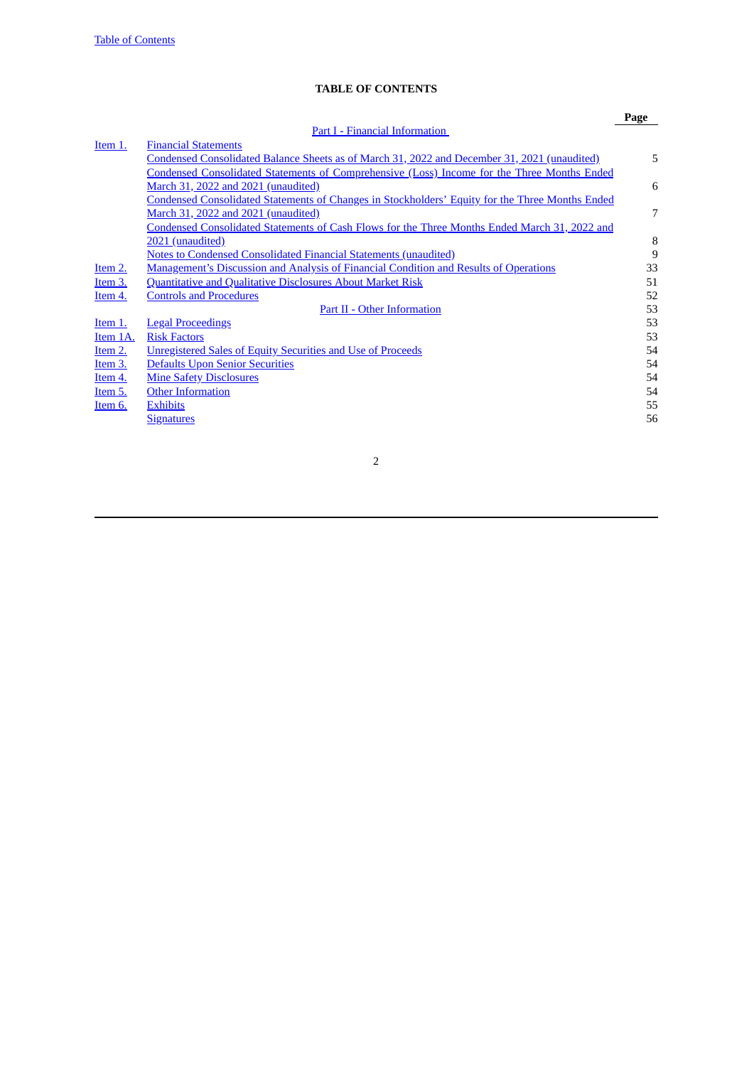## TABLE OF CONTENTS

| | | Page |
|---|---|---|
| | Part I - Financial Information | |
| Item 1. | Financial Statements | |
| | Condensed Consolidated Balance Sheets as of March 31, 2022 and December 31, 2021 (unaudited) | 5 |
| | Condensed Consolidated Statements of Comprehensive (Loss) Income for the Three Months Ended March 31, 2022 and 2021 (unaudited) | 6 |
| | Condensed Consolidated Statements of Changes in Stockholders' Equity for the Three Months Ended March 31, 2022 and 2021 (unaudited) | 7 |
| | Condensed Consolidated Statements of Cash Flows for the Three Months Ended March 31, 2022 and 2021 (unaudited) | 8 |
| | Notes to Condensed Consolidated Financial Statements (unaudited) | 9 |
| Item 2. | Management's Discussion and Analysis of Financial Condition and Results of Operations | 33 |
| Item 3. | Quantitative and Qualitative Disclosures About Market Risk | 51 |
| Item 4. | Controls and Procedures | 52 |
| | Part II - Other Information | 53 |
| Item 1. | Legal Proceedings | 53 |
| Item 1A. | Risk Factors | 53 |
| Item 2. | Unregistered Sales of Equity Securities and Use of Proceeds | 54 |
| Item 3. | Defaults Upon Senior Securities | 54 |
| Item 4. | Mine Safety Disclosures | 54 |
| Item 5. | Other Information | 54 |
| Item 6. | Exhibits | 55 |
| | Signatures | 56 |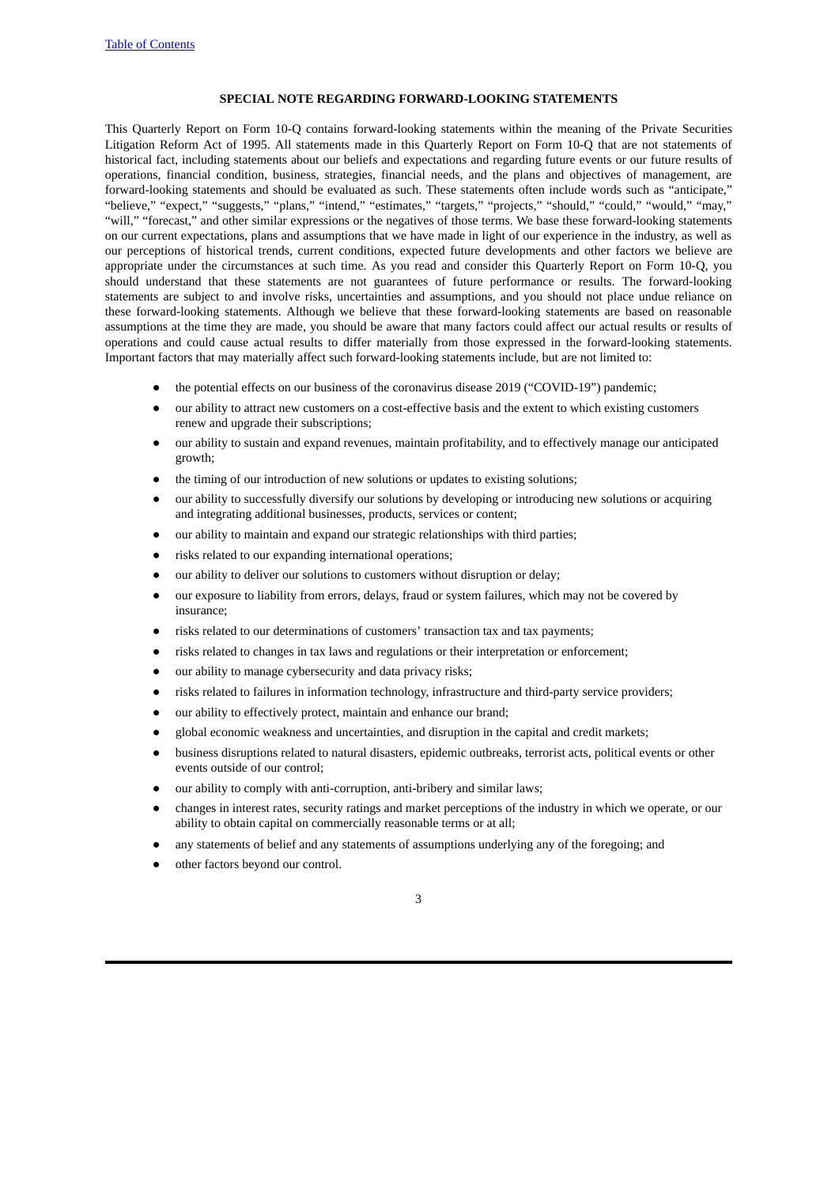## SPECIAL NOTE REGARDING FORWARD-LOOKING STATEMENTS

This Quarterly Report on Form 10-Q contains forward-looking statements within the meaning of the Private Securities Litigation Reform Act of 1995. All statements made in this Quarterly Report on Form 10-Q that are not statements of historical fact, including statements about our beliefs and expectations and regarding future events or our future results of operations, financial condition, business, strategies, financial needs, and the plans and objectives of management, are forward-looking statements and should be evaluated as such. These statements often include words such as "anticipate," "believe," "expect," "suggests," "plans," "intend," "estimates," "targets," "projects," "should," "could," "would," "may," "will," "forecast," and other similar expressions or the negatives of those terms. We base these forward-looking statements on our current expectations, plans and assumptions that we have made in light of our experience in the industry, as well as our perceptions of historical trends, current conditions, expected future developments and other factors we believe are appropriate under the circumstances at such time. As you read and consider this Quarterly Report on Form 10-Q, you should understand that these statements are not guarantees of future performance or results. The forward-looking statements are subject to and involve risks, uncertainties and assumptions, and you should not place undue reliance on these forward-looking statements. Although we believe that these forward-looking statements are based on reasonable assumptions at the time they are made, you should be aware that many factors could affect our actual results or results of operations and could cause actual results to differ materially from those expressed in the forward-looking statements. Important factors that may materially affect such forward-looking statements include, but are not limited to:

- the potential effects on our business of the coronavirus disease 2019 ("COVID-19") pandemic;
- our ability to attract new customers on a cost-effective basis and the extent to which existing customers renew and upgrade their subscriptions;
- our ability to sustain and expand revenues, maintain profitability, and to effectively manage our anticipated growth;
- the timing of our introduction of new solutions or updates to existing solutions;
- our ability to successfully diversify our solutions by developing or introducing new solutions or acquiring and integrating additional businesses, products, services or content;
- our ability to maintain and expand our strategic relationships with third parties;
- risks related to our expanding international operations;
- our ability to deliver our solutions to customers without disruption or delay;
- our exposure to liability from errors, delays, fraud or system failures, which may not be covered by insurance;
- risks related to our determinations of customers' transaction tax and tax payments;
- risks related to changes in tax laws and regulations or their interpretation or enforcement;
- our ability to manage cybersecurity and data privacy risks;
- risks related to failures in information technology, infrastructure and third-party service providers;
- our ability to effectively protect, maintain and enhance our brand;
- global economic weakness and uncertainties, and disruption in the capital and credit markets;
- business disruptions related to natural disasters, epidemic outbreaks, terrorist acts, political events or other events outside of our control;
- our ability to comply with anti-corruption, anti-bribery and similar laws;
- changes in interest rates, security ratings and market perceptions of the industry in which we operate, or our ability to obtain capital on commercially reasonable terms or at all;
- any statements of belief and any statements of assumptions underlying any of the foregoing; and
- other factors beyond our control.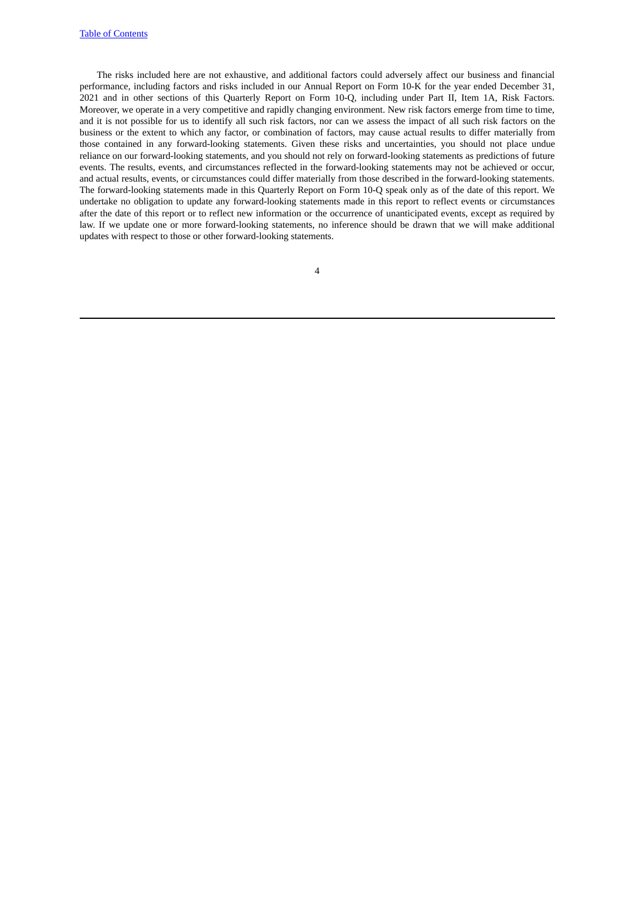The risks included here are not exhaustive, and additional factors could adversely affect our business and financial performance, including factors and risks included in our Annual Report on Form 10-K for the year ended December 31, 2021 and in other sections of this Quarterly Report on Form 10-Q, including under Part II, Item 1A, Risk Factors. Moreover, we operate in a very competitive and rapidly changing environment. New risk factors emerge from time to time, and it is not possible for us to identify all such risk factors, nor can we assess the impact of all such risk factors on the business or the extent to which any factor, or combination of factors, may cause actual results to differ materially from those contained in any forward-looking statements. Given these risks and uncertainties, you should not place undue reliance on our forward-looking statements, and you should not rely on forward-looking statements as predictions of future events. The results, events, and circumstances reflected in the forward-looking statements may not be achieved or occur, and actual results, events, or circumstances could differ materially from those described in the forward-looking statements. The forward-looking statements made in this Quarterly Report on Form 10-Q speak only as of the date of this report. We undertake no obligation to update any forward-looking statements made in this report to reflect events or circumstances after the date of this report or to reflect new information or the occurrence of unanticipated events, except as required by law. If we update one or more forward-looking statements, no inference should be drawn that we will make additional updates with respect to those or other forward-looking statements.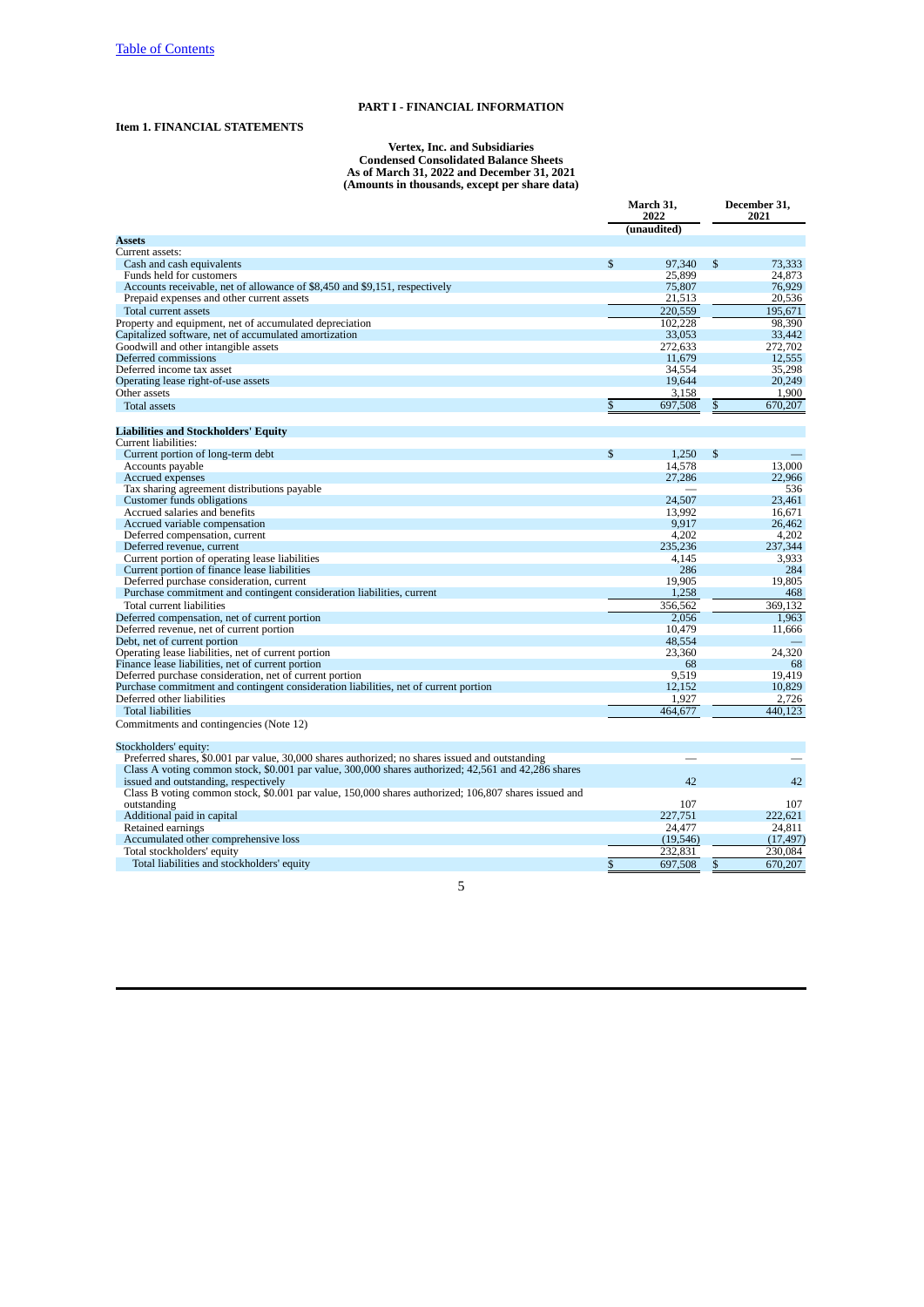[Table of Contents](#)

# PART I - FINANCIAL INFORMATION

## Item 1. FINANCIAL STATEMENTS

**Vertex, Inc. and Subsidiaries**
**Condensed Consolidated Balance Sheets**
**As of March 31, 2022 and December 31, 2021**
**(Amounts in thousands, except per share data)**

| | March 31, 2022 (unaudited) | December 31, 2021 |
|---|---|---|
| **Assets** | | |
| Current assets: | | |
| Cash and cash equivalents | $ 97,340 | $ 73,333 |
| Funds held for customers | 25,899 | 24,873 |
| Accounts receivable, net of allowance of $8,450 and $9,151, respectively | 75,807 | 76,929 |
| Prepaid expenses and other current assets | 21,513 | 20,536 |
| Total current assets | 220,559 | 195,671 |
| Property and equipment, net of accumulated depreciation | 102,228 | 98,390 |
| Capitalized software, net of accumulated amortization | 33,053 | 33,442 |
| Goodwill and other intangible assets | 272,633 | 272,702 |
| Deferred commissions | 11,679 | 12,555 |
| Deferred income tax asset | 34,554 | 35,298 |
| Operating lease right-of-use assets | 19,644 | 20,249 |
| Other assets | 3,158 | 1,900 |
| Total assets | $ 697,508 | $ 670,207 |
| **Liabilities and Stockholders' Equity** | | |
| Current liabilities: | | |
| Current portion of long-term debt | $ 1,250 | $ — |
| Accounts payable | 14,578 | 13,000 |
| Accrued expenses | 27,286 | 22,966 |
| Tax sharing agreement distributions payable | — | 536 |
| Customer funds obligations | 24,507 | 23,461 |
| Accrued salaries and benefits | 13,992 | 16,671 |
| Accrued variable compensation | 9,917 | 26,462 |
| Deferred compensation, current | 4,202 | 4,202 |
| Deferred revenue, current | 235,236 | 237,344 |
| Current portion of operating lease liabilities | 4,145 | 3,933 |
| Current portion of finance lease liabilities | 286 | 284 |
| Deferred purchase consideration, current | 19,905 | 19,805 |
| Purchase commitment and contingent consideration liabilities, current | 1,258 | 468 |
| Total current liabilities | 356,562 | 369,132 |
| Deferred compensation, net of current portion | 2,056 | 1,963 |
| Deferred revenue, net of current portion | 10,479 | 11,666 |
| Debt, net of current portion | 48,554 | — |
| Operating lease liabilities, net of current portion | 23,360 | 24,320 |
| Finance lease liabilities, net of current portion | 68 | 68 |
| Deferred purchase consideration, net of current portion | 9,519 | 19,419 |
| Purchase commitment and contingent consideration liabilities, net of current portion | 12,152 | 10,829 |
| Deferred other liabilities | 1,927 | 2,726 |
| Total liabilities | 464,677 | 440,123 |
| Commitments and contingencies (Note 12) | | |
| Stockholders' equity: | | |
| Preferred shares, $0.001 par value, 30,000 shares authorized; no shares issued and outstanding | — | — |
| Class A voting common stock, $0.001 par value, 300,000 shares authorized; 42,561 and 42,286 shares issued and outstanding, respectively | 42 | 42 |
| Class B voting common stock, $0.001 par value, 150,000 shares authorized; 106,807 shares issued and outstanding | 107 | 107 |
| Additional paid in capital | 227,751 | 222,621 |
| Retained earnings | 24,477 | 24,811 |
| Accumulated other comprehensive loss | (19,546) | (17,497) |
| Total stockholders' equity | 232,831 | 230,084 |
| Total liabilities and stockholders' equity | $ 697,508 | $ 670,207 |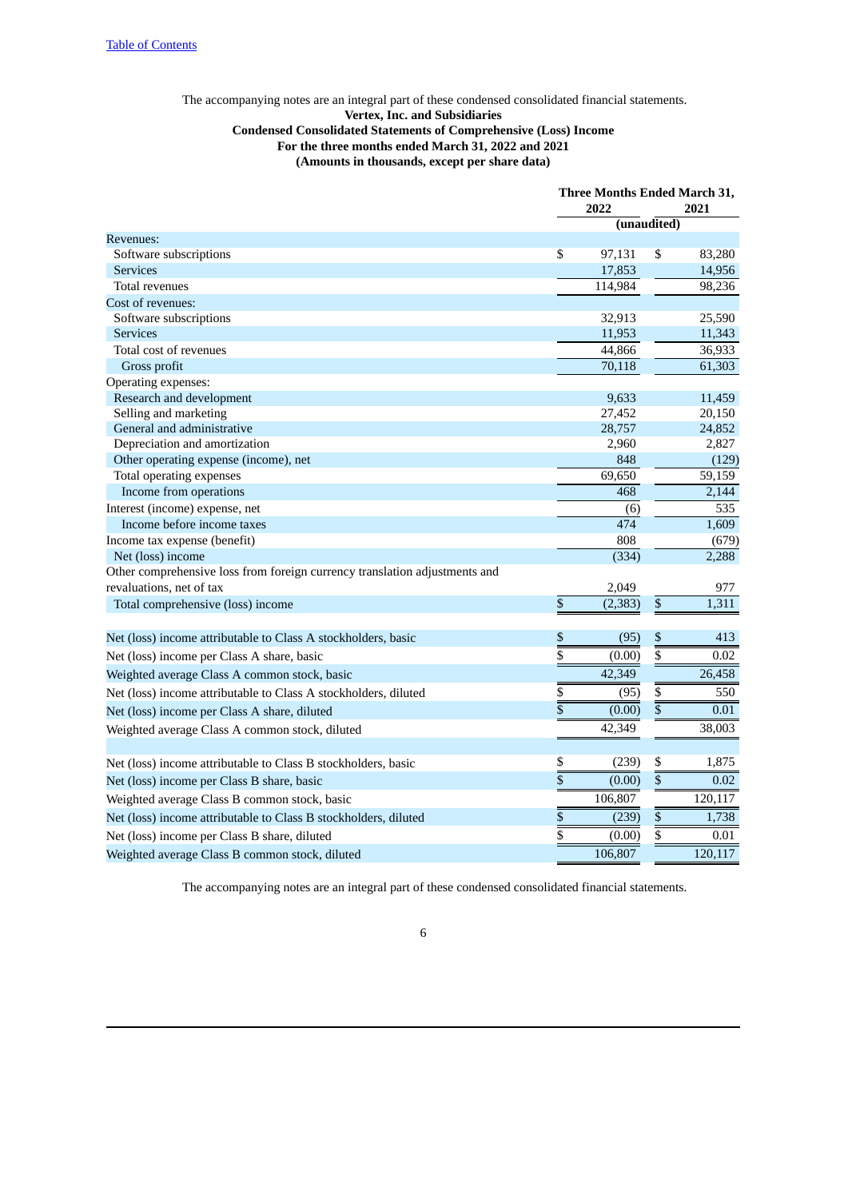The accompanying notes are an integral part of these condensed consolidated financial statements.

**Vertex, Inc. and Subsidiaries**
**Condensed Consolidated Statements of Comprehensive (Loss) Income**
**For the three months ended March 31, 2022 and 2021**
**(Amounts in thousands, except per share data)**

| | Three Months Ended March 31, | |
|---|---|---|
| | 2022 | 2021 |
| | (unaudited) | |
| Revenues: | | |
| Software subscriptions | $ 97,131 | $ 83,280 |
| Services | 17,853 | 14,956 |
| Total revenues | 114,984 | 98,236 |
| Cost of revenues: | | |
| Software subscriptions | 32,913 | 25,590 |
| Services | 11,953 | 11,343 |
| Total cost of revenues | 44,866 | 36,933 |
| Gross profit | 70,118 | 61,303 |
| Operating expenses: | | |
| Research and development | 9,633 | 11,459 |
| Selling and marketing | 27,452 | 20,150 |
| General and administrative | 28,757 | 24,852 |
| Depreciation and amortization | 2,960 | 2,827 |
| Other operating expense (income), net | 848 | (129) |
| Total operating expenses | 69,650 | 59,159 |
| Income from operations | 468 | 2,144 |
| Interest (income) expense, net | (6) | 535 |
| Income before income taxes | 474 | 1,609 |
| Income tax expense (benefit) | 808 | (679) |
| Net (loss) income | (334) | 2,288 |
| Other comprehensive loss from foreign currency translation adjustments and revaluations, net of tax | 2,049 | 977 |
| Total comprehensive (loss) income | $ (2,383) | $ 1,311 |
| | | |
| Net (loss) income attributable to Class A stockholders, basic | $ (95) | $ 413 |
| Net (loss) income per Class A share, basic | $ (0.00) | $ 0.02 |
| Weighted average Class A common stock, basic | 42,349 | 26,458 |
| Net (loss) income attributable to Class A stockholders, diluted | $ (95) | $ 550 |
| Net (loss) income per Class A share, diluted | $ (0.00) | $ 0.01 |
| Weighted average Class A common stock, diluted | 42,349 | 38,003 |
| | | |
| Net (loss) income attributable to Class B stockholders, basic | $ (239) | $ 1,875 |
| Net (loss) income per Class B share, basic | $ (0.00) | $ 0.02 |
| Weighted average Class B common stock, basic | 106,807 | 120,117 |
| Net (loss) income attributable to Class B stockholders, diluted | $ (239) | $ 1,738 |
| Net (loss) income per Class B share, diluted | $ (0.00) | $ 0.01 |
| Weighted average Class B common stock, diluted | 106,807 | 120,117 |

The accompanying notes are an integral part of these condensed consolidated financial statements.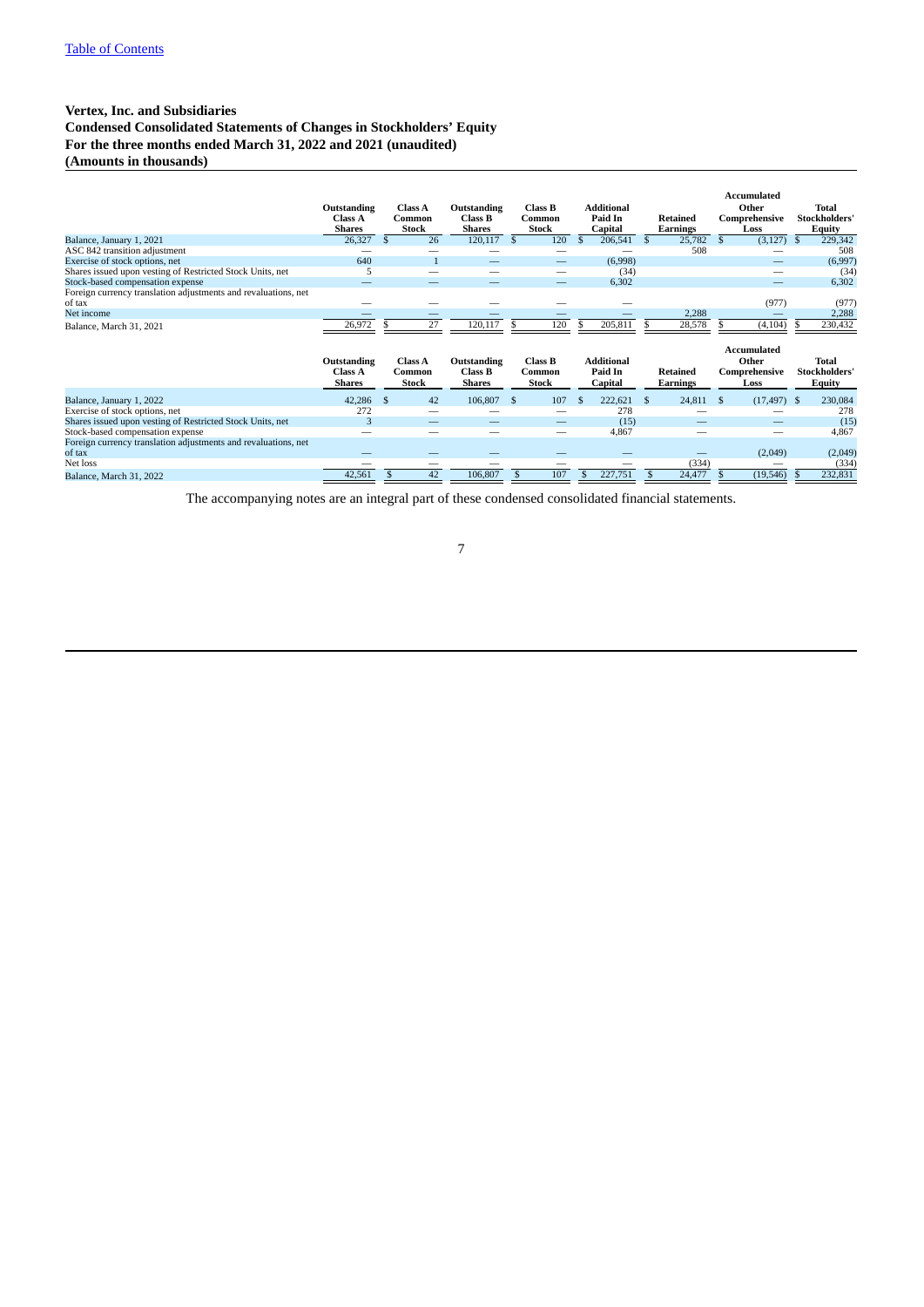[Table of Contents](#)

**Vertex, Inc. and Subsidiaries**
**Condensed Consolidated Statements of Changes in Stockholders' Equity**
**For the three months ended March 31, 2022 and 2021 (unaudited)**
**(Amounts in thousands)**

| | Outstanding Class A Shares | Class A Common Stock | Outstanding Class B Shares | Class B Common Stock | Additional Paid In Capital | Retained Earnings | Accumulated Other Comprehensive Loss | Total Stockholders' Equity |
|---|---|---|---|---|---|---|---|---|
| Balance, January 1, 2021 | 26,327 | $ 26 | 120,117 | $ 120 | $ 206,541 | $ 25,782 | $ (3,127) | $ 229,342 |
| ASC 842 transition adjustment | — | — | — | — | — | 508 | — | 508 |
| Exercise of stock options, net | 640 | 1 | — | — | (6,998) | | — | (6,997) |
| Shares issued upon vesting of Restricted Stock Units, net | 5 | — | — | — | (34) | | — | (34) |
| Stock-based compensation expense | — | — | — | — | 6,302 | | — | 6,302 |
| Foreign currency translation adjustments and revaluations, net of tax | — | — | — | — | — | | (977) | (977) |
| Net income | — | — | — | — | — | 2,288 | — | 2,288 |
| Balance, March 31, 2021 | 26,972 | $ 27 | 120,117 | $ 120 | $ 205,811 | $ 28,578 | $ (4,104) | $ 230,432 |

| | Outstanding Class A Shares | Class A Common Stock | Outstanding Class B Shares | Class B Common Stock | Additional Paid In Capital | Retained Earnings | Accumulated Other Comprehensive Loss | Total Stockholders' Equity |
|---|---|---|---|---|---|---|---|---|
| Balance, January 1, 2022 | 42,286 | $ 42 | 106,807 | $ 107 | $ 222,621 | $ 24,811 | $ (17,497) | $ 230,084 |
| Exercise of stock options, net | 272 | — | — | — | 278 | — | — | 278 |
| Shares issued upon vesting of Restricted Stock Units, net | 3 | — | — | — | (15) | — | — | (15) |
| Stock-based compensation expense | — | — | — | — | 4,867 | — | — | 4,867 |
| Foreign currency translation adjustments and revaluations, net of tax | — | — | — | — | — | — | (2,049) | (2,049) |
| Net loss | — | — | — | — | — | (334) | — | (334) |
| Balance, March 31, 2022 | 42,561 | $ 42 | 106,807 | $ 107 | $ 227,751 | $ 24,477 | $ (19,546) | $ 232,831 |

The accompanying notes are an integral part of these condensed consolidated financial statements.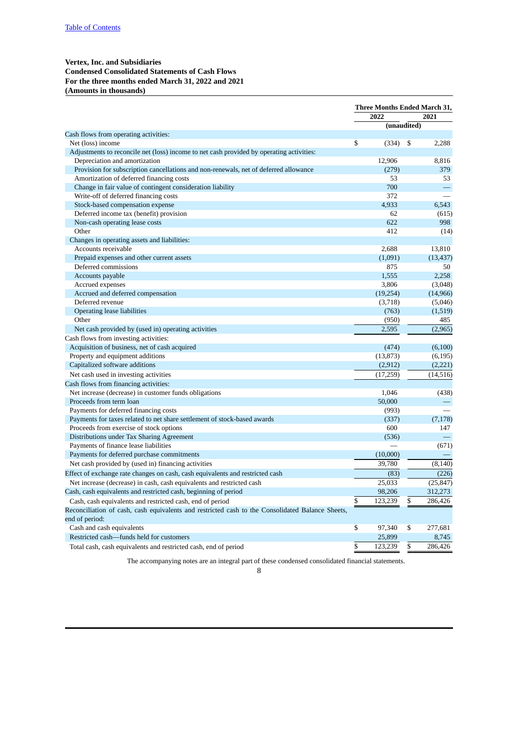Table of Contents

**Vertex, Inc. and Subsidiaries**
**Condensed Consolidated Statements of Cash Flows**
**For the three months ended March 31, 2022 and 2021**
**(Amounts in thousands)**

| | Three Months Ended March 31, | |
|---|---|---|
| | 2022 | 2021 |
| | (unaudited) | |
| Cash flows from operating activities: | | |
| Net (loss) income | $ (334) | $ 2,288 |
| Adjustments to reconcile net (loss) income to net cash provided by operating activities: | | |
| Depreciation and amortization | 12,906 | 8,816 |
| Provision for subscription cancellations and non-renewals, net of deferred allowance | (279) | 379 |
| Amortization of deferred financing costs | 53 | 53 |
| Change in fair value of contingent consideration liability | 700 | — |
| Write-off of deferred financing costs | 372 | — |
| Stock-based compensation expense | 4,933 | 6,543 |
| Deferred income tax (benefit) provision | 62 | (615) |
| Non-cash operating lease costs | 622 | 998 |
| Other | 412 | (14) |
| Changes in operating assets and liabilities: | | |
| Accounts receivable | 2,688 | 13,810 |
| Prepaid expenses and other current assets | (1,091) | (13,437) |
| Deferred commissions | 875 | 50 |
| Accounts payable | 1,555 | 2,258 |
| Accrued expenses | 3,806 | (3,048) |
| Accrued and deferred compensation | (19,254) | (14,966) |
| Deferred revenue | (3,718) | (5,046) |
| Operating lease liabilities | (763) | (1,519) |
| Other | (950) | 485 |
| Net cash provided by (used in) operating activities | 2,595 | (2,965) |
| Cash flows from investing activities: | | |
| Acquisition of business, net of cash acquired | (474) | (6,100) |
| Property and equipment additions | (13,873) | (6,195) |
| Capitalized software additions | (2,912) | (2,221) |
| Net cash used in investing activities | (17,259) | (14,516) |
| Cash flows from financing activities: | | |
| Net increase (decrease) in customer funds obligations | 1,046 | (438) |
| Proceeds from term loan | 50,000 | — |
| Payments for deferred financing costs | (993) | — |
| Payments for taxes related to net share settlement of stock-based awards | (337) | (7,178) |
| Proceeds from exercise of stock options | 600 | 147 |
| Distributions under Tax Sharing Agreement | (536) | — |
| Payments of finance lease liabilities | — | (671) |
| Payments for deferred purchase commitments | (10,000) | — |
| Net cash provided by (used in) financing activities | 39,780 | (8,140) |
| Effect of exchange rate changes on cash, cash equivalents and restricted cash | (83) | (226) |
| Net increase (decrease) in cash, cash equivalents and restricted cash | 25,033 | (25,847) |
| Cash, cash equivalents and restricted cash, beginning of period | 98,206 | 312,273 |
| Cash, cash equivalents and restricted cash, end of period | $ 123,239 | $ 286,426 |
| Reconciliation of cash, cash equivalents and restricted cash to the Consolidated Balance Sheets, end of period: | | |
| Cash and cash equivalents | $ 97,340 | $ 277,681 |
| Restricted cash—funds held for customers | 25,899 | 8,745 |
| Total cash, cash equivalents and restricted cash, end of period | $ 123,239 | $ 286,426 |

The accompanying notes are an integral part of these condensed consolidated financial statements.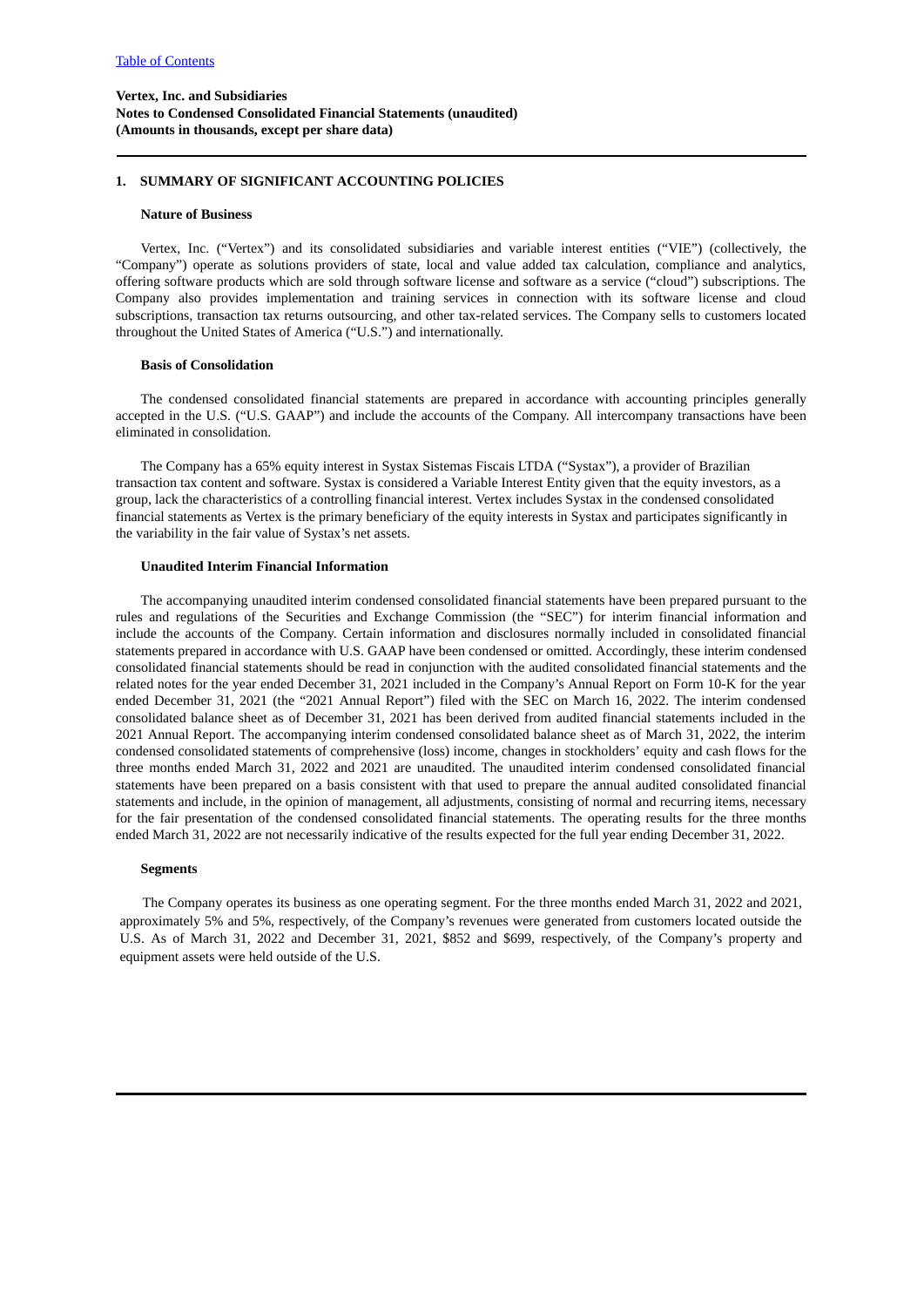**Vertex, Inc. and Subsidiaries**
**Notes to Condensed Consolidated Financial Statements (unaudited)**
**(Amounts in thousands, except per share data)**

## 1. SUMMARY OF SIGNIFICANT ACCOUNTING POLICIES

### Nature of Business

Vertex, Inc. ("Vertex") and its consolidated subsidiaries and variable interest entities ("VIE") (collectively, the "Company") operate as solutions providers of state, local and value added tax calculation, compliance and analytics, offering software products which are sold through software license and software as a service ("cloud") subscriptions. The Company also provides implementation and training services in connection with its software license and cloud subscriptions, transaction tax returns outsourcing, and other tax-related services. The Company sells to customers located throughout the United States of America ("U.S.") and internationally.

### Basis of Consolidation

The condensed consolidated financial statements are prepared in accordance with accounting principles generally accepted in the U.S. ("U.S. GAAP") and include the accounts of the Company. All intercompany transactions have been eliminated in consolidation.

The Company has a 65% equity interest in Systax Sistemas Fiscais LTDA ("Systax"), a provider of Brazilian transaction tax content and software. Systax is considered a Variable Interest Entity given that the equity investors, as a group, lack the characteristics of a controlling financial interest. Vertex includes Systax in the condensed consolidated financial statements as Vertex is the primary beneficiary of the equity interests in Systax and participates significantly in the variability in the fair value of Systax's net assets.

### Unaudited Interim Financial Information

The accompanying unaudited interim condensed consolidated financial statements have been prepared pursuant to the rules and regulations of the Securities and Exchange Commission (the "SEC") for interim financial information and include the accounts of the Company. Certain information and disclosures normally included in consolidated financial statements prepared in accordance with U.S. GAAP have been condensed or omitted. Accordingly, these interim condensed consolidated financial statements should be read in conjunction with the audited consolidated financial statements and the related notes for the year ended December 31, 2021 included in the Company's Annual Report on Form 10-K for the year ended December 31, 2021 (the "2021 Annual Report") filed with the SEC on March 16, 2022. The interim condensed consolidated balance sheet as of December 31, 2021 has been derived from audited financial statements included in the 2021 Annual Report. The accompanying interim condensed consolidated balance sheet as of March 31, 2022, the interim condensed consolidated statements of comprehensive (loss) income, changes in stockholders' equity and cash flows for the three months ended March 31, 2022 and 2021 are unaudited. The unaudited interim condensed consolidated financial statements have been prepared on a basis consistent with that used to prepare the annual audited consolidated financial statements and include, in the opinion of management, all adjustments, consisting of normal and recurring items, necessary for the fair presentation of the condensed consolidated financial statements. The operating results for the three months ended March 31, 2022 are not necessarily indicative of the results expected for the full year ending December 31, 2022.

### Segments

The Company operates its business as one operating segment. For the three months ended March 31, 2022 and 2021, approximately 5% and 5%, respectively, of the Company's revenues were generated from customers located outside the U.S. As of March 31, 2022 and December 31, 2021, $852 and $699, respectively, of the Company's property and equipment assets were held outside of the U.S.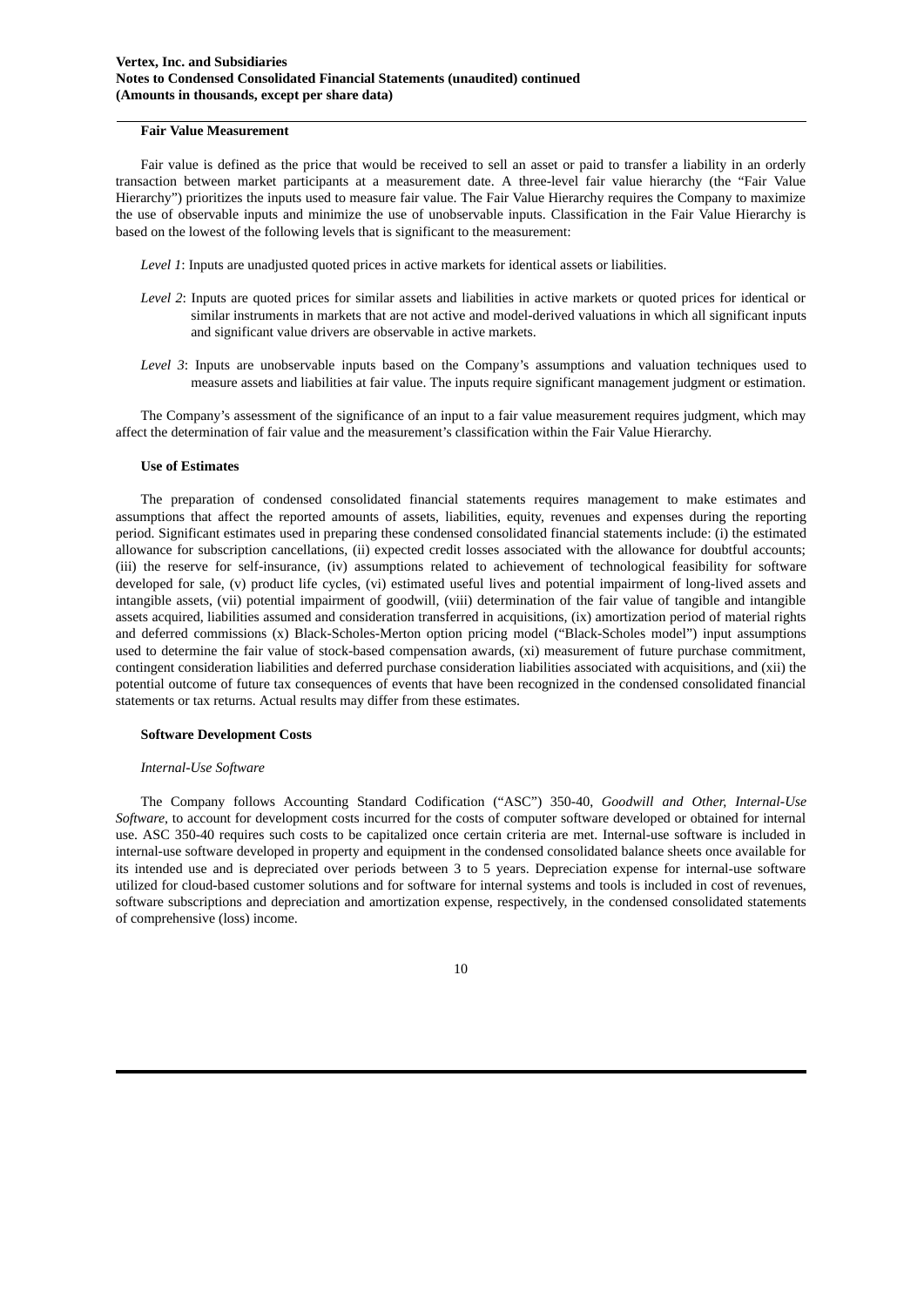#### Fair Value Measurement

Fair value is defined as the price that would be received to sell an asset or paid to transfer a liability in an orderly transaction between market participants at a measurement date. A three-level fair value hierarchy (the "Fair Value Hierarchy") prioritizes the inputs used to measure fair value. The Fair Value Hierarchy requires the Company to maximize the use of observable inputs and minimize the use of unobservable inputs. Classification in the Fair Value Hierarchy is based on the lowest of the following levels that is significant to the measurement:

*Level 1*: Inputs are unadjusted quoted prices in active markets for identical assets or liabilities.

*Level 2*: Inputs are quoted prices for similar assets and liabilities in active markets or quoted prices for identical or similar instruments in markets that are not active and model-derived valuations in which all significant inputs and significant value drivers are observable in active markets.

*Level 3*: Inputs are unobservable inputs based on the Company's assumptions and valuation techniques used to measure assets and liabilities at fair value. The inputs require significant management judgment or estimation.

The Company's assessment of the significance of an input to a fair value measurement requires judgment, which may affect the determination of fair value and the measurement's classification within the Fair Value Hierarchy.

#### Use of Estimates

The preparation of condensed consolidated financial statements requires management to make estimates and assumptions that affect the reported amounts of assets, liabilities, equity, revenues and expenses during the reporting period. Significant estimates used in preparing these condensed consolidated financial statements include: (i) the estimated allowance for subscription cancellations, (ii) expected credit losses associated with the allowance for doubtful accounts; (iii) the reserve for self-insurance, (iv) assumptions related to achievement of technological feasibility for software developed for sale, (v) product life cycles, (vi) estimated useful lives and potential impairment of long-lived assets and intangible assets, (vii) potential impairment of goodwill, (viii) determination of the fair value of tangible and intangible assets acquired, liabilities assumed and consideration transferred in acquisitions, (ix) amortization period of material rights and deferred commissions (x) Black-Scholes-Merton option pricing model ("Black-Scholes model") input assumptions used to determine the fair value of stock-based compensation awards, (xi) measurement of future purchase commitment, contingent consideration liabilities and deferred purchase consideration liabilities associated with acquisitions, and (xii) the potential outcome of future tax consequences of events that have been recognized in the condensed consolidated financial statements or tax returns. Actual results may differ from these estimates.

#### Software Development Costs

*Internal-Use Software*

The Company follows Accounting Standard Codification ("ASC") 350-40, *Goodwill and Other, Internal-Use Software,* to account for development costs incurred for the costs of computer software developed or obtained for internal use. ASC 350-40 requires such costs to be capitalized once certain criteria are met. Internal-use software is included in internal-use software developed in property and equipment in the condensed consolidated balance sheets once available for its intended use and is depreciated over periods between 3 to 5 years. Depreciation expense for internal-use software utilized for cloud-based customer solutions and for software for internal systems and tools is included in cost of revenues, software subscriptions and depreciation and amortization expense, respectively, in the condensed consolidated statements of comprehensive (loss) income.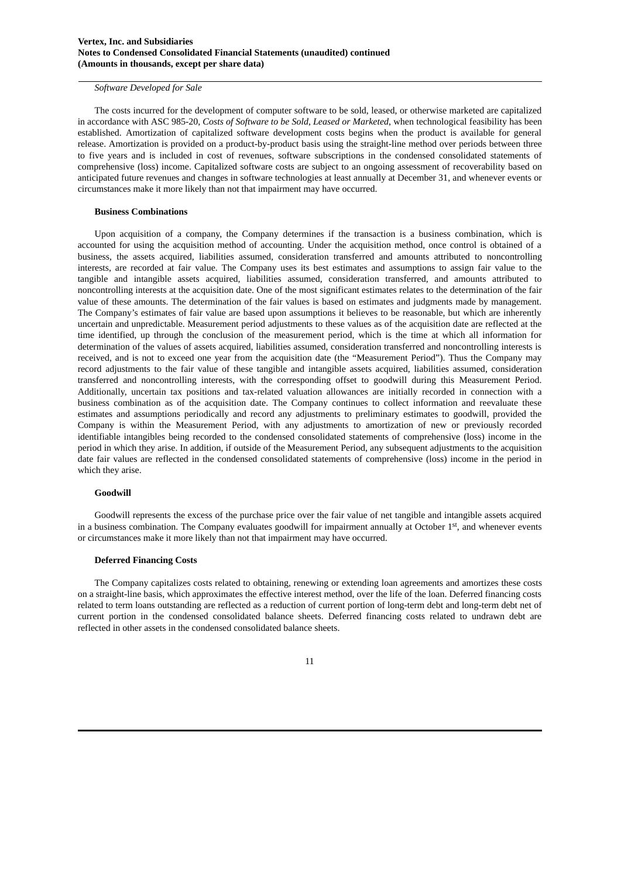*Software Developed for Sale*

The costs incurred for the development of computer software to be sold, leased, or otherwise marketed are capitalized in accordance with ASC 985-20, *Costs of Software to be Sold, Leased or Marketed*, when technological feasibility has been established. Amortization of capitalized software development costs begins when the product is available for general release. Amortization is provided on a product-by-product basis using the straight-line method over periods between three to five years and is included in cost of revenues, software subscriptions in the condensed consolidated statements of comprehensive (loss) income. Capitalized software costs are subject to an ongoing assessment of recoverability based on anticipated future revenues and changes in software technologies at least annually at December 31, and whenever events or circumstances make it more likely than not that impairment may have occurred.

**Business Combinations**

Upon acquisition of a company, the Company determines if the transaction is a business combination, which is accounted for using the acquisition method of accounting. Under the acquisition method, once control is obtained of a business, the assets acquired, liabilities assumed, consideration transferred and amounts attributed to noncontrolling interests, are recorded at fair value. The Company uses its best estimates and assumptions to assign fair value to the tangible and intangible assets acquired, liabilities assumed, consideration transferred, and amounts attributed to noncontrolling interests at the acquisition date. One of the most significant estimates relates to the determination of the fair value of these amounts. The determination of the fair values is based on estimates and judgments made by management. The Company's estimates of fair value are based upon assumptions it believes to be reasonable, but which are inherently uncertain and unpredictable. Measurement period adjustments to these values as of the acquisition date are reflected at the time identified, up through the conclusion of the measurement period, which is the time at which all information for determination of the values of assets acquired, liabilities assumed, consideration transferred and noncontrolling interests is received, and is not to exceed one year from the acquisition date (the "Measurement Period"). Thus the Company may record adjustments to the fair value of these tangible and intangible assets acquired, liabilities assumed, consideration transferred and noncontrolling interests, with the corresponding offset to goodwill during this Measurement Period. Additionally, uncertain tax positions and tax-related valuation allowances are initially recorded in connection with a business combination as of the acquisition date. The Company continues to collect information and reevaluate these estimates and assumptions periodically and record any adjustments to preliminary estimates to goodwill, provided the Company is within the Measurement Period, with any adjustments to amortization of new or previously recorded identifiable intangibles being recorded to the condensed consolidated statements of comprehensive (loss) income in the period in which they arise. In addition, if outside of the Measurement Period, any subsequent adjustments to the acquisition date fair values are reflected in the condensed consolidated statements of comprehensive (loss) income in the period in which they arise.

**Goodwill**

Goodwill represents the excess of the purchase price over the fair value of net tangible and intangible assets acquired in a business combination. The Company evaluates goodwill for impairment annually at October 1st, and whenever events or circumstances make it more likely than not that impairment may have occurred.

**Deferred Financing Costs**

The Company capitalizes costs related to obtaining, renewing or extending loan agreements and amortizes these costs on a straight-line basis, which approximates the effective interest method, over the life of the loan. Deferred financing costs related to term loans outstanding are reflected as a reduction of current portion of long-term debt and long-term debt net of current portion in the condensed consolidated balance sheets. Deferred financing costs related to undrawn debt are reflected in other assets in the condensed consolidated balance sheets.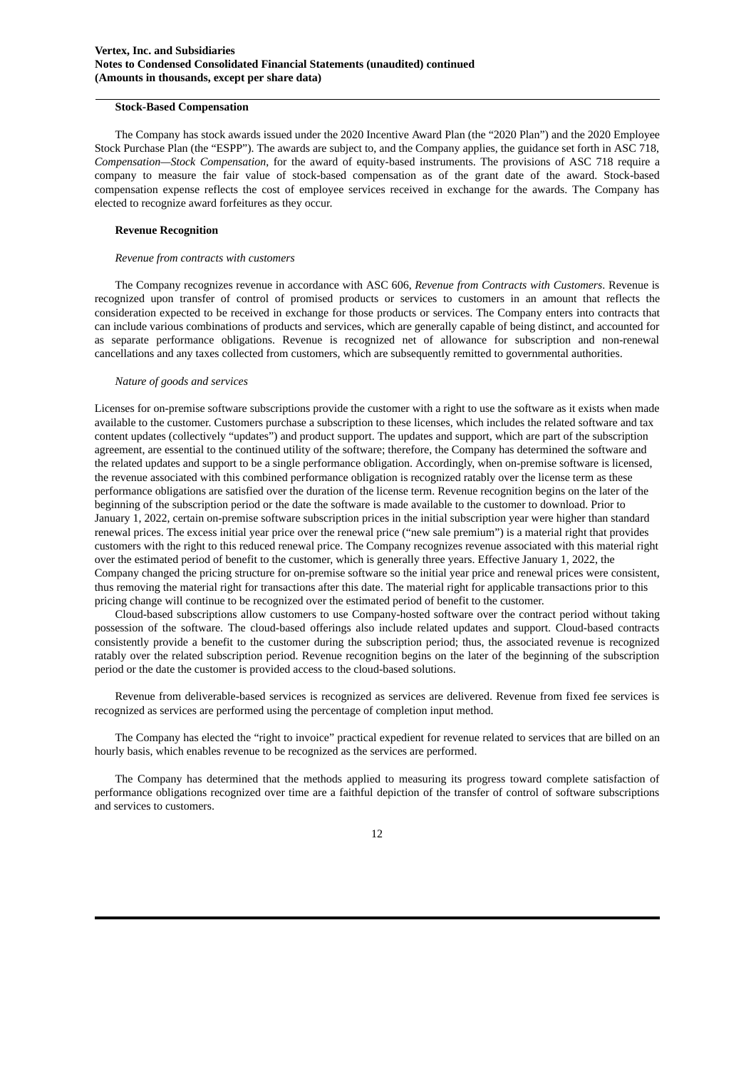**Stock-Based Compensation**

The Company has stock awards issued under the 2020 Incentive Award Plan (the "2020 Plan") and the 2020 Employee Stock Purchase Plan (the "ESPP"). The awards are subject to, and the Company applies, the guidance set forth in ASC 718, *Compensation—Stock Compensation*, for the award of equity-based instruments. The provisions of ASC 718 require a company to measure the fair value of stock-based compensation as of the grant date of the award. Stock-based compensation expense reflects the cost of employee services received in exchange for the awards. The Company has elected to recognize award forfeitures as they occur.

**Revenue Recognition**

*Revenue from contracts with customers*

The Company recognizes revenue in accordance with ASC 606, *Revenue from Contracts with Customers*. Revenue is recognized upon transfer of control of promised products or services to customers in an amount that reflects the consideration expected to be received in exchange for those products or services. The Company enters into contracts that can include various combinations of products and services, which are generally capable of being distinct, and accounted for as separate performance obligations. Revenue is recognized net of allowance for subscription and non-renewal cancellations and any taxes collected from customers, which are subsequently remitted to governmental authorities.

*Nature of goods and services*

Licenses for on-premise software subscriptions provide the customer with a right to use the software as it exists when made available to the customer. Customers purchase a subscription to these licenses, which includes the related software and tax content updates (collectively "updates") and product support. The updates and support, which are part of the subscription agreement, are essential to the continued utility of the software; therefore, the Company has determined the software and the related updates and support to be a single performance obligation. Accordingly, when on-premise software is licensed, the revenue associated with this combined performance obligation is recognized ratably over the license term as these performance obligations are satisfied over the duration of the license term. Revenue recognition begins on the later of the beginning of the subscription period or the date the software is made available to the customer to download. Prior to January 1, 2022, certain on-premise software subscription prices in the initial subscription year were higher than standard renewal prices. The excess initial year price over the renewal price ("new sale premium") is a material right that provides customers with the right to this reduced renewal price. The Company recognizes revenue associated with this material right over the estimated period of benefit to the customer, which is generally three years. Effective January 1, 2022, the Company changed the pricing structure for on-premise software so the initial year price and renewal prices were consistent, thus removing the material right for transactions after this date. The material right for applicable transactions prior to this pricing change will continue to be recognized over the estimated period of benefit to the customer.

Cloud-based subscriptions allow customers to use Company-hosted software over the contract period without taking possession of the software. The cloud-based offerings also include related updates and support. Cloud-based contracts consistently provide a benefit to the customer during the subscription period; thus, the associated revenue is recognized ratably over the related subscription period. Revenue recognition begins on the later of the beginning of the subscription period or the date the customer is provided access to the cloud-based solutions.

Revenue from deliverable-based services is recognized as services are delivered. Revenue from fixed fee services is recognized as services are performed using the percentage of completion input method.

The Company has elected the "right to invoice" practical expedient for revenue related to services that are billed on an hourly basis, which enables revenue to be recognized as the services are performed.

The Company has determined that the methods applied to measuring its progress toward complete satisfaction of performance obligations recognized over time are a faithful depiction of the transfer of control of software subscriptions and services to customers.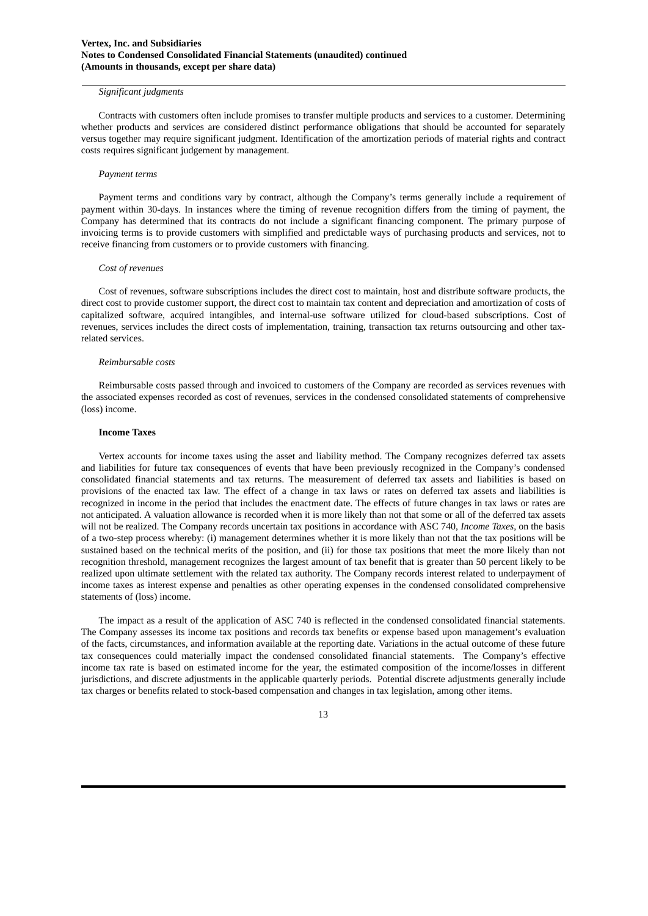*Significant judgments*

Contracts with customers often include promises to transfer multiple products and services to a customer. Determining whether products and services are considered distinct performance obligations that should be accounted for separately versus together may require significant judgment. Identification of the amortization periods of material rights and contract costs requires significant judgement by management.

*Payment terms*

Payment terms and conditions vary by contract, although the Company's terms generally include a requirement of payment within 30-days. In instances where the timing of revenue recognition differs from the timing of payment, the Company has determined that its contracts do not include a significant financing component. The primary purpose of invoicing terms is to provide customers with simplified and predictable ways of purchasing products and services, not to receive financing from customers or to provide customers with financing.

*Cost of revenues*

Cost of revenues, software subscriptions includes the direct cost to maintain, host and distribute software products, the direct cost to provide customer support, the direct cost to maintain tax content and depreciation and amortization of costs of capitalized software, acquired intangibles, and internal-use software utilized for cloud-based subscriptions. Cost of revenues, services includes the direct costs of implementation, training, transaction tax returns outsourcing and other tax-related services.

*Reimbursable costs*

Reimbursable costs passed through and invoiced to customers of the Company are recorded as services revenues with the associated expenses recorded as cost of revenues, services in the condensed consolidated statements of comprehensive (loss) income.

**Income Taxes**

Vertex accounts for income taxes using the asset and liability method. The Company recognizes deferred tax assets and liabilities for future tax consequences of events that have been previously recognized in the Company's condensed consolidated financial statements and tax returns. The measurement of deferred tax assets and liabilities is based on provisions of the enacted tax law. The effect of a change in tax laws or rates on deferred tax assets and liabilities is recognized in income in the period that includes the enactment date. The effects of future changes in tax laws or rates are not anticipated. A valuation allowance is recorded when it is more likely than not that some or all of the deferred tax assets will not be realized. The Company records uncertain tax positions in accordance with ASC 740, *Income Taxes*, on the basis of a two-step process whereby: (i) management determines whether it is more likely than not that the tax positions will be sustained based on the technical merits of the position, and (ii) for those tax positions that meet the more likely than not recognition threshold, management recognizes the largest amount of tax benefit that is greater than 50 percent likely to be realized upon ultimate settlement with the related tax authority. The Company records interest related to underpayment of income taxes as interest expense and penalties as other operating expenses in the condensed consolidated comprehensive statements of (loss) income.

The impact as a result of the application of ASC 740 is reflected in the condensed consolidated financial statements. The Company assesses its income tax positions and records tax benefits or expense based upon management's evaluation of the facts, circumstances, and information available at the reporting date. Variations in the actual outcome of these future tax consequences could materially impact the condensed consolidated financial statements. The Company's effective income tax rate is based on estimated income for the year, the estimated composition of the income/losses in different jurisdictions, and discrete adjustments in the applicable quarterly periods. Potential discrete adjustments generally include tax charges or benefits related to stock-based compensation and changes in tax legislation, among other items.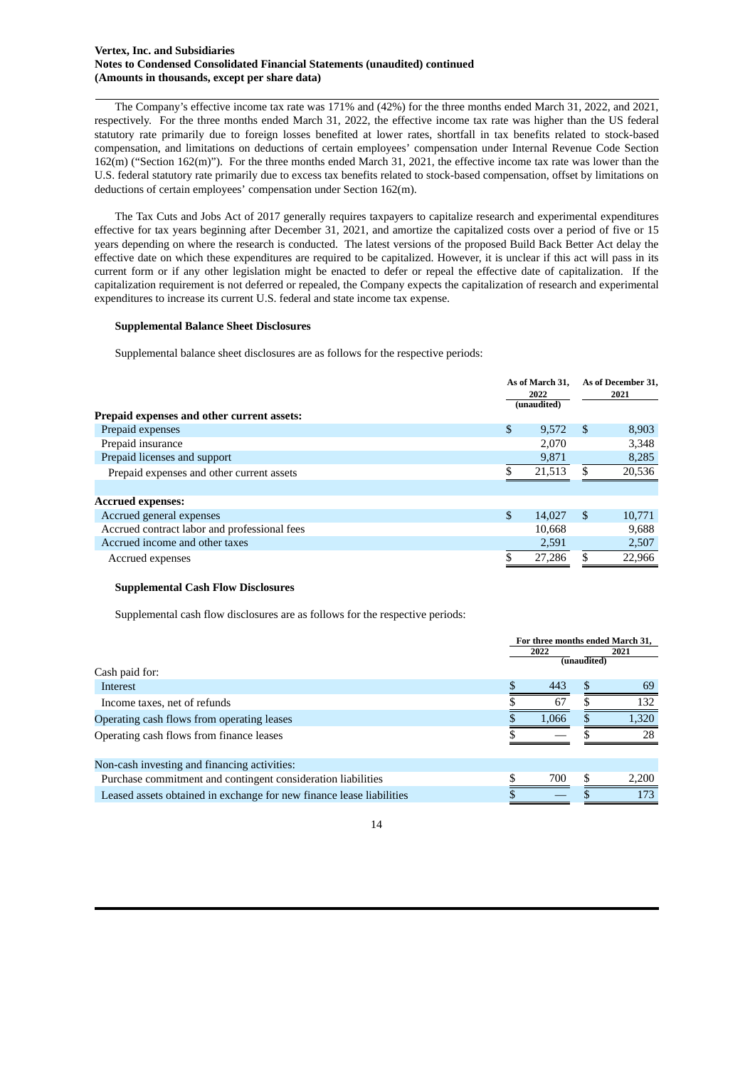The Company's effective income tax rate was 171% and (42%) for the three months ended March 31, 2022, and 2021, respectively. For the three months ended March 31, 2022, the effective income tax rate was higher than the US federal statutory rate primarily due to foreign losses benefited at lower rates, shortfall in tax benefits related to stock-based compensation, and limitations on deductions of certain employees' compensation under Internal Revenue Code Section 162(m) ("Section 162(m)"). For the three months ended March 31, 2021, the effective income tax rate was lower than the U.S. federal statutory rate primarily due to excess tax benefits related to stock-based compensation, offset by limitations on deductions of certain employees' compensation under Section 162(m).

The Tax Cuts and Jobs Act of 2017 generally requires taxpayers to capitalize research and experimental expenditures effective for tax years beginning after December 31, 2021, and amortize the capitalized costs over a period of five or 15 years depending on where the research is conducted. The latest versions of the proposed Build Back Better Act delay the effective date on which these expenditures are required to be capitalized. However, it is unclear if this act will pass in its current form or if any other legislation might be enacted to defer or repeal the effective date of capitalization. If the capitalization requirement is not deferred or repealed, the Company expects the capitalization of research and experimental expenditures to increase its current U.S. federal and state income tax expense.

**Supplemental Balance Sheet Disclosures**

Supplemental balance sheet disclosures are as follows for the respective periods:

| | As of March 31, 2022 (unaudited) | As of December 31, 2021 |
|---|---|---|
| **Prepaid expenses and other current assets:** | | |
| Prepaid expenses | $ 9,572 | $ 8,903 |
| Prepaid insurance | 2,070 | 3,348 |
| Prepaid licenses and support | 9,871 | 8,285 |
| Prepaid expenses and other current assets | $ 21,513 | $ 20,536 |
| | | |
| **Accrued expenses:** | | |
| Accrued general expenses | $ 14,027 | $ 10,771 |
| Accrued contract labor and professional fees | 10,668 | 9,688 |
| Accrued income and other taxes | 2,591 | 2,507 |
| Accrued expenses | $ 27,286 | $ 22,966 |

**Supplemental Cash Flow Disclosures**

Supplemental cash flow disclosures are as follows for the respective periods:

| | For three months ended March 31, | |
|---|---|---|
| | 2022 | 2021 |
| | (unaudited) | |
| Cash paid for: | | |
| Interest | $ 443 | $ 69 |
| Income taxes, net of refunds | $ 67 | $ 132 |
| Operating cash flows from operating leases | $ 1,066 | $ 1,320 |
| Operating cash flows from finance leases | $ — | $ 28 |
| | | |
| Non-cash investing and financing activities: | | |
| Purchase commitment and contingent consideration liabilities | $ 700 | $ 2,200 |
| Leased assets obtained in exchange for new finance lease liabilities | $ — | $ 173 |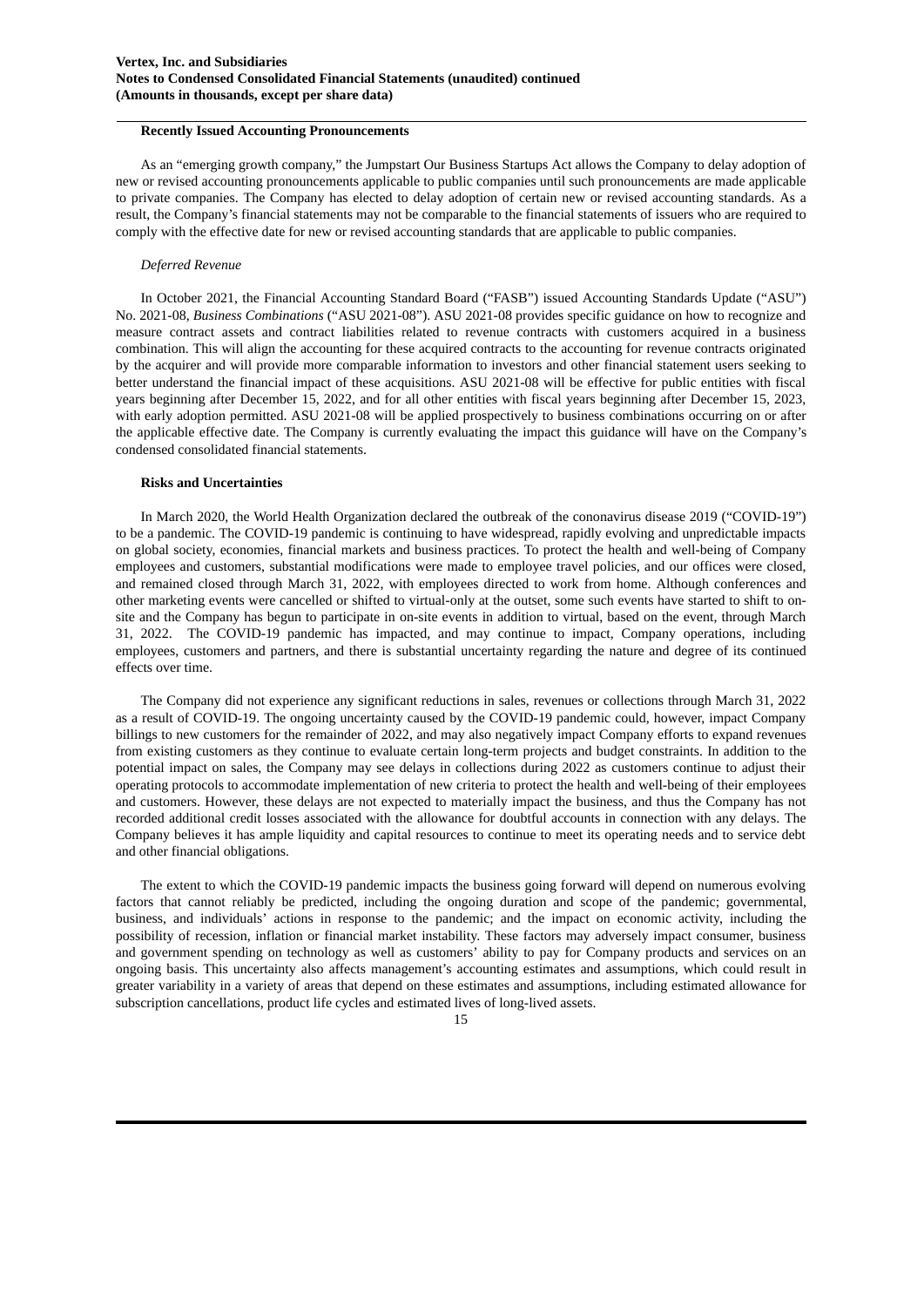### Recently Issued Accounting Pronouncements

As an "emerging growth company," the Jumpstart Our Business Startups Act allows the Company to delay adoption of new or revised accounting pronouncements applicable to public companies until such pronouncements are made applicable to private companies. The Company has elected to delay adoption of certain new or revised accounting standards. As a result, the Company's financial statements may not be comparable to the financial statements of issuers who are required to comply with the effective date for new or revised accounting standards that are applicable to public companies.

*Deferred Revenue*

In October 2021, the Financial Accounting Standard Board ("FASB") issued Accounting Standards Update ("ASU") No. 2021-08, *Business Combinations* ("ASU 2021-08"). ASU 2021-08 provides specific guidance on how to recognize and measure contract assets and contract liabilities related to revenue contracts with customers acquired in a business combination. This will align the accounting for these acquired contracts to the accounting for revenue contracts originated by the acquirer and will provide more comparable information to investors and other financial statement users seeking to better understand the financial impact of these acquisitions. ASU 2021-08 will be effective for public entities with fiscal years beginning after December 15, 2022, and for all other entities with fiscal years beginning after December 15, 2023, with early adoption permitted. ASU 2021-08 will be applied prospectively to business combinations occurring on or after the applicable effective date. The Company is currently evaluating the impact this guidance will have on the Company's condensed consolidated financial statements.

### Risks and Uncertainties

In March 2020, the World Health Organization declared the outbreak of the cononavirus disease 2019 ("COVID-19") to be a pandemic. The COVID-19 pandemic is continuing to have widespread, rapidly evolving and unpredictable impacts on global society, economies, financial markets and business practices. To protect the health and well-being of Company employees and customers, substantial modifications were made to employee travel policies, and our offices were closed, and remained closed through March 31, 2022, with employees directed to work from home. Although conferences and other marketing events were cancelled or shifted to virtual-only at the outset, some such events have started to shift to on-site and the Company has begun to participate in on-site events in addition to virtual, based on the event, through March 31, 2022. The COVID-19 pandemic has impacted, and may continue to impact, Company operations, including employees, customers and partners, and there is substantial uncertainty regarding the nature and degree of its continued effects over time.

The Company did not experience any significant reductions in sales, revenues or collections through March 31, 2022 as a result of COVID-19. The ongoing uncertainty caused by the COVID-19 pandemic could, however, impact Company billings to new customers for the remainder of 2022, and may also negatively impact Company efforts to expand revenues from existing customers as they continue to evaluate certain long-term projects and budget constraints. In addition to the potential impact on sales, the Company may see delays in collections during 2022 as customers continue to adjust their operating protocols to accommodate implementation of new criteria to protect the health and well-being of their employees and customers. However, these delays are not expected to materially impact the business, and thus the Company has not recorded additional credit losses associated with the allowance for doubtful accounts in connection with any delays. The Company believes it has ample liquidity and capital resources to continue to meet its operating needs and to service debt and other financial obligations.

The extent to which the COVID-19 pandemic impacts the business going forward will depend on numerous evolving factors that cannot reliably be predicted, including the ongoing duration and scope of the pandemic; governmental, business, and individuals' actions in response to the pandemic; and the impact on economic activity, including the possibility of recession, inflation or financial market instability. These factors may adversely impact consumer, business and government spending on technology as well as customers' ability to pay for Company products and services on an ongoing basis. This uncertainty also affects management's accounting estimates and assumptions, which could result in greater variability in a variety of areas that depend on these estimates and assumptions, including estimated allowance for subscription cancellations, product life cycles and estimated lives of long-lived assets.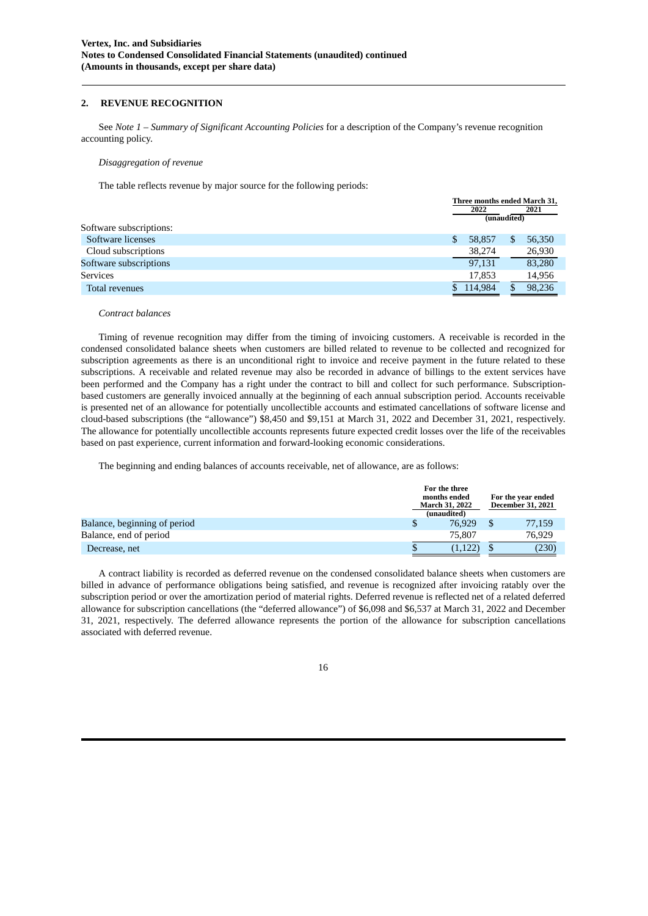## 2. REVENUE RECOGNITION

See *Note 1 – Summary of Significant Accounting Policies* for a description of the Company's revenue recognition accounting policy.

*Disaggregation of revenue*

The table reflects revenue by major source for the following periods:

| | Three months ended March 31, | |
|---|---|---|
| | 2022 | 2021 |
| | (unaudited) | |
| Software subscriptions: | | |
| Software licenses | $ 58,857 | $ 56,350 |
| Cloud subscriptions | 38,274 | 26,930 |
| Software subscriptions | 97,131 | 83,280 |
| Services | 17,853 | 14,956 |
| Total revenues | $ 114,984 | $ 98,236 |

*Contract balances*

Timing of revenue recognition may differ from the timing of invoicing customers. A receivable is recorded in the condensed consolidated balance sheets when customers are billed related to revenue to be collected and recognized for subscription agreements as there is an unconditional right to invoice and receive payment in the future related to these subscriptions. A receivable and related revenue may also be recorded in advance of billings to the extent services have been performed and the Company has a right under the contract to bill and collect for such performance. Subscription-based customers are generally invoiced annually at the beginning of each annual subscription period. Accounts receivable is presented net of an allowance for potentially uncollectible accounts and estimated cancellations of software license and cloud-based subscriptions (the "allowance") $8,450 and $9,151 at March 31, 2022 and December 31, 2021, respectively. The allowance for potentially uncollectible accounts represents future expected credit losses over the life of the receivables based on past experience, current information and forward-looking economic considerations.

The beginning and ending balances of accounts receivable, net of allowance, are as follows:

| | For the three months ended March 31, 2022 (unaudited) | For the year ended December 31, 2021 |
|---|---|---|
| Balance, beginning of period | $ 76,929 | $ 77,159 |
| Balance, end of period | 75,807 | 76,929 |
| Decrease, net | $ (1,122) | $ (230) |

A contract liability is recorded as deferred revenue on the condensed consolidated balance sheets when customers are billed in advance of performance obligations being satisfied, and revenue is recognized after invoicing ratably over the subscription period or over the amortization period of material rights. Deferred revenue is reflected net of a related deferred allowance for subscription cancellations (the "deferred allowance") of $6,098 and $6,537 at March 31, 2022 and December 31, 2021, respectively. The deferred allowance represents the portion of the allowance for subscription cancellations associated with deferred revenue.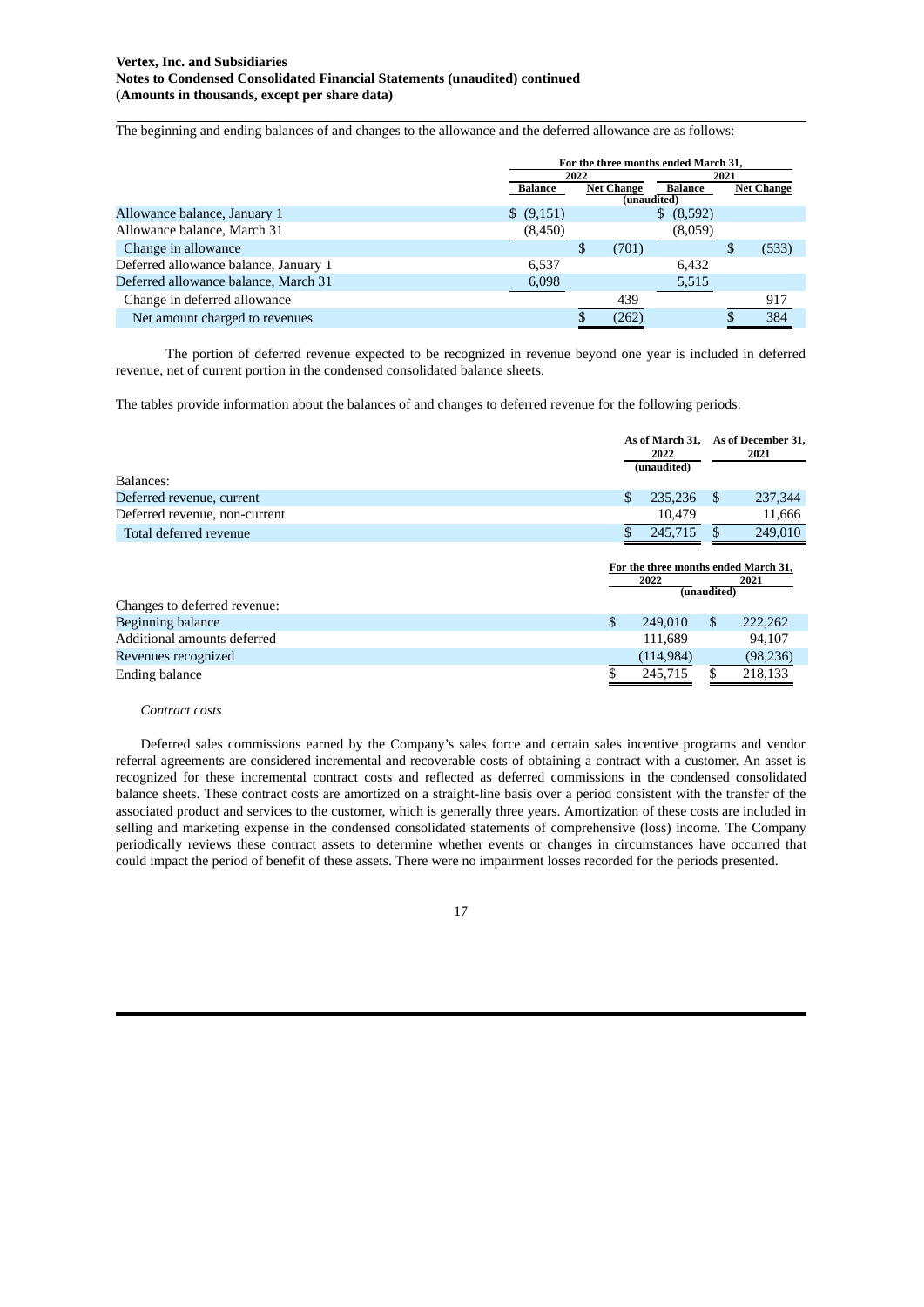The beginning and ending balances of and changes to the allowance and the deferred allowance are as follows:

| | For the three months ended March 31, | | | |
|---|---|---|---|---|
| | 2022 | | 2021 | |
| | Balance | Net Change | Balance | Net Change |
| | (unaudited) | | | |
| Allowance balance, January 1 | $ (9,151) | | $ (8,592) | |
| Allowance balance, March 31 | (8,450) | | (8,059) | |
| Change in allowance | | $ (701) | | $ (533) |
| Deferred allowance balance, January 1 | 6,537 | | 6,432 | |
| Deferred allowance balance, March 31 | 6,098 | | 5,515 | |
| Change in deferred allowance | | 439 | | 917 |
| Net amount charged to revenues | | $ (262) | | $ 384 |

The portion of deferred revenue expected to be recognized in revenue beyond one year is included in deferred revenue, net of current portion in the condensed consolidated balance sheets.

The tables provide information about the balances of and changes to deferred revenue for the following periods:

| | As of March 31, 2022 (unaudited) | As of December 31, 2021 |
|---|---|---|
| Balances: | | |
| Deferred revenue, current | $ 235,236 | $ 237,344 |
| Deferred revenue, non-current | 10,479 | 11,666 |
| Total deferred revenue | $ 245,715 | $ 249,010 |

| | For the three months ended March 31, | |
|---|---|---|
| | 2022 | 2021 |
| | (unaudited) | |
| Changes to deferred revenue: | | |
| Beginning balance | $ 249,010 | $ 222,262 |
| Additional amounts deferred | 111,689 | 94,107 |
| Revenues recognized | (114,984) | (98,236) |
| Ending balance | $ 245,715 | $ 218,133 |

*Contract costs*

Deferred sales commissions earned by the Company's sales force and certain sales incentive programs and vendor referral agreements are considered incremental and recoverable costs of obtaining a contract with a customer. An asset is recognized for these incremental contract costs and reflected as deferred commissions in the condensed consolidated balance sheets. These contract costs are amortized on a straight-line basis over a period consistent with the transfer of the associated product and services to the customer, which is generally three years. Amortization of these costs are included in selling and marketing expense in the condensed consolidated statements of comprehensive (loss) income. The Company periodically reviews these contract assets to determine whether events or changes in circumstances have occurred that could impact the period of benefit of these assets. There were no impairment losses recorded for the periods presented.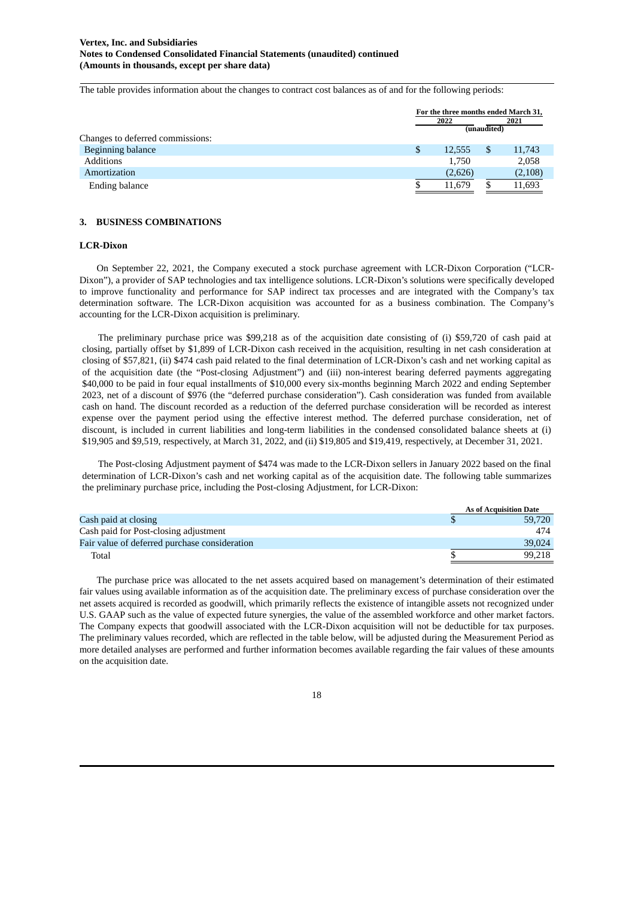The table provides information about the changes to contract cost balances as of and for the following periods:

| | For the three months ended March 31, | |
|---|---|---|
| | 2022 | 2021 |
| | (unaudited) | |
| Changes to deferred commissions: | | |
| Beginning balance | $ 12,555 | $ 11,743 |
| Additions | 1,750 | 2,058 |
| Amortization | (2,626) | (2,108) |
| Ending balance | $ 11,679 | $ 11,693 |

## 3. BUSINESS COMBINATIONS

### LCR-Dixon

On September 22, 2021, the Company executed a stock purchase agreement with LCR-Dixon Corporation ("LCR-Dixon"), a provider of SAP technologies and tax intelligence solutions. LCR-Dixon's solutions were specifically developed to improve functionality and performance for SAP indirect tax processes and are integrated with the Company's tax determination software. The LCR-Dixon acquisition was accounted for as a business combination. The Company's accounting for the LCR-Dixon acquisition is preliminary.

The preliminary purchase price was $99,218 as of the acquisition date consisting of (i) $59,720 of cash paid at closing, partially offset by $1,899 of LCR-Dixon cash received in the acquisition, resulting in net cash consideration at closing of $57,821, (ii) $474 cash paid related to the final determination of LCR-Dixon's cash and net working capital as of the acquisition date (the "Post-closing Adjustment") and (iii) non-interest bearing deferred payments aggregating $40,000 to be paid in four equal installments of $10,000 every six-months beginning March 2022 and ending September 2023, net of a discount of $976 (the "deferred purchase consideration"). Cash consideration was funded from available cash on hand. The discount recorded as a reduction of the deferred purchase consideration will be recorded as interest expense over the payment period using the effective interest method. The deferred purchase consideration, net of discount, is included in current liabilities and long-term liabilities in the condensed consolidated balance sheets at (i) $19,905 and $9,519, respectively, at March 31, 2022, and (ii) $19,805 and $19,419, respectively, at December 31, 2021.

The Post-closing Adjustment payment of $474 was made to the LCR-Dixon sellers in January 2022 based on the final determination of LCR-Dixon's cash and net working capital as of the acquisition date. The following table summarizes the preliminary purchase price, including the Post-closing Adjustment, for LCR-Dixon:

| | As of Acquisition Date |
|---|---|
| Cash paid at closing | $ 59,720 |
| Cash paid for Post-closing adjustment | 474 |
| Fair value of deferred purchase consideration | 39,024 |
| Total | $ 99,218 |

The purchase price was allocated to the net assets acquired based on management's determination of their estimated fair values using available information as of the acquisition date. The preliminary excess of purchase consideration over the net assets acquired is recorded as goodwill, which primarily reflects the existence of intangible assets not recognized under U.S. GAAP such as the value of expected future synergies, the value of the assembled workforce and other market factors. The Company expects that goodwill associated with the LCR-Dixon acquisition will not be deductible for tax purposes. The preliminary values recorded, which are reflected in the table below, will be adjusted during the Measurement Period as more detailed analyses are performed and further information becomes available regarding the fair values of these amounts on the acquisition date.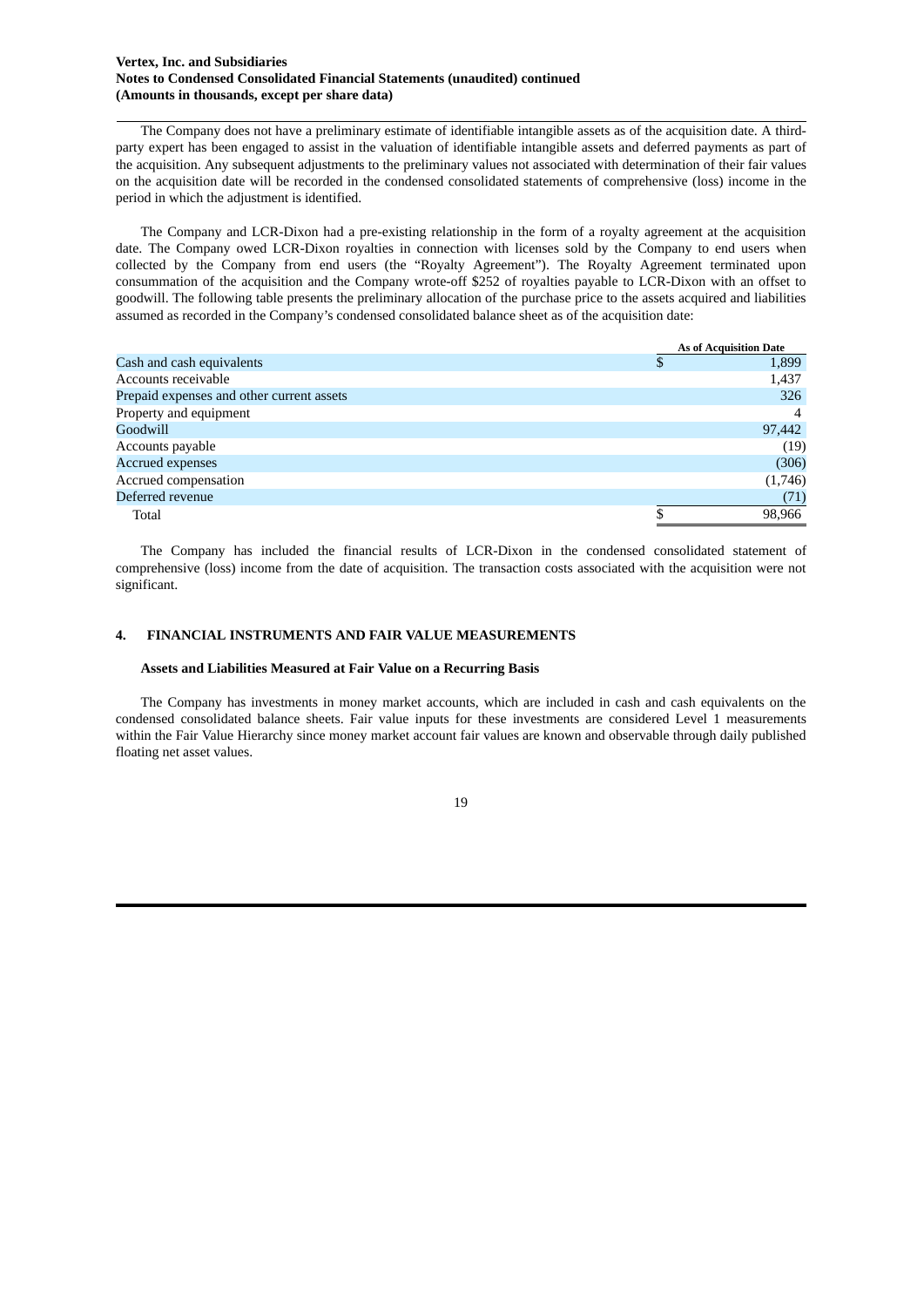The Company does not have a preliminary estimate of identifiable intangible assets as of the acquisition date. A third-party expert has been engaged to assist in the valuation of identifiable intangible assets and deferred payments as part of the acquisition. Any subsequent adjustments to the preliminary values not associated with determination of their fair values on the acquisition date will be recorded in the condensed consolidated statements of comprehensive (loss) income in the period in which the adjustment is identified.

The Company and LCR-Dixon had a pre-existing relationship in the form of a royalty agreement at the acquisition date. The Company owed LCR-Dixon royalties in connection with licenses sold by the Company to end users when collected by the Company from end users (the "Royalty Agreement"). The Royalty Agreement terminated upon consummation of the acquisition and the Company wrote-off $252 of royalties payable to LCR-Dixon with an offset to goodwill. The following table presents the preliminary allocation of the purchase price to the assets acquired and liabilities assumed as recorded in the Company's condensed consolidated balance sheet as of the acquisition date:

| | As of Acquisition Date |
|---|---|
| Cash and cash equivalents | $ 1,899 |
| Accounts receivable | 1,437 |
| Prepaid expenses and other current assets | 326 |
| Property and equipment | 4 |
| Goodwill | 97,442 |
| Accounts payable | (19) |
| Accrued expenses | (306) |
| Accrued compensation | (1,746) |
| Deferred revenue | (71) |
| Total | $ 98,966 |

The Company has included the financial results of LCR-Dixon in the condensed consolidated statement of comprehensive (loss) income from the date of acquisition. The transaction costs associated with the acquisition were not significant.

## 4. FINANCIAL INSTRUMENTS AND FAIR VALUE MEASUREMENTS

### Assets and Liabilities Measured at Fair Value on a Recurring Basis

The Company has investments in money market accounts, which are included in cash and cash equivalents on the condensed consolidated balance sheets. Fair value inputs for these investments are considered Level 1 measurements within the Fair Value Hierarchy since money market account fair values are known and observable through daily published floating net asset values.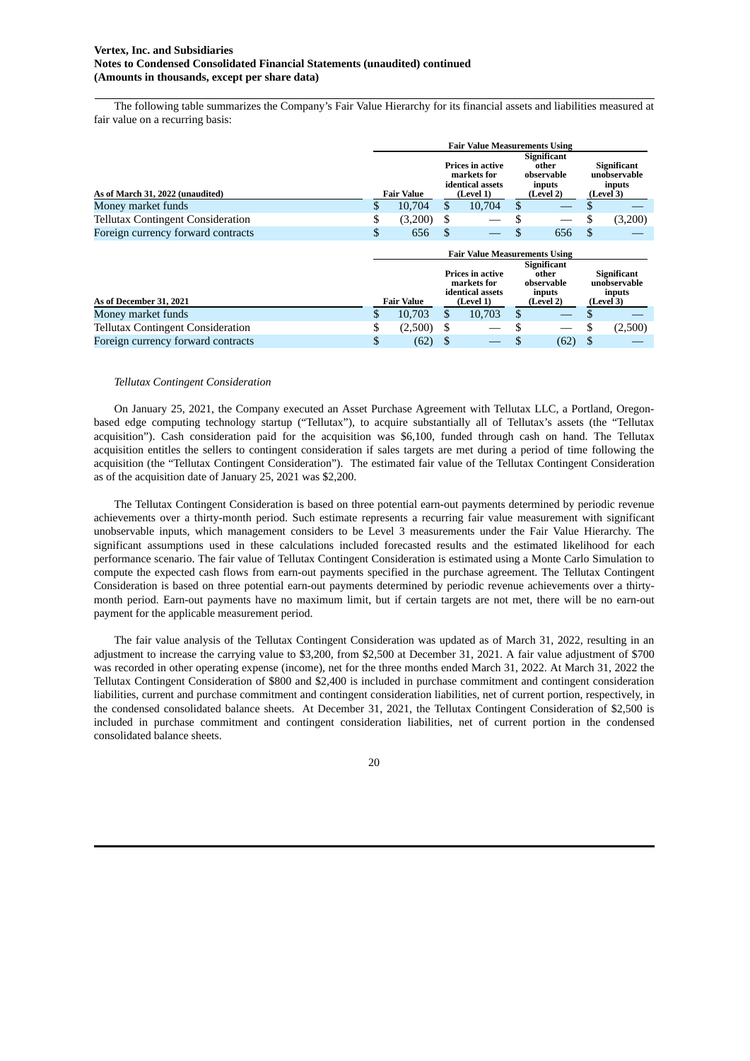The following table summarizes the Company's Fair Value Hierarchy for its financial assets and liabilities measured at fair value on a recurring basis:

| | | Fair Value Measurements Using | | |
|---|---|---|---|---|
| As of March 31, 2022 (unaudited) | Fair Value | Prices in active markets for identical assets (Level 1) | Significant other observable inputs (Level 2) | Significant unobservable inputs (Level 3) |
| Money market funds | $ 10,704 | $ 10,704 | $ — | $ — |
| Tellutax Contingent Consideration | $ (3,200) | $ — | $ — | $ (3,200) |
| Foreign currency forward contracts | $ 656 | $ — | $ 656 | $ — |

| | | Fair Value Measurements Using | | |
|---|---|---|---|---|
| As of December 31, 2021 | Fair Value | Prices in active markets for identical assets (Level 1) | Significant other observable inputs (Level 2) | Significant unobservable inputs (Level 3) |
| Money market funds | $ 10,703 | $ 10,703 | $ — | $ — |
| Tellutax Contingent Consideration | $ (2,500) | $ — | $ — | $ (2,500) |
| Foreign currency forward contracts | $ (62) | $ — | $ (62) | $ — |

*Tellutax Contingent Consideration*

On January 25, 2021, the Company executed an Asset Purchase Agreement with Tellutax LLC, a Portland, Oregon-based edge computing technology startup ("Tellutax"), to acquire substantially all of Tellutax's assets (the "Tellutax acquisition"). Cash consideration paid for the acquisition was $6,100, funded through cash on hand. The Tellutax acquisition entitles the sellers to contingent consideration if sales targets are met during a period of time following the acquisition (the "Tellutax Contingent Consideration"). The estimated fair value of the Tellutax Contingent Consideration as of the acquisition date of January 25, 2021 was $2,200.

The Tellutax Contingent Consideration is based on three potential earn-out payments determined by periodic revenue achievements over a thirty-month period. Such estimate represents a recurring fair value measurement with significant unobservable inputs, which management considers to be Level 3 measurements under the Fair Value Hierarchy. The significant assumptions used in these calculations included forecasted results and the estimated likelihood for each performance scenario. The fair value of Tellutax Contingent Consideration is estimated using a Monte Carlo Simulation to compute the expected cash flows from earn-out payments specified in the purchase agreement. The Tellutax Contingent Consideration is based on three potential earn-out payments determined by periodic revenue achievements over a thirty-month period. Earn-out payments have no maximum limit, but if certain targets are not met, there will be no earn-out payment for the applicable measurement period.

The fair value analysis of the Tellutax Contingent Consideration was updated as of March 31, 2022, resulting in an adjustment to increase the carrying value to $3,200, from $2,500 at December 31, 2021. A fair value adjustment of $700 was recorded in other operating expense (income), net for the three months ended March 31, 2022. At March 31, 2022 the Tellutax Contingent Consideration of $800 and $2,400 is included in purchase commitment and contingent consideration liabilities, current and purchase commitment and contingent consideration liabilities, net of current portion, respectively, in the condensed consolidated balance sheets. At December 31, 2021, the Tellutax Contingent Consideration of $2,500 is included in purchase commitment and contingent consideration liabilities, net of current portion in the condensed consolidated balance sheets.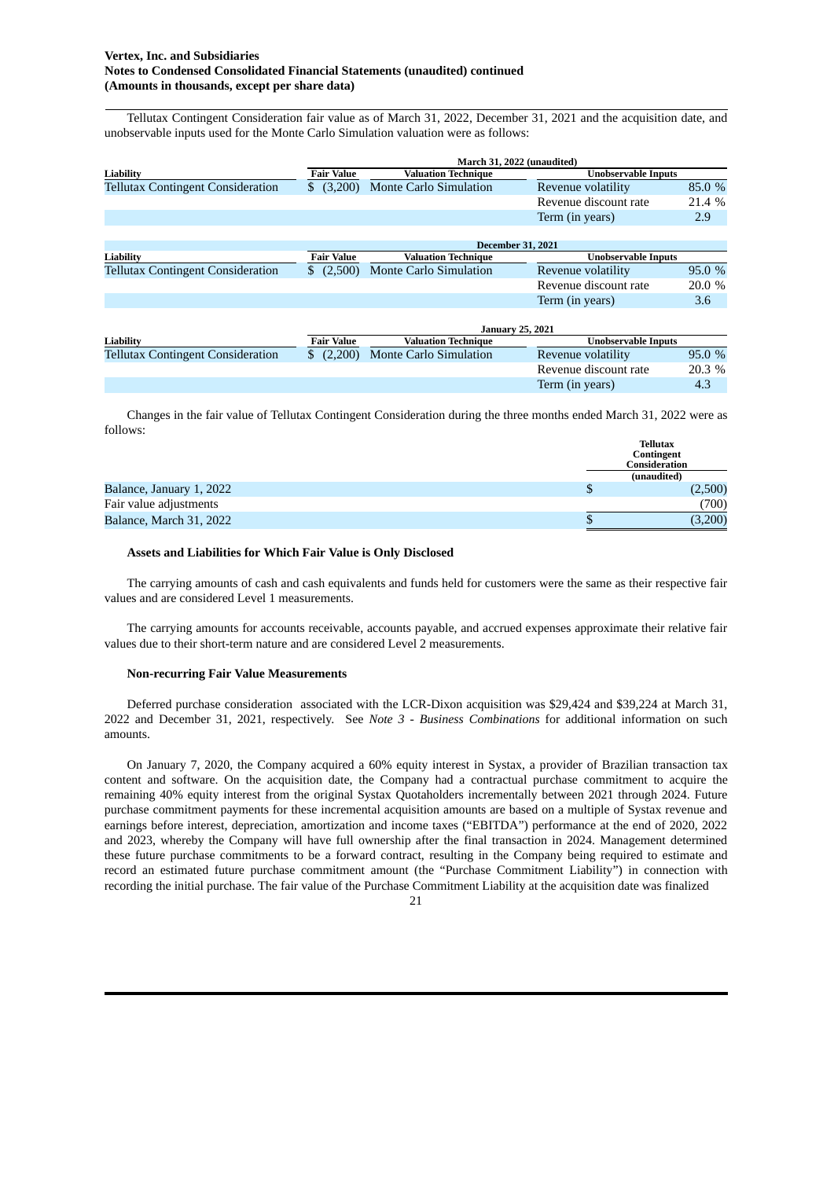Tellutax Contingent Consideration fair value as of March 31, 2022, December 31, 2021 and the acquisition date, and unobservable inputs used for the Monte Carlo Simulation valuation were as follows:

| | March 31, 2022 (unaudited) | | | |
|---|---|---|---|---|
| **Liability** | **Fair Value** | **Valuation Technique** | **Unobservable Inputs** | |
| Tellutax Contingent Consideration | $ (3,200) | Monte Carlo Simulation | Revenue volatility | 85.0 % |
| | | | Revenue discount rate | 21.4 % |
| | | | Term (in years) | 2.9 |

| | December 31, 2021 | | | |
|---|---|---|---|---|
| **Liability** | **Fair Value** | **Valuation Technique** | **Unobservable Inputs** | |
| Tellutax Contingent Consideration | $ (2,500) | Monte Carlo Simulation | Revenue volatility | 95.0 % |
| | | | Revenue discount rate | 20.0 % |
| | | | Term (in years) | 3.6 |

| | January 25, 2021 | | | |
|---|---|---|---|---|
| **Liability** | **Fair Value** | **Valuation Technique** | **Unobservable Inputs** | |
| Tellutax Contingent Consideration | $ (2,200) | Monte Carlo Simulation | Revenue volatility | 95.0 % |
| | | | Revenue discount rate | 20.3 % |
| | | | Term (in years) | 4.3 |

Changes in the fair value of Tellutax Contingent Consideration during the three months ended March 31, 2022 were as follows:

| | Tellutax Contingent Consideration (unaudited) |
|---|---|
| Balance, January 1, 2022 | $ (2,500) |
| Fair value adjustments | (700) |
| Balance, March 31, 2022 | $ (3,200) |

**Assets and Liabilities for Which Fair Value is Only Disclosed**

The carrying amounts of cash and cash equivalents and funds held for customers were the same as their respective fair values and are considered Level 1 measurements.

The carrying amounts for accounts receivable, accounts payable, and accrued expenses approximate their relative fair values due to their short-term nature and are considered Level 2 measurements.

**Non-recurring Fair Value Measurements**

Deferred purchase consideration associated with the LCR-Dixon acquisition was $29,424 and $39,224 at March 31, 2022 and December 31, 2021, respectively. See *Note 3 - Business Combinations* for additional information on such amounts.

On January 7, 2020, the Company acquired a 60% equity interest in Systax, a provider of Brazilian transaction tax content and software. On the acquisition date, the Company had a contractual purchase commitment to acquire the remaining 40% equity interest from the original Systax Quotaholders incrementally between 2021 through 2024. Future purchase commitment payments for these incremental acquisition amounts are based on a multiple of Systax revenue and earnings before interest, depreciation, amortization and income taxes ("EBITDA") performance at the end of 2020, 2022 and 2023, whereby the Company will have full ownership after the final transaction in 2024. Management determined these future purchase commitments to be a forward contract, resulting in the Company being required to estimate and record an estimated future purchase commitment amount (the "Purchase Commitment Liability") in connection with recording the initial purchase. The fair value of the Purchase Commitment Liability at the acquisition date was finalized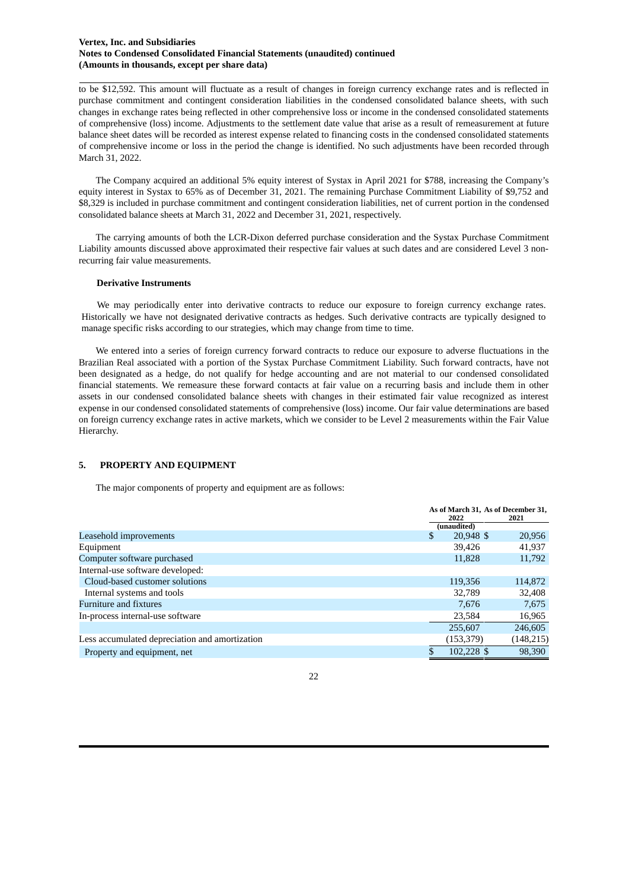to be $12,592. This amount will fluctuate as a result of changes in foreign currency exchange rates and is reflected in purchase commitment and contingent consideration liabilities in the condensed consolidated balance sheets, with such changes in exchange rates being reflected in other comprehensive loss or income in the condensed consolidated statements of comprehensive (loss) income. Adjustments to the settlement date value that arise as a result of remeasurement at future balance sheet dates will be recorded as interest expense related to financing costs in the condensed consolidated statements of comprehensive income or loss in the period the change is identified. No such adjustments have been recorded through March 31, 2022.

The Company acquired an additional 5% equity interest of Systax in April 2021 for $788, increasing the Company's equity interest in Systax to 65% as of December 31, 2021. The remaining Purchase Commitment Liability of $9,752 and $8,329 is included in purchase commitment and contingent consideration liabilities, net of current portion in the condensed consolidated balance sheets at March 31, 2022 and December 31, 2021, respectively.

The carrying amounts of both the LCR-Dixon deferred purchase consideration and the Systax Purchase Commitment Liability amounts discussed above approximated their respective fair values at such dates and are considered Level 3 non-recurring fair value measurements.

**Derivative Instruments**

We may periodically enter into derivative contracts to reduce our exposure to foreign currency exchange rates. Historically we have not designated derivative contracts as hedges. Such derivative contracts are typically designed to manage specific risks according to our strategies, which may change from time to time.

We entered into a series of foreign currency forward contracts to reduce our exposure to adverse fluctuations in the Brazilian Real associated with a portion of the Systax Purchase Commitment Liability. Such forward contracts, have not been designated as a hedge, do not qualify for hedge accounting and are not material to our condensed consolidated financial statements. We remeasure these forward contacts at fair value on a recurring basis and include them in other assets in our condensed consolidated balance sheets with changes in their estimated fair value recognized as interest expense in our condensed consolidated statements of comprehensive (loss) income. Our fair value determinations are based on foreign currency exchange rates in active markets, which we consider to be Level 2 measurements within the Fair Value Hierarchy.

## 5. PROPERTY AND EQUIPMENT

The major components of property and equipment are as follows:

| | As of March 31, 2022 | As of December 31, 2021 |
|---|---|---|
| | (unaudited) | |
| Leasehold improvements | $ 20,948 | $ 20,956 |
| Equipment | 39,426 | 41,937 |
| Computer software purchased | 11,828 | 11,792 |
| Internal-use software developed: | | |
| Cloud-based customer solutions | 119,356 | 114,872 |
| Internal systems and tools | 32,789 | 32,408 |
| Furniture and fixtures | 7,676 | 7,675 |
| In-process internal-use software | 23,584 | 16,965 |
| | 255,607 | 246,605 |
| Less accumulated depreciation and amortization | (153,379) | (148,215) |
| Property and equipment, net | $ 102,228 | $ 98,390 |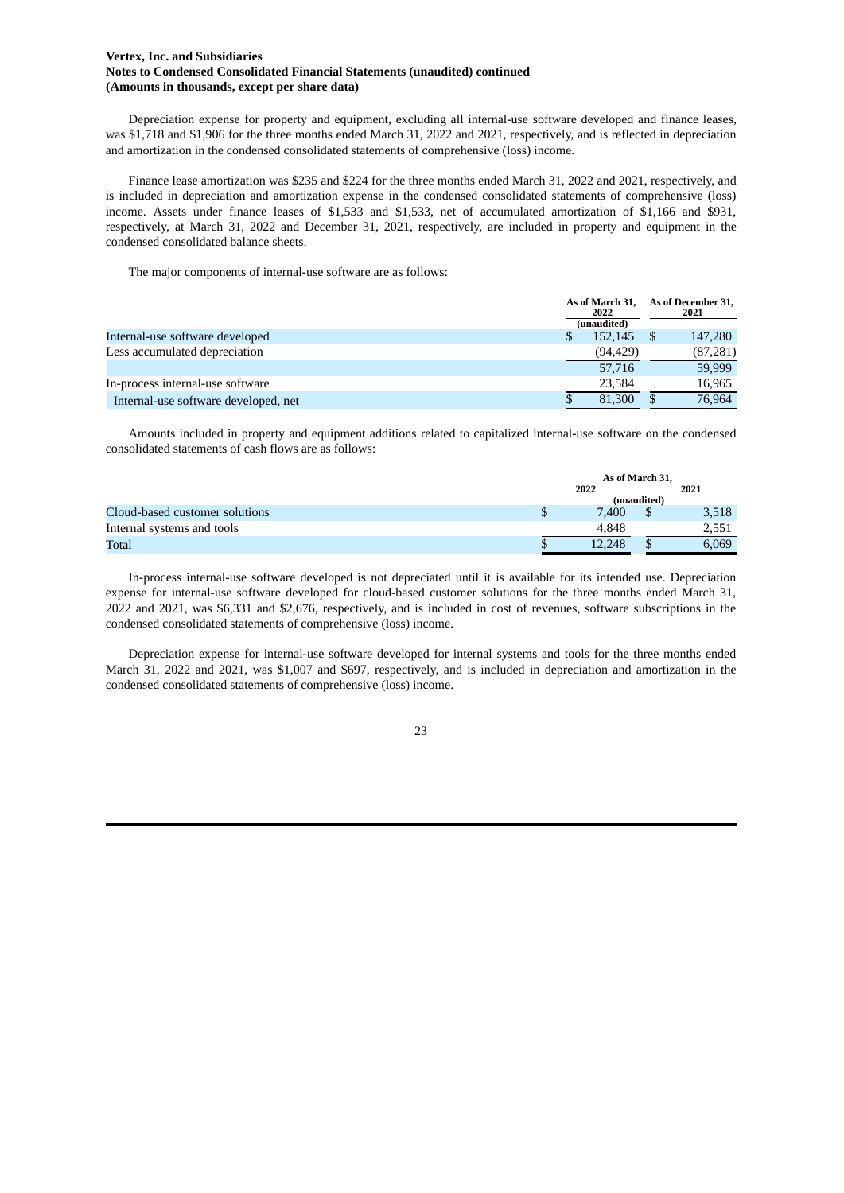Depreciation expense for property and equipment, excluding all internal-use software developed and finance leases, was $1,718 and $1,906 for the three months ended March 31, 2022 and 2021, respectively, and is reflected in depreciation and amortization in the condensed consolidated statements of comprehensive (loss) income.

Finance lease amortization was $235 and $224 for the three months ended March 31, 2022 and 2021, respectively, and is included in depreciation and amortization expense in the condensed consolidated statements of comprehensive (loss) income. Assets under finance leases of $1,533 and $1,533, net of accumulated amortization of $1,166 and $931, respectively, at March 31, 2022 and December 31, 2021, respectively, are included in property and equipment in the condensed consolidated balance sheets.

The major components of internal-use software are as follows:

| | As of March 31, 2022 (unaudited) | As of December 31, 2021 |
|---|---|---|
| Internal-use software developed | $ 152,145 | $ 147,280 |
| Less accumulated depreciation | (94,429) | (87,281) |
| | 57,716 | 59,999 |
| In-process internal-use software | 23,584 | 16,965 |
| Internal-use software developed, net | $ 81,300 | $ 76,964 |

Amounts included in property and equipment additions related to capitalized internal-use software on the condensed consolidated statements of cash flows are as follows:

| | As of March 31, | |
|---|---|---|
| | 2022 | 2021 |
| | (unaudited) | |
| Cloud-based customer solutions | $ 7,400 | $ 3,518 |
| Internal systems and tools | 4,848 | 2,551 |
| Total | $ 12,248 | $ 6,069 |

In-process internal-use software developed is not depreciated until it is available for its intended use. Depreciation expense for internal-use software developed for cloud-based customer solutions for the three months ended March 31, 2022 and 2021, was $6,331 and $2,676, respectively, and is included in cost of revenues, software subscriptions in the condensed consolidated statements of comprehensive (loss) income.

Depreciation expense for internal-use software developed for internal systems and tools for the three months ended March 31, 2022 and 2021, was $1,007 and $697, respectively, and is included in depreciation and amortization in the condensed consolidated statements of comprehensive (loss) income.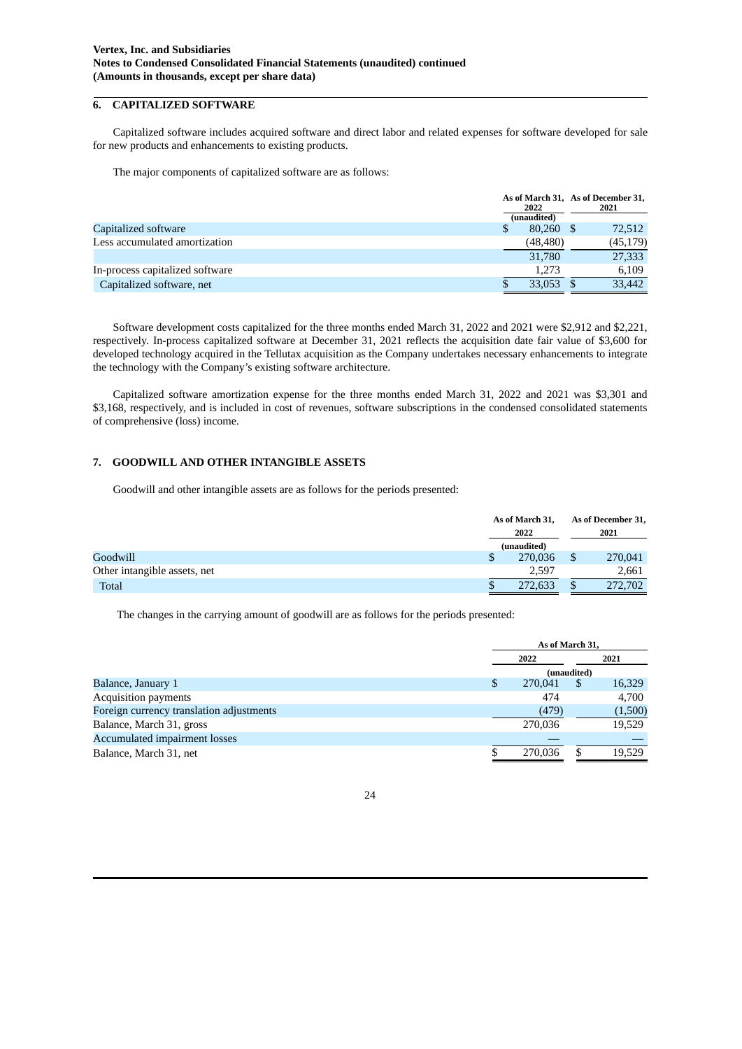**Vertex, Inc. and Subsidiaries**
**Notes to Condensed Consolidated Financial Statements (unaudited) continued**
**(Amounts in thousands, except per share data)**

## 6. CAPITALIZED SOFTWARE

Capitalized software includes acquired software and direct labor and related expenses for software developed for sale for new products and enhancements to existing products.

The major components of capitalized software are as follows:

| | As of March 31, 2022 (unaudited) | As of December 31, 2021 |
|---|---|---|
| Capitalized software | $ 80,260 | $ 72,512 |
| Less accumulated amortization | (48,480) | (45,179) |
| | 31,780 | 27,333 |
| In-process capitalized software | 1,273 | 6,109 |
| Capitalized software, net | $ 33,053 | $ 33,442 |

Software development costs capitalized for the three months ended March 31, 2022 and 2021 were $2,912 and $2,221, respectively. In-process capitalized software at December 31, 2021 reflects the acquisition date fair value of $3,600 for developed technology acquired in the Tellutax acquisition as the Company undertakes necessary enhancements to integrate the technology with the Company's existing software architecture.

Capitalized software amortization expense for the three months ended March 31, 2022 and 2021 was $3,301 and $3,168, respectively, and is included in cost of revenues, software subscriptions in the condensed consolidated statements of comprehensive (loss) income.

## 7. GOODWILL AND OTHER INTANGIBLE ASSETS

Goodwill and other intangible assets are as follows for the periods presented:

| | As of March 31, 2022 (unaudited) | As of December 31, 2021 |
|---|---|---|
| Goodwill | $ 270,036 | $ 270,041 |
| Other intangible assets, net | 2,597 | 2,661 |
| Total | $ 272,633 | $ 272,702 |

The changes in the carrying amount of goodwill are as follows for the periods presented:

| | As of March 31, | |
|---|---|---|
| | 2022 | 2021 |
| | (unaudited) | |
| Balance, January 1 | $ 270,041 | $ 16,329 |
| Acquisition payments | 474 | 4,700 |
| Foreign currency translation adjustments | (479) | (1,500) |
| Balance, March 31, gross | 270,036 | 19,529 |
| Accumulated impairment losses | — | — |
| Balance, March 31, net | $ 270,036 | $ 19,529 |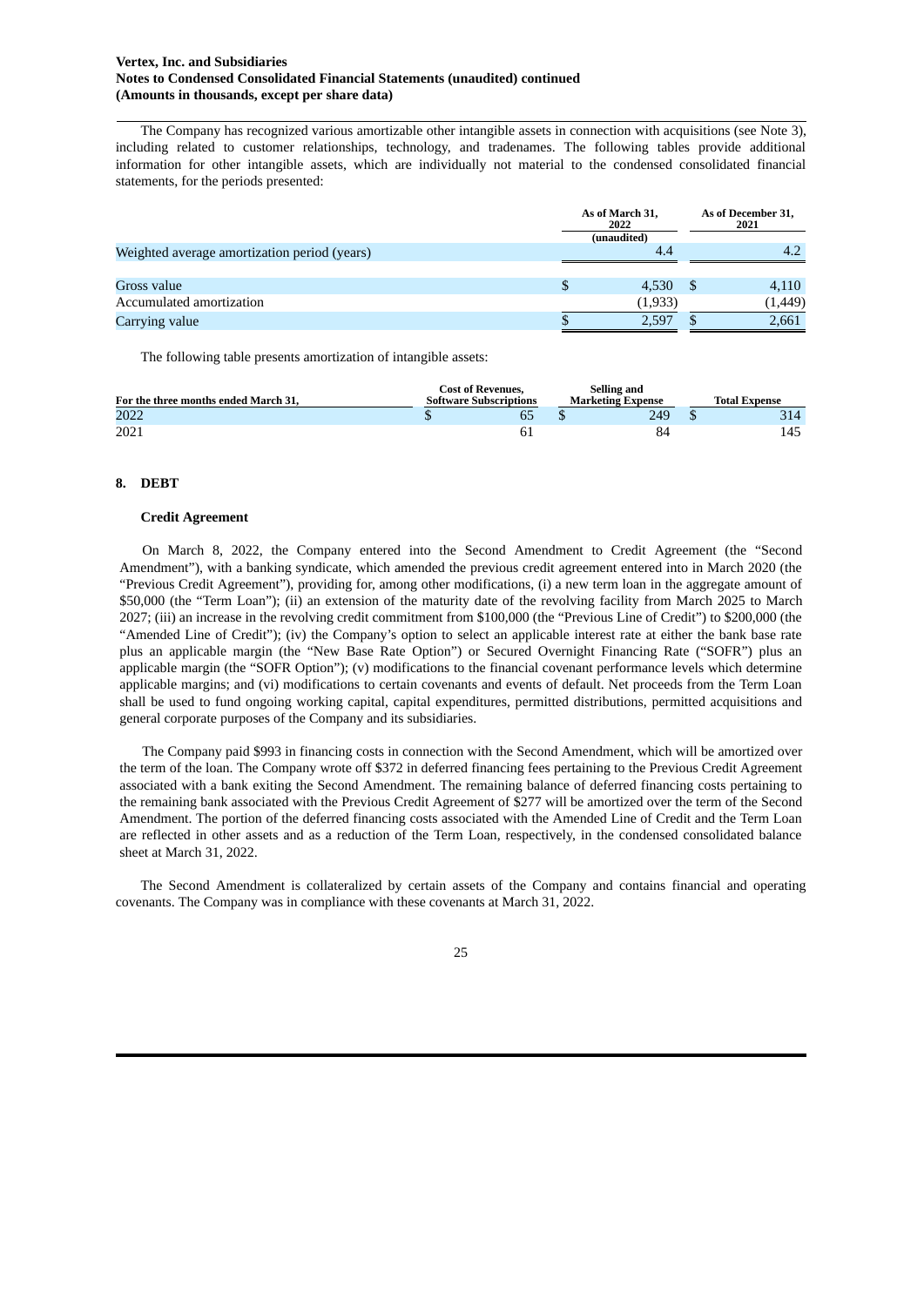The Company has recognized various amortizable other intangible assets in connection with acquisitions (see Note 3), including related to customer relationships, technology, and tradenames. The following tables provide additional information for other intangible assets, which are individually not material to the condensed consolidated financial statements, for the periods presented:

| | As of March 31, 2022 (unaudited) | As of December 31, 2021 |
|---|---|---|
| Weighted average amortization period (years) | 4.4 | 4.2 |
| Gross value | $ 4,530 | $ 4,110 |
| Accumulated amortization | (1,933) | (1,449) |
| Carrying value | $ 2,597 | $ 2,661 |

The following table presents amortization of intangible assets:

| For the three months ended March 31, | Cost of Revenues, Software Subscriptions | Selling and Marketing Expense | Total Expense |
|---|---|---|---|
| 2022 | $ 65 | $ 249 | $ 314 |
| 2021 | 61 | 84 | 145 |

## 8. DEBT

### Credit Agreement

On March 8, 2022, the Company entered into the Second Amendment to Credit Agreement (the "Second Amendment"), with a banking syndicate, which amended the previous credit agreement entered into in March 2020 (the "Previous Credit Agreement"), providing for, among other modifications, (i) a new term loan in the aggregate amount of $50,000 (the "Term Loan"); (ii) an extension of the maturity date of the revolving facility from March 2025 to March 2027; (iii) an increase in the revolving credit commitment from $100,000 (the "Previous Line of Credit") to $200,000 (the "Amended Line of Credit"); (iv) the Company's option to select an applicable interest rate at either the bank base rate plus an applicable margin (the "New Base Rate Option") or Secured Overnight Financing Rate ("SOFR") plus an applicable margin (the "SOFR Option"); (v) modifications to the financial covenant performance levels which determine applicable margins; and (vi) modifications to certain covenants and events of default. Net proceeds from the Term Loan shall be used to fund ongoing working capital, capital expenditures, permitted distributions, permitted acquisitions and general corporate purposes of the Company and its subsidiaries.

The Company paid $993 in financing costs in connection with the Second Amendment, which will be amortized over the term of the loan. The Company wrote off $372 in deferred financing fees pertaining to the Previous Credit Agreement associated with a bank exiting the Second Amendment. The remaining balance of deferred financing costs pertaining to the remaining bank associated with the Previous Credit Agreement of $277 will be amortized over the term of the Second Amendment. The portion of the deferred financing costs associated with the Amended Line of Credit and the Term Loan are reflected in other assets and as a reduction of the Term Loan, respectively, in the condensed consolidated balance sheet at March 31, 2022.

The Second Amendment is collateralized by certain assets of the Company and contains financial and operating covenants. The Company was in compliance with these covenants at March 31, 2022.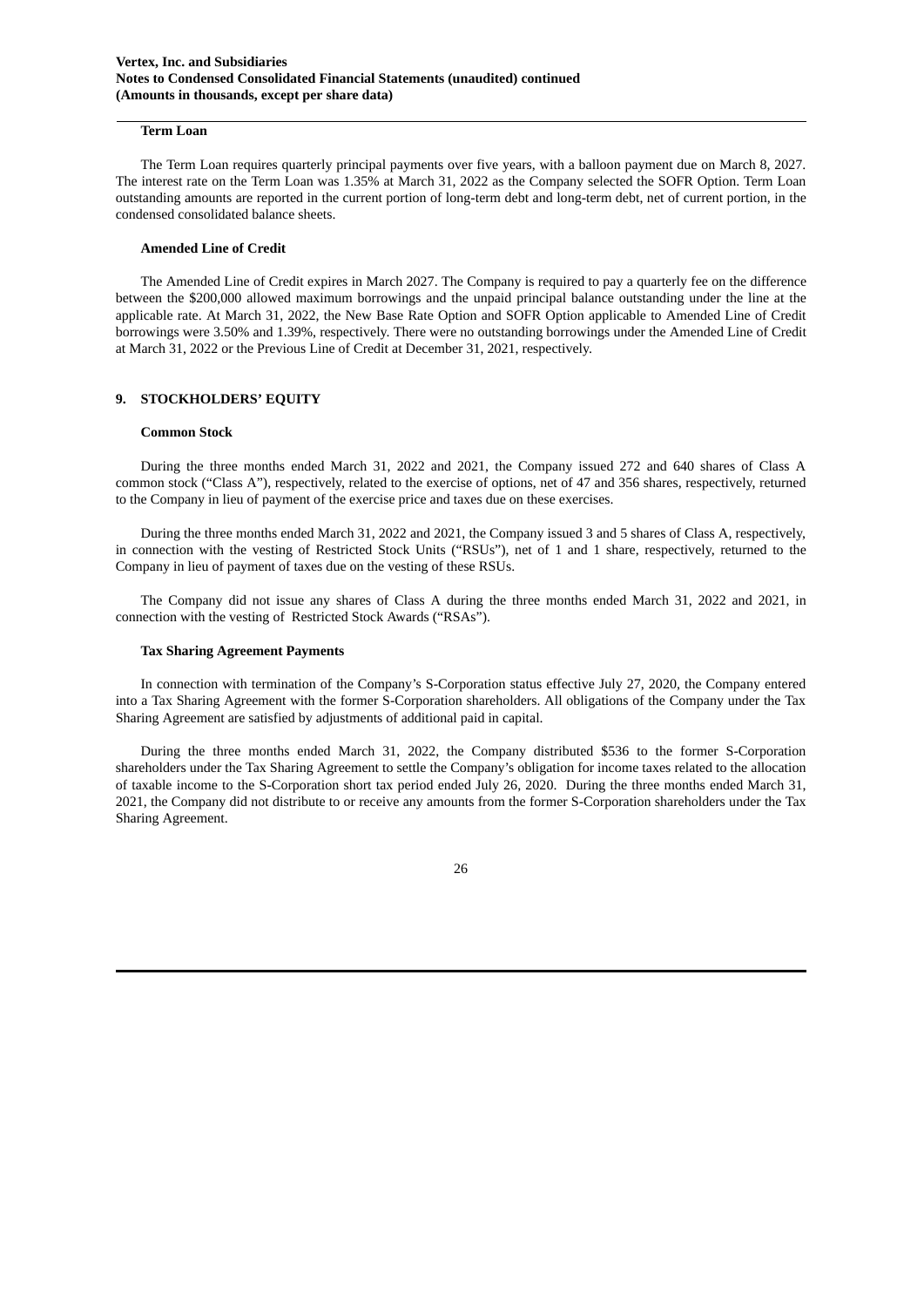### Term Loan

The Term Loan requires quarterly principal payments over five years, with a balloon payment due on March 8, 2027. The interest rate on the Term Loan was 1.35% at March 31, 2022 as the Company selected the SOFR Option. Term Loan outstanding amounts are reported in the current portion of long-term debt and long-term debt, net of current portion, in the condensed consolidated balance sheets.

### Amended Line of Credit

The Amended Line of Credit expires in March 2027. The Company is required to pay a quarterly fee on the difference between the $200,000 allowed maximum borrowings and the unpaid principal balance outstanding under the line at the applicable rate. At March 31, 2022, the New Base Rate Option and SOFR Option applicable to Amended Line of Credit borrowings were 3.50% and 1.39%, respectively. There were no outstanding borrowings under the Amended Line of Credit at March 31, 2022 or the Previous Line of Credit at December 31, 2021, respectively.

## 9. STOCKHOLDERS' EQUITY

### Common Stock

During the three months ended March 31, 2022 and 2021, the Company issued 272 and 640 shares of Class A common stock ("Class A"), respectively, related to the exercise of options, net of 47 and 356 shares, respectively, returned to the Company in lieu of payment of the exercise price and taxes due on these exercises.

During the three months ended March 31, 2022 and 2021, the Company issued 3 and 5 shares of Class A, respectively, in connection with the vesting of Restricted Stock Units ("RSUs"), net of 1 and 1 share, respectively, returned to the Company in lieu of payment of taxes due on the vesting of these RSUs.

The Company did not issue any shares of Class A during the three months ended March 31, 2022 and 2021, in connection with the vesting of Restricted Stock Awards ("RSAs").

### Tax Sharing Agreement Payments

In connection with termination of the Company's S-Corporation status effective July 27, 2020, the Company entered into a Tax Sharing Agreement with the former S-Corporation shareholders. All obligations of the Company under the Tax Sharing Agreement are satisfied by adjustments of additional paid in capital.

During the three months ended March 31, 2022, the Company distributed $536 to the former S-Corporation shareholders under the Tax Sharing Agreement to settle the Company's obligation for income taxes related to the allocation of taxable income to the S-Corporation short tax period ended July 26, 2020. During the three months ended March 31, 2021, the Company did not distribute to or receive any amounts from the former S-Corporation shareholders under the Tax Sharing Agreement.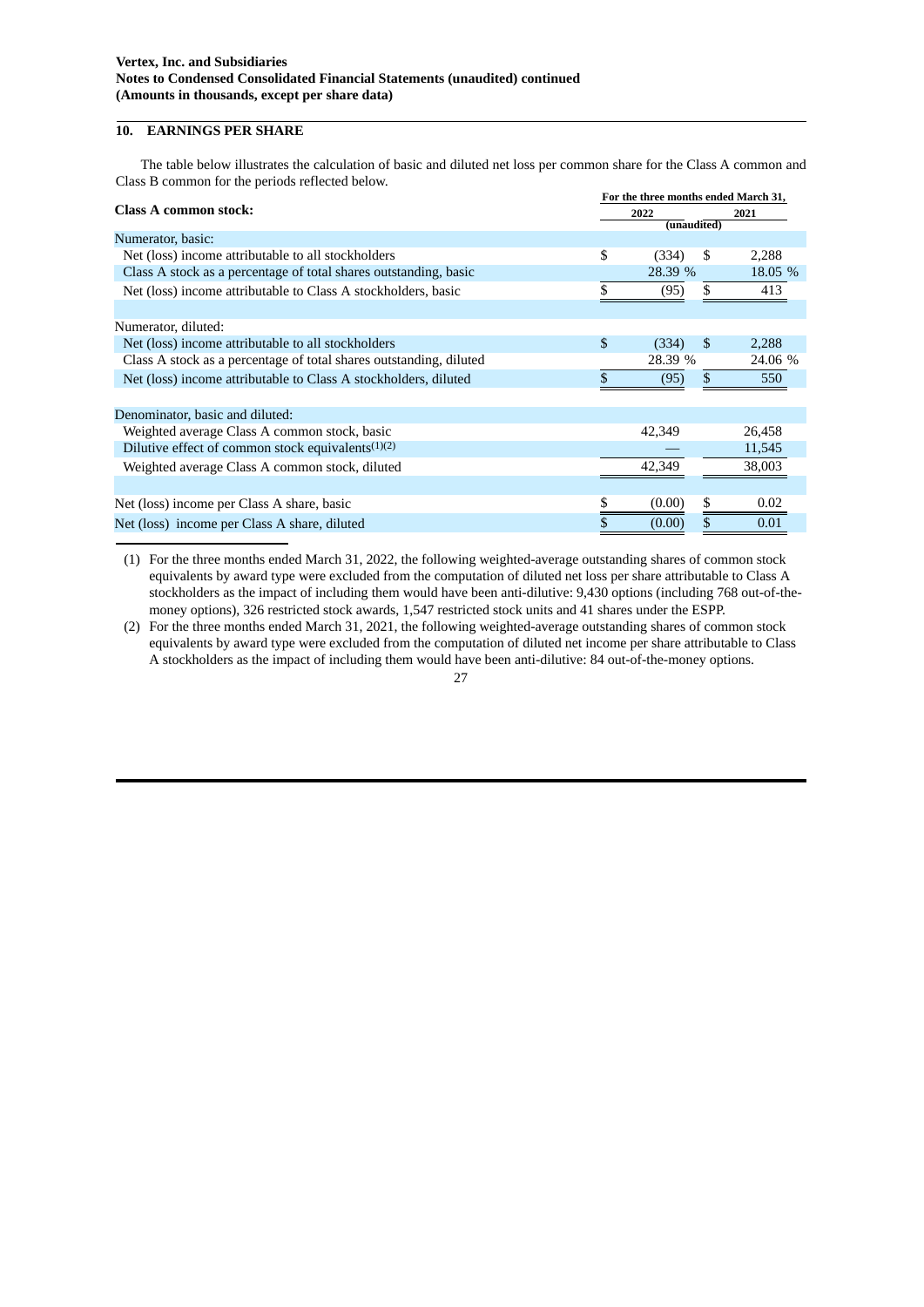**Vertex, Inc. and Subsidiaries**
**Notes to Condensed Consolidated Financial Statements (unaudited) continued**
**(Amounts in thousands, except per share data)**

## 10. EARNINGS PER SHARE

The table below illustrates the calculation of basic and diluted net loss per common share for the Class A common and Class B common for the periods reflected below.

| Class A common stock: | For the three months ended March 31, 2022 | 2021 |
|---|---|---|
| | (unaudited) | |
| Numerator, basic: | | |
| Net (loss) income attributable to all stockholders | $ (334) | $ 2,288 |
| Class A stock as a percentage of total shares outstanding, basic | 28.39 % | 18.05 % |
| Net (loss) income attributable to Class A stockholders, basic | $ (95) | $ 413 |
| | | |
| Numerator, diluted: | | |
| Net (loss) income attributable to all stockholders | $ (334) | $ 2,288 |
| Class A stock as a percentage of total shares outstanding, diluted | 28.39 % | 24.06 % |
| Net (loss) income attributable to Class A stockholders, diluted | $ (95) | $ 550 |
| | | |
| Denominator, basic and diluted: | | |
| Weighted average Class A common stock, basic | 42,349 | 26,458 |
| Dilutive effect of common stock equivalents[(1)(2)] | — | 11,545 |
| Weighted average Class A common stock, diluted | 42,349 | 38,003 |
| | | |
| Net (loss) income per Class A share, basic | $ (0.00) | $ 0.02 |
| Net (loss) income per Class A share, diluted | $ (0.00) | $ 0.01 |

(1) For the three months ended March 31, 2022, the following weighted-average outstanding shares of common stock equivalents by award type were excluded from the computation of diluted net loss per share attributable to Class A stockholders as the impact of including them would have been anti-dilutive: 9,430 options (including 768 out-of-the-money options), 326 restricted stock awards, 1,547 restricted stock units and 41 shares under the ESPP.

(2) For the three months ended March 31, 2021, the following weighted-average outstanding shares of common stock equivalents by award type were excluded from the computation of diluted net income per share attributable to Class A stockholders as the impact of including them would have been anti-dilutive: 84 out-of-the-money options.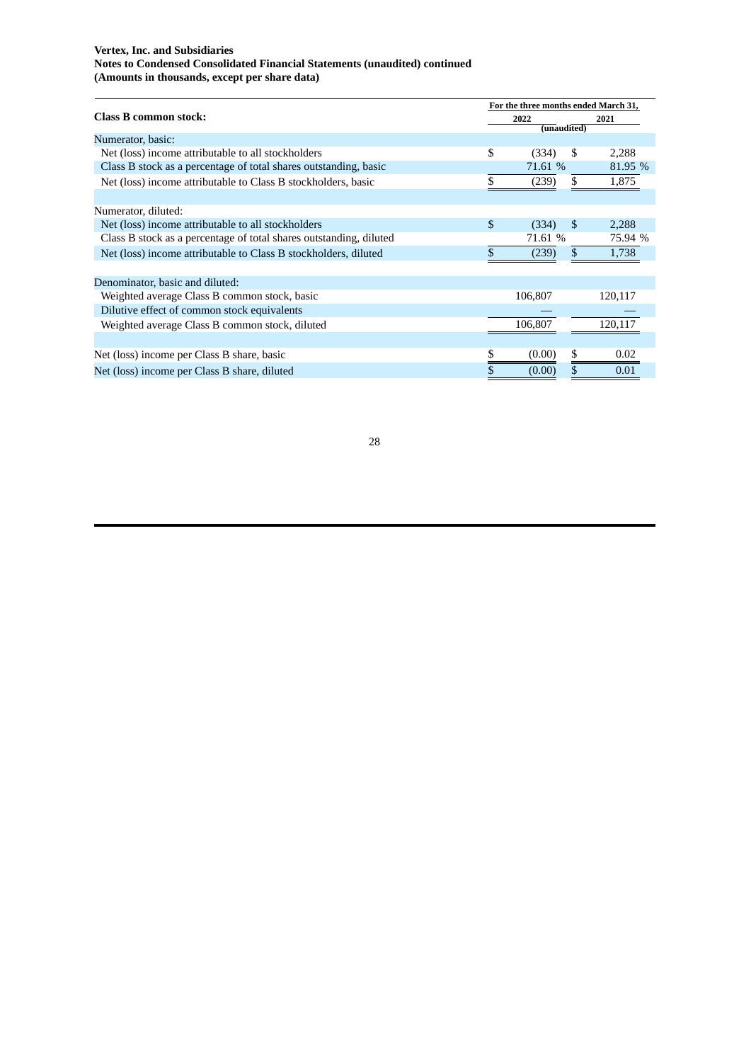**Vertex, Inc. and Subsidiaries**
**Notes to Condensed Consolidated Financial Statements (unaudited) continued**
**(Amounts in thousands, except per share data)**

| **Class B common stock:** | For the three months ended March 31, | |
|---|---|---|
| | 2022 | 2021 |
| | (unaudited) | |
| Numerator, basic: | | |
| Net (loss) income attributable to all stockholders | $ (334) | $ 2,288 |
| Class B stock as a percentage of total shares outstanding, basic | 71.61 % | 81.95 % |
| Net (loss) income attributable to Class B stockholders, basic | $ (239) | $ 1,875 |
| Numerator, diluted: | | |
| Net (loss) income attributable to all stockholders | $ (334) | $ 2,288 |
| Class B stock as a percentage of total shares outstanding, diluted | 71.61 % | 75.94 % |
| Net (loss) income attributable to Class B stockholders, diluted | $ (239) | $ 1,738 |
| Denominator, basic and diluted: | | |
| Weighted average Class B common stock, basic | 106,807 | 120,117 |
| Dilutive effect of common stock equivalents | — | — |
| Weighted average Class B common stock, diluted | 106,807 | 120,117 |
| Net (loss) income per Class B share, basic | $ (0.00) | $ 0.02 |
| Net (loss) income per Class B share, diluted | $ (0.00) | $ 0.01 |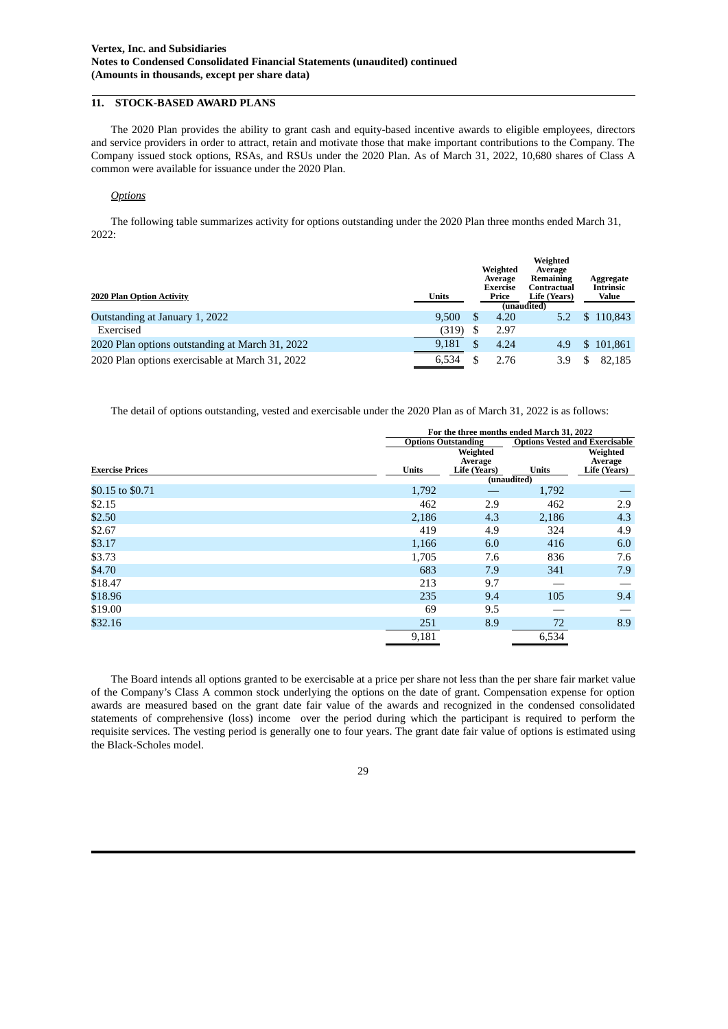## 11. STOCK-BASED AWARD PLANS

The 2020 Plan provides the ability to grant cash and equity-based incentive awards to eligible employees, directors and service providers in order to attract, retain and motivate those that make important contributions to the Company. The Company issued stock options, RSAs, and RSUs under the 2020 Plan. As of March 31, 2022, 10,680 shares of Class A common were available for issuance under the 2020 Plan.

*Options*

The following table summarizes activity for options outstanding under the 2020 Plan three months ended March 31, 2022:

| 2020 Plan Option Activity | Units | Weighted Average Exercise Price | Weighted Average Remaining Contractual Life (Years) | Aggregate Intrinsic Value |
|---|---|---|---|---|
| | | (unaudited) | | |
| Outstanding at January 1, 2022 | 9,500 | $ 4.20 | 5.2 | $ 110,843 |
| Exercised | (319) | $ 2.97 | | |
| 2020 Plan options outstanding at March 31, 2022 | 9,181 | $ 4.24 | 4.9 | $ 101,861 |
| 2020 Plan options exercisable at March 31, 2022 | 6,534 | $ 2.76 | 3.9 | $ 82,185 |

The detail of options outstanding, vested and exercisable under the 2020 Plan as of March 31, 2022 is as follows:

| | For the three months ended March 31, 2022 | | | |
|---|---|---|---|---|
| | Options Outstanding | | Options Vested and Exercisable | |
| Exercise Prices | Units | Weighted Average Life (Years) | Units | Weighted Average Life (Years) |
| | (unaudited) | | | |
| $0.15 to $0.71 | 1,792 | — | 1,792 | — |
| $2.15 | 462 | 2.9 | 462 | 2.9 |
| $2.50 | 2,186 | 4.3 | 2,186 | 4.3 |
| $2.67 | 419 | 4.9 | 324 | 4.9 |
| $3.17 | 1,166 | 6.0 | 416 | 6.0 |
| $3.73 | 1,705 | 7.6 | 836 | 7.6 |
| $4.70 | 683 | 7.9 | 341 | 7.9 |
| $18.47 | 213 | 9.7 | — | — |
| $18.96 | 235 | 9.4 | 105 | 9.4 |
| $19.00 | 69 | 9.5 | — | — |
| $32.16 | 251 | 8.9 | 72 | 8.9 |
| | 9,181 | | 6,534 | |

The Board intends all options granted to be exercisable at a price per share not less than the per share fair market value of the Company's Class A common stock underlying the options on the date of grant. Compensation expense for option awards are measured based on the grant date fair value of the awards and recognized in the condensed consolidated statements of comprehensive (loss) income over the period during which the participant is required to perform the requisite services. The vesting period is generally one to four years. The grant date fair value of options is estimated using the Black-Scholes model.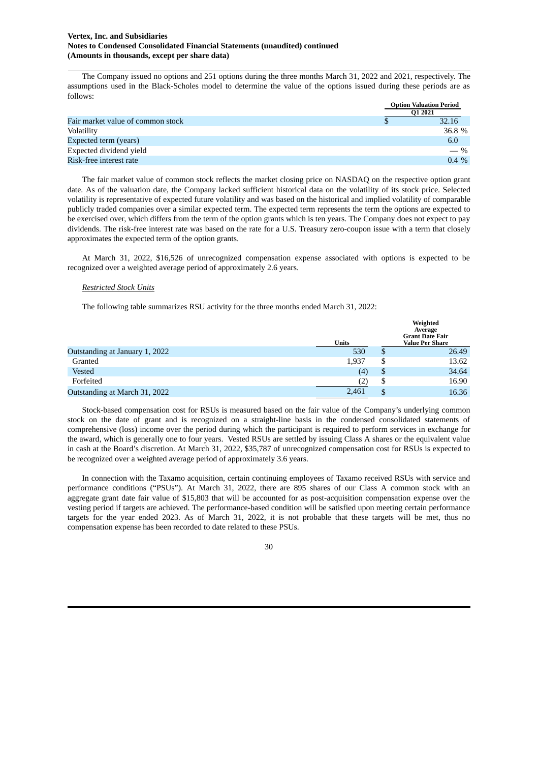**Vertex, Inc. and Subsidiaries**
**Notes to Condensed Consolidated Financial Statements (unaudited) continued**
**(Amounts in thousands, except per share data)**

The Company issued no options and 251 options during the three months March 31, 2022 and 2021, respectively. The assumptions used in the Black-Scholes model to determine the value of the options issued during these periods are as follows:

| | Option Valuation Period |
|---|---|
| | Q1 2021 |
| Fair market value of common stock | $ 32.16 |
| Volatility | 36.8 % |
| Expected term (years) | 6.0 |
| Expected dividend yield | — % |
| Risk-free interest rate | 0.4 % |

The fair market value of common stock reflects the market closing price on NASDAQ on the respective option grant date. As of the valuation date, the Company lacked sufficient historical data on the volatility of its stock price. Selected volatility is representative of expected future volatility and was based on the historical and implied volatility of comparable publicly traded companies over a similar expected term. The expected term represents the term the options are expected to be exercised over, which differs from the term of the option grants which is ten years. The Company does not expect to pay dividends. The risk-free interest rate was based on the rate for a U.S. Treasury zero-coupon issue with a term that closely approximates the expected term of the option grants.

At March 31, 2022, $16,526 of unrecognized compensation expense associated with options is expected to be recognized over a weighted average period of approximately 2.6 years.

*Restricted Stock Units*

The following table summarizes RSU activity for the three months ended March 31, 2022:

| | Units | Weighted Average Grant Date Fair Value Per Share |
|---|---|---|
| Outstanding at January 1, 2022 | 530 | $ 26.49 |
| Granted | 1,937 | $ 13.62 |
| Vested | (4) | $ 34.64 |
| Forfeited | (2) | $ 16.90 |
| Outstanding at March 31, 2022 | 2,461 | $ 16.36 |

Stock-based compensation cost for RSUs is measured based on the fair value of the Company's underlying common stock on the date of grant and is recognized on a straight-line basis in the condensed consolidated statements of comprehensive (loss) income over the period during which the participant is required to perform services in exchange for the award, which is generally one to four years. Vested RSUs are settled by issuing Class A shares or the equivalent value in cash at the Board's discretion. At March 31, 2022, $35,787 of unrecognized compensation cost for RSUs is expected to be recognized over a weighted average period of approximately 3.6 years.

In connection with the Taxamo acquisition, certain continuing employees of Taxamo received RSUs with service and performance conditions ("PSUs"). At March 31, 2022, there are 895 shares of our Class A common stock with an aggregate grant date fair value of $15,803 that will be accounted for as post-acquisition compensation expense over the vesting period if targets are achieved. The performance-based condition will be satisfied upon meeting certain performance targets for the year ended 2023. As of March 31, 2022, it is not probable that these targets will be met, thus no compensation expense has been recorded to date related to these PSUs.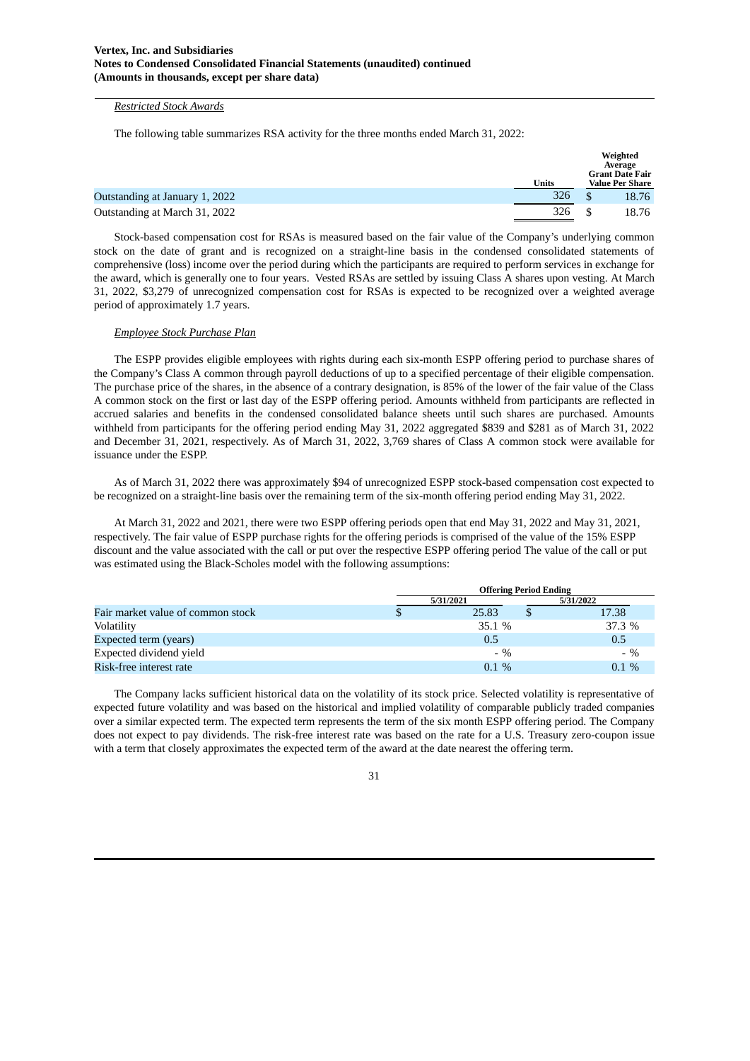*Restricted Stock Awards*

The following table summarizes RSA activity for the three months ended March 31, 2022:

| | Units | Weighted Average Grant Date Fair Value Per Share |
|---|---|---|
| Outstanding at January 1, 2022 | 326 | $ 18.76 |
| Outstanding at March 31, 2022 | 326 | $ 18.76 |

Stock-based compensation cost for RSAs is measured based on the fair value of the Company's underlying common stock on the date of grant and is recognized on a straight-line basis in the condensed consolidated statements of comprehensive (loss) income over the period during which the participants are required to perform services in exchange for the award, which is generally one to four years. Vested RSAs are settled by issuing Class A shares upon vesting. At March 31, 2022, $3,279 of unrecognized compensation cost for RSAs is expected to be recognized over a weighted average period of approximately 1.7 years.

*Employee Stock Purchase Plan*

The ESPP provides eligible employees with rights during each six-month ESPP offering period to purchase shares of the Company's Class A common through payroll deductions of up to a specified percentage of their eligible compensation. The purchase price of the shares, in the absence of a contrary designation, is 85% of the lower of the fair value of the Class A common stock on the first or last day of the ESPP offering period. Amounts withheld from participants are reflected in accrued salaries and benefits in the condensed consolidated balance sheets until such shares are purchased. Amounts withheld from participants for the offering period ending May 31, 2022 aggregated $839 and $281 as of March 31, 2022 and December 31, 2021, respectively. As of March 31, 2022, 3,769 shares of Class A common stock were available for issuance under the ESPP.

As of March 31, 2022 there was approximately $94 of unrecognized ESPP stock-based compensation cost expected to be recognized on a straight-line basis over the remaining term of the six-month offering period ending May 31, 2022.

At March 31, 2022 and 2021, there were two ESPP offering periods open that end May 31, 2022 and May 31, 2021, respectively. The fair value of ESPP purchase rights for the offering periods is comprised of the value of the 15% ESPP discount and the value associated with the call or put over the respective ESPP offering period The value of the call or put was estimated using the Black-Scholes model with the following assumptions:

| | Offering Period Ending | |
|---|---|---|
| | 5/31/2021 | 5/31/2022 |
| Fair market value of common stock | $ 25.83 | $ 17.38 |
| Volatility | 35.1 % | 37.3 % |
| Expected term (years) | 0.5 | 0.5 |
| Expected dividend yield | - % | - % |
| Risk-free interest rate | 0.1 % | 0.1 % |

The Company lacks sufficient historical data on the volatility of its stock price. Selected volatility is representative of expected future volatility and was based on the historical and implied volatility of comparable publicly traded companies over a similar expected term. The expected term represents the term of the six month ESPP offering period. The Company does not expect to pay dividends. The risk-free interest rate was based on the rate for a U.S. Treasury zero-coupon issue with a term that closely approximates the expected term of the award at the date nearest the offering term.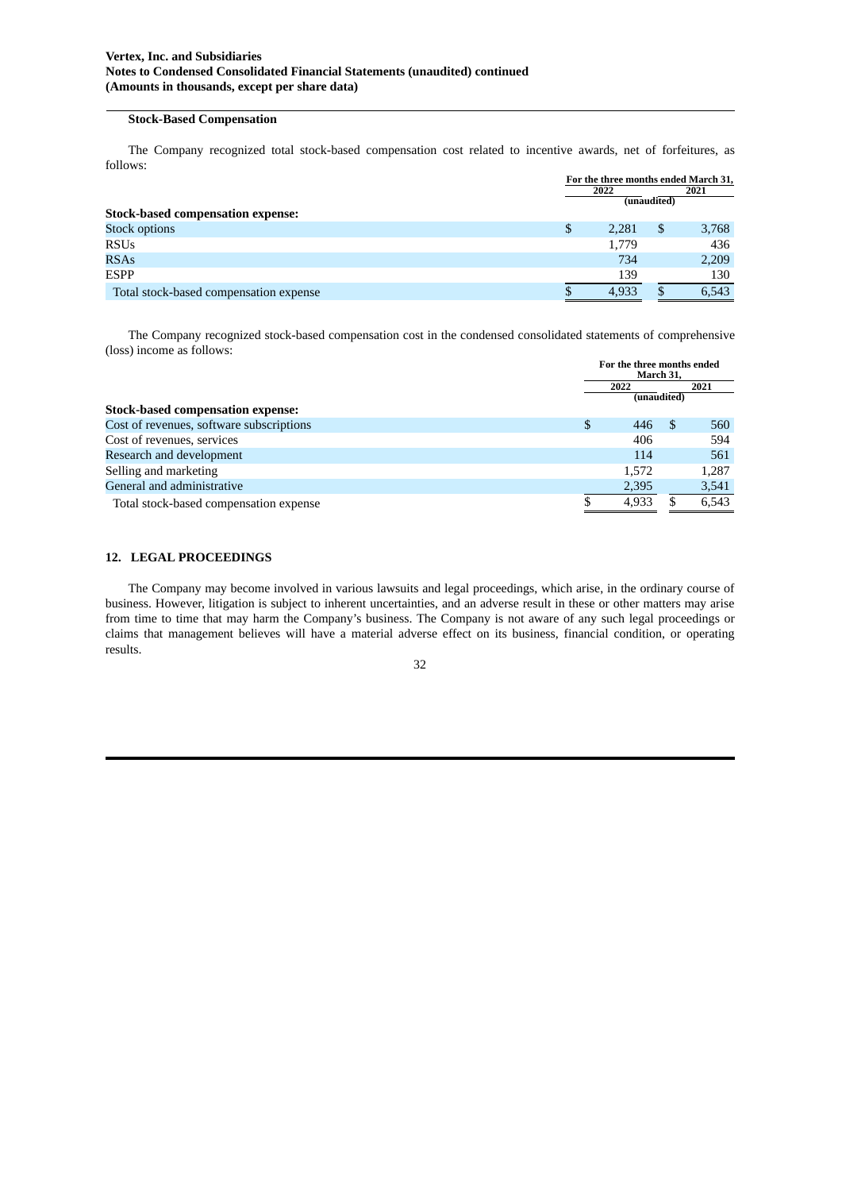**Vertex, Inc. and Subsidiaries**
**Notes to Condensed Consolidated Financial Statements (unaudited) continued**
**(Amounts in thousands, except per share data)**

**Stock-Based Compensation**

The Company recognized total stock-based compensation cost related to incentive awards, net of forfeitures, as follows:

| | For the three months ended March 31, | |
|---|---|---|
| | 2022 | 2021 |
| | (unaudited) | |
| **Stock-based compensation expense:** | | |
| Stock options | $ 2,281 | $ 3,768 |
| RSUs | 1,779 | 436 |
| RSAs | 734 | 2,209 |
| ESPP | 139 | 130 |
| Total stock-based compensation expense | $ 4,933 | $ 6,543 |

The Company recognized stock-based compensation cost in the condensed consolidated statements of comprehensive (loss) income as follows:

| | For the three months ended March 31, | |
|---|---|---|
| | 2022 | 2021 |
| | (unaudited) | |
| **Stock-based compensation expense:** | | |
| Cost of revenues, software subscriptions | $ 446 | $ 560 |
| Cost of revenues, services | 406 | 594 |
| Research and development | 114 | 561 |
| Selling and marketing | 1,572 | 1,287 |
| General and administrative | 2,395 | 3,541 |
| Total stock-based compensation expense | $ 4,933 | $ 6,543 |

## 12. LEGAL PROCEEDINGS

The Company may become involved in various lawsuits and legal proceedings, which arise, in the ordinary course of business. However, litigation is subject to inherent uncertainties, and an adverse result in these or other matters may arise from time to time that may harm the Company's business. The Company is not aware of any such legal proceedings or claims that management believes will have a material adverse effect on its business, financial condition, or operating results.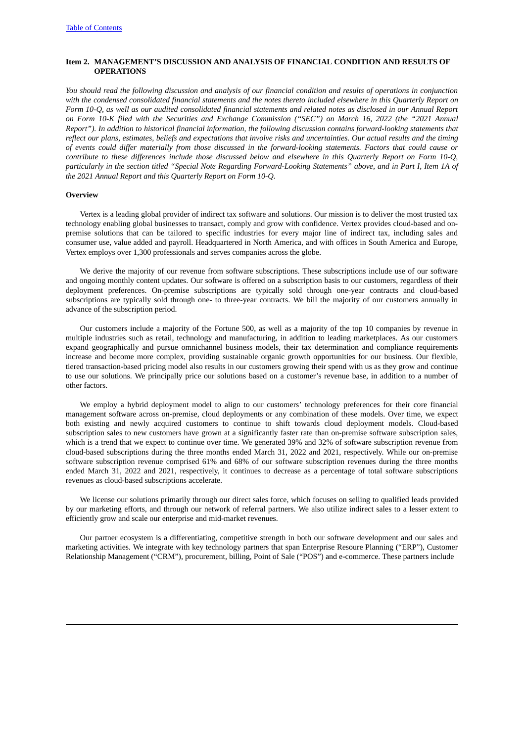## Item 2. MANAGEMENT'S DISCUSSION AND ANALYSIS OF FINANCIAL CONDITION AND RESULTS OF OPERATIONS

*You should read the following discussion and analysis of our financial condition and results of operations in conjunction with the condensed consolidated financial statements and the notes thereto included elsewhere in this Quarterly Report on Form 10-Q, as well as our audited consolidated financial statements and related notes as disclosed in our Annual Report on Form 10-K filed with the Securities and Exchange Commission ("SEC") on March 16, 2022 (the "2021 Annual Report"). In addition to historical financial information, the following discussion contains forward-looking statements that reflect our plans, estimates, beliefs and expectations that involve risks and uncertainties. Our actual results and the timing of events could differ materially from those discussed in the forward-looking statements. Factors that could cause or contribute to these differences include those discussed below and elsewhere in this Quarterly Report on Form 10-Q, particularly in the section titled "Special Note Regarding Forward-Looking Statements" above, and in Part I, Item 1A of the 2021 Annual Report and this Quarterly Report on Form 10-Q.*

**Overview**

Vertex is a leading global provider of indirect tax software and solutions. Our mission is to deliver the most trusted tax technology enabling global businesses to transact, comply and grow with confidence. Vertex provides cloud-based and on-premise solutions that can be tailored to specific industries for every major line of indirect tax, including sales and consumer use, value added and payroll. Headquartered in North America, and with offices in South America and Europe, Vertex employs over 1,300 professionals and serves companies across the globe.

We derive the majority of our revenue from software subscriptions. These subscriptions include use of our software and ongoing monthly content updates. Our software is offered on a subscription basis to our customers, regardless of their deployment preferences. On-premise subscriptions are typically sold through one-year contracts and cloud-based subscriptions are typically sold through one- to three-year contracts. We bill the majority of our customers annually in advance of the subscription period.

Our customers include a majority of the Fortune 500, as well as a majority of the top 10 companies by revenue in multiple industries such as retail, technology and manufacturing, in addition to leading marketplaces. As our customers expand geographically and pursue omnichannel business models, their tax determination and compliance requirements increase and become more complex, providing sustainable organic growth opportunities for our business. Our flexible, tiered transaction-based pricing model also results in our customers growing their spend with us as they grow and continue to use our solutions. We principally price our solutions based on a customer's revenue base, in addition to a number of other factors.

We employ a hybrid deployment model to align to our customers' technology preferences for their core financial management software across on-premise, cloud deployments or any combination of these models. Over time, we expect both existing and newly acquired customers to continue to shift towards cloud deployment models. Cloud-based subscription sales to new customers have grown at a significantly faster rate than on-premise software subscription sales, which is a trend that we expect to continue over time. We generated 39% and 32% of software subscription revenue from cloud-based subscriptions during the three months ended March 31, 2022 and 2021, respectively. While our on-premise software subscription revenue comprised 61% and 68% of our software subscription revenues during the three months ended March 31, 2022 and 2021, respectively, it continues to decrease as a percentage of total software subscriptions revenues as cloud-based subscriptions accelerate.

We license our solutions primarily through our direct sales force, which focuses on selling to qualified leads provided by our marketing efforts, and through our network of referral partners. We also utilize indirect sales to a lesser extent to efficiently grow and scale our enterprise and mid-market revenues.

Our partner ecosystem is a differentiating, competitive strength in both our software development and our sales and marketing activities. We integrate with key technology partners that span Enterprise Resoure Planning ("ERP"), Customer Relationship Management ("CRM"), procurement, billing, Point of Sale ("POS") and e-commerce. These partners include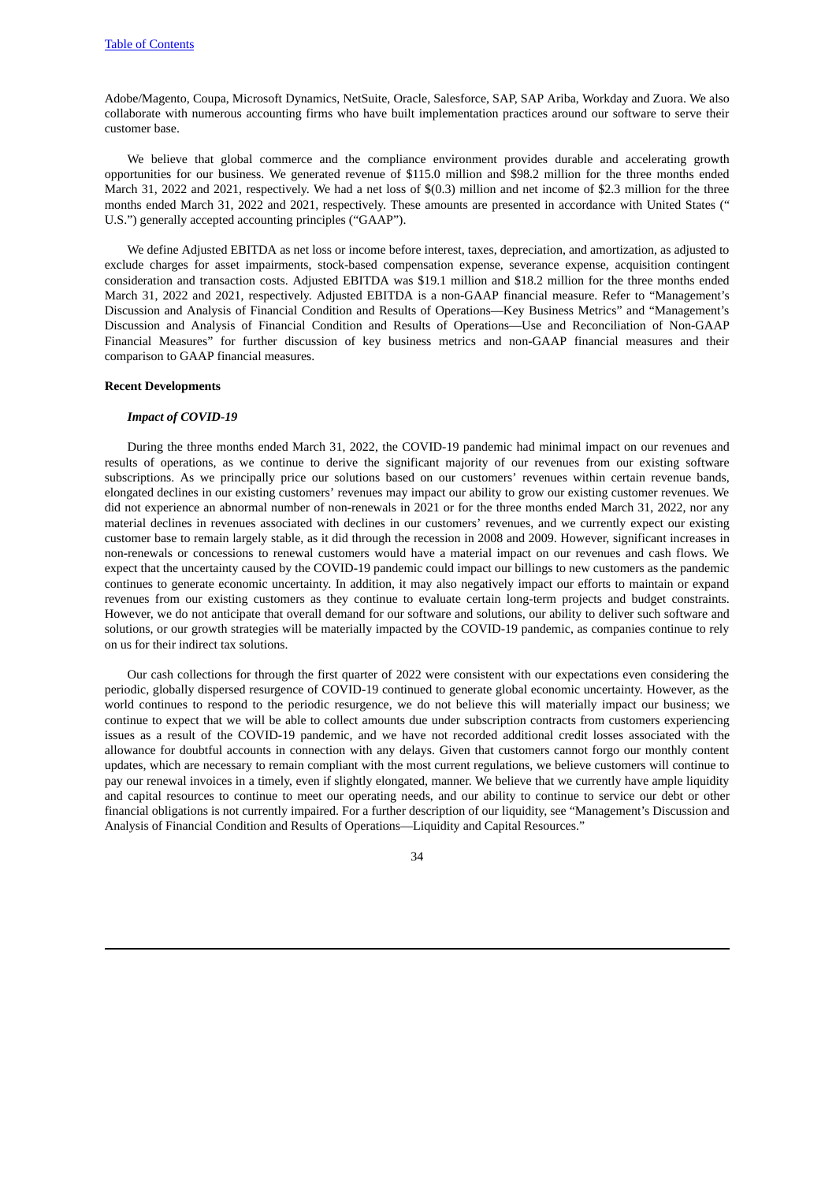Adobe/Magento, Coupa, Microsoft Dynamics, NetSuite, Oracle, Salesforce, SAP, SAP Ariba, Workday and Zuora. We also collaborate with numerous accounting firms who have built implementation practices around our software to serve their customer base.

We believe that global commerce and the compliance environment provides durable and accelerating growth opportunities for our business. We generated revenue of $115.0 million and $98.2 million for the three months ended March 31, 2022 and 2021, respectively. We had a net loss of $(0.3) million and net income of $2.3 million for the three months ended March 31, 2022 and 2021, respectively. These amounts are presented in accordance with United States (" U.S.") generally accepted accounting principles ("GAAP").

We define Adjusted EBITDA as net loss or income before interest, taxes, depreciation, and amortization, as adjusted to exclude charges for asset impairments, stock-based compensation expense, severance expense, acquisition contingent consideration and transaction costs. Adjusted EBITDA was $19.1 million and $18.2 million for the three months ended March 31, 2022 and 2021, respectively. Adjusted EBITDA is a non-GAAP financial measure. Refer to "Management's Discussion and Analysis of Financial Condition and Results of Operations—Key Business Metrics" and "Management's Discussion and Analysis of Financial Condition and Results of Operations—Use and Reconciliation of Non-GAAP Financial Measures" for further discussion of key business metrics and non-GAAP financial measures and their comparison to GAAP financial measures.

**Recent Developments**

***Impact of COVID-19***

During the three months ended March 31, 2022, the COVID-19 pandemic had minimal impact on our revenues and results of operations, as we continue to derive the significant majority of our revenues from our existing software subscriptions. As we principally price our solutions based on our customers' revenues within certain revenue bands, elongated declines in our existing customers' revenues may impact our ability to grow our existing customer revenues. We did not experience an abnormal number of non-renewals in 2021 or for the three months ended March 31, 2022, nor any material declines in revenues associated with declines in our customers' revenues, and we currently expect our existing customer base to remain largely stable, as it did through the recession in 2008 and 2009. However, significant increases in non-renewals or concessions to renewal customers would have a material impact on our revenues and cash flows. We expect that the uncertainty caused by the COVID-19 pandemic could impact our billings to new customers as the pandemic continues to generate economic uncertainty. In addition, it may also negatively impact our efforts to maintain or expand revenues from our existing customers as they continue to evaluate certain long-term projects and budget constraints. However, we do not anticipate that overall demand for our software and solutions, our ability to deliver such software and solutions, or our growth strategies will be materially impacted by the COVID-19 pandemic, as companies continue to rely on us for their indirect tax solutions.

Our cash collections for through the first quarter of 2022 were consistent with our expectations even considering the periodic, globally dispersed resurgence of COVID-19 continued to generate global economic uncertainty. However, as the world continues to respond to the periodic resurgence, we do not believe this will materially impact our business; we continue to expect that we will be able to collect amounts due under subscription contracts from customers experiencing issues as a result of the COVID-19 pandemic, and we have not recorded additional credit losses associated with the allowance for doubtful accounts in connection with any delays. Given that customers cannot forgo our monthly content updates, which are necessary to remain compliant with the most current regulations, we believe customers will continue to pay our renewal invoices in a timely, even if slightly elongated, manner. We believe that we currently have ample liquidity and capital resources to continue to meet our operating needs, and our ability to continue to service our debt or other financial obligations is not currently impaired. For a further description of our liquidity, see "Management's Discussion and Analysis of Financial Condition and Results of Operations—Liquidity and Capital Resources."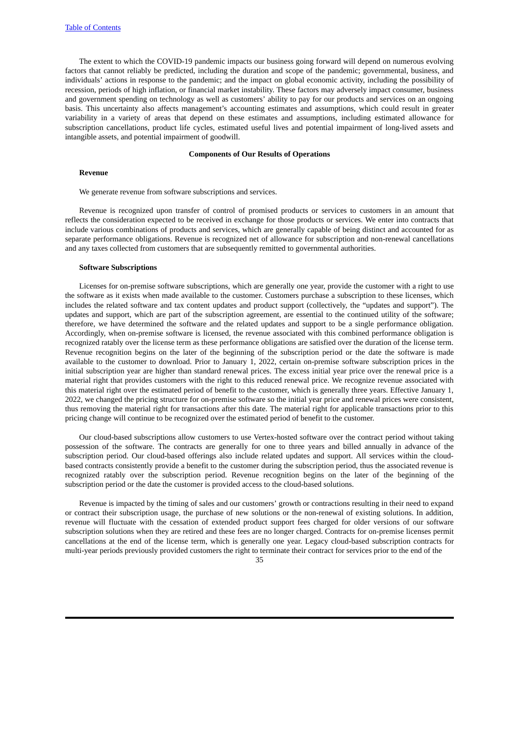The extent to which the COVID-19 pandemic impacts our business going forward will depend on numerous evolving factors that cannot reliably be predicted, including the duration and scope of the pandemic; governmental, business, and individuals' actions in response to the pandemic; and the impact on global economic activity, including the possibility of recession, periods of high inflation, or financial market instability. These factors may adversely impact consumer, business and government spending on technology as well as customers' ability to pay for our products and services on an ongoing basis. This uncertainty also affects management's accounting estimates and assumptions, which could result in greater variability in a variety of areas that depend on these estimates and assumptions, including estimated allowance for subscription cancellations, product life cycles, estimated useful lives and potential impairment of long-lived assets and intangible assets, and potential impairment of goodwill.

## Components of Our Results of Operations

### Revenue

We generate revenue from software subscriptions and services.

Revenue is recognized upon transfer of control of promised products or services to customers in an amount that reflects the consideration expected to be received in exchange for those products or services. We enter into contracts that include various combinations of products and services, which are generally capable of being distinct and accounted for as separate performance obligations. Revenue is recognized net of allowance for subscription and non-renewal cancellations and any taxes collected from customers that are subsequently remitted to governmental authorities.

### Software Subscriptions

Licenses for on-premise software subscriptions, which are generally one year, provide the customer with a right to use the software as it exists when made available to the customer. Customers purchase a subscription to these licenses, which includes the related software and tax content updates and product support (collectively, the "updates and support"). The updates and support, which are part of the subscription agreement, are essential to the continued utility of the software; therefore, we have determined the software and the related updates and support to be a single performance obligation. Accordingly, when on-premise software is licensed, the revenue associated with this combined performance obligation is recognized ratably over the license term as these performance obligations are satisfied over the duration of the license term. Revenue recognition begins on the later of the beginning of the subscription period or the date the software is made available to the customer to download. Prior to January 1, 2022, certain on-premise software subscription prices in the initial subscription year are higher than standard renewal prices. The excess initial year price over the renewal price is a material right that provides customers with the right to this reduced renewal price. We recognize revenue associated with this material right over the estimated period of benefit to the customer, which is generally three years. Effective January 1, 2022, we changed the pricing structure for on-premise software so the initial year price and renewal prices were consistent, thus removing the material right for transactions after this date. The material right for applicable transactions prior to this pricing change will continue to be recognized over the estimated period of benefit to the customer.

Our cloud-based subscriptions allow customers to use Vertex-hosted software over the contract period without taking possession of the software. The contracts are generally for one to three years and billed annually in advance of the subscription period. Our cloud-based offerings also include related updates and support. All services within the cloud-based contracts consistently provide a benefit to the customer during the subscription period, thus the associated revenue is recognized ratably over the subscription period. Revenue recognition begins on the later of the beginning of the subscription period or the date the customer is provided access to the cloud-based solutions.

Revenue is impacted by the timing of sales and our customers' growth or contractions resulting in their need to expand or contract their subscription usage, the purchase of new solutions or the non-renewal of existing solutions. In addition, revenue will fluctuate with the cessation of extended product support fees charged for older versions of our software subscription solutions when they are retired and these fees are no longer charged. Contracts for on-premise licenses permit cancellations at the end of the license term, which is generally one year. Legacy cloud-based subscription contracts for multi-year periods previously provided customers the right to terminate their contract for services prior to the end of the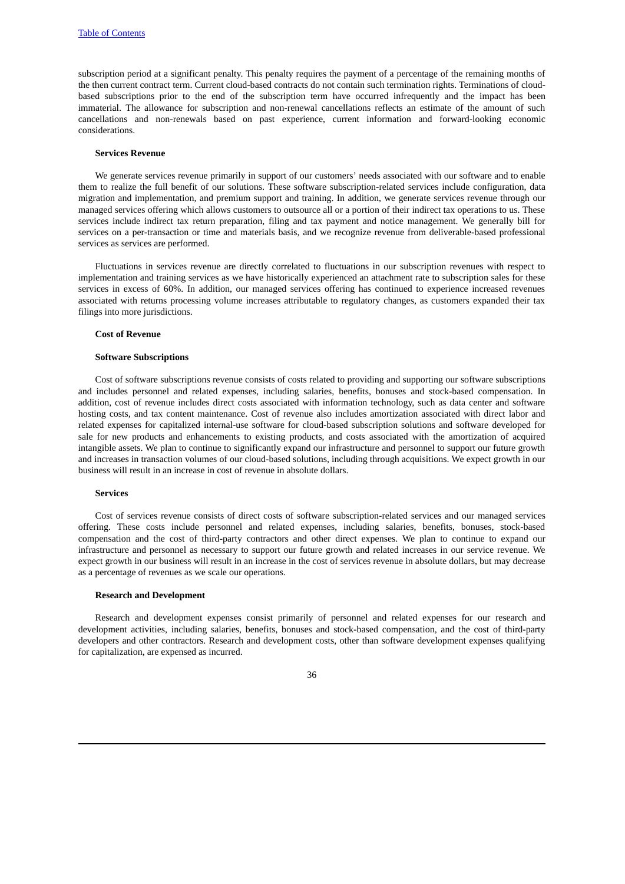subscription period at a significant penalty. This penalty requires the payment of a percentage of the remaining months of the then current contract term. Current cloud-based contracts do not contain such termination rights. Terminations of cloud-based subscriptions prior to the end of the subscription term have occurred infrequently and the impact has been immaterial. The allowance for subscription and non-renewal cancellations reflects an estimate of the amount of such cancellations and non-renewals based on past experience, current information and forward-looking economic considerations.

**Services Revenue**

We generate services revenue primarily in support of our customers' needs associated with our software and to enable them to realize the full benefit of our solutions. These software subscription-related services include configuration, data migration and implementation, and premium support and training. In addition, we generate services revenue through our managed services offering which allows customers to outsource all or a portion of their indirect tax operations to us. These services include indirect tax return preparation, filing and tax payment and notice management. We generally bill for services on a per-transaction or time and materials basis, and we recognize revenue from deliverable-based professional services as services are performed.

Fluctuations in services revenue are directly correlated to fluctuations in our subscription revenues with respect to implementation and training services as we have historically experienced an attachment rate to subscription sales for these services in excess of 60%. In addition, our managed services offering has continued to experience increased revenues associated with returns processing volume increases attributable to regulatory changes, as customers expanded their tax filings into more jurisdictions.

**Cost of Revenue**

**Software Subscriptions**

Cost of software subscriptions revenue consists of costs related to providing and supporting our software subscriptions and includes personnel and related expenses, including salaries, benefits, bonuses and stock-based compensation. In addition, cost of revenue includes direct costs associated with information technology, such as data center and software hosting costs, and tax content maintenance. Cost of revenue also includes amortization associated with direct labor and related expenses for capitalized internal-use software for cloud-based subscription solutions and software developed for sale for new products and enhancements to existing products, and costs associated with the amortization of acquired intangible assets. We plan to continue to significantly expand our infrastructure and personnel to support our future growth and increases in transaction volumes of our cloud-based solutions, including through acquisitions. We expect growth in our business will result in an increase in cost of revenue in absolute dollars.

**Services**

Cost of services revenue consists of direct costs of software subscription-related services and our managed services offering. These costs include personnel and related expenses, including salaries, benefits, bonuses, stock-based compensation and the cost of third-party contractors and other direct expenses. We plan to continue to expand our infrastructure and personnel as necessary to support our future growth and related increases in our service revenue. We expect growth in our business will result in an increase in the cost of services revenue in absolute dollars, but may decrease as a percentage of revenues as we scale our operations.

**Research and Development**

Research and development expenses consist primarily of personnel and related expenses for our research and development activities, including salaries, benefits, bonuses and stock-based compensation, and the cost of third-party developers and other contractors. Research and development costs, other than software development expenses qualifying for capitalization, are expensed as incurred.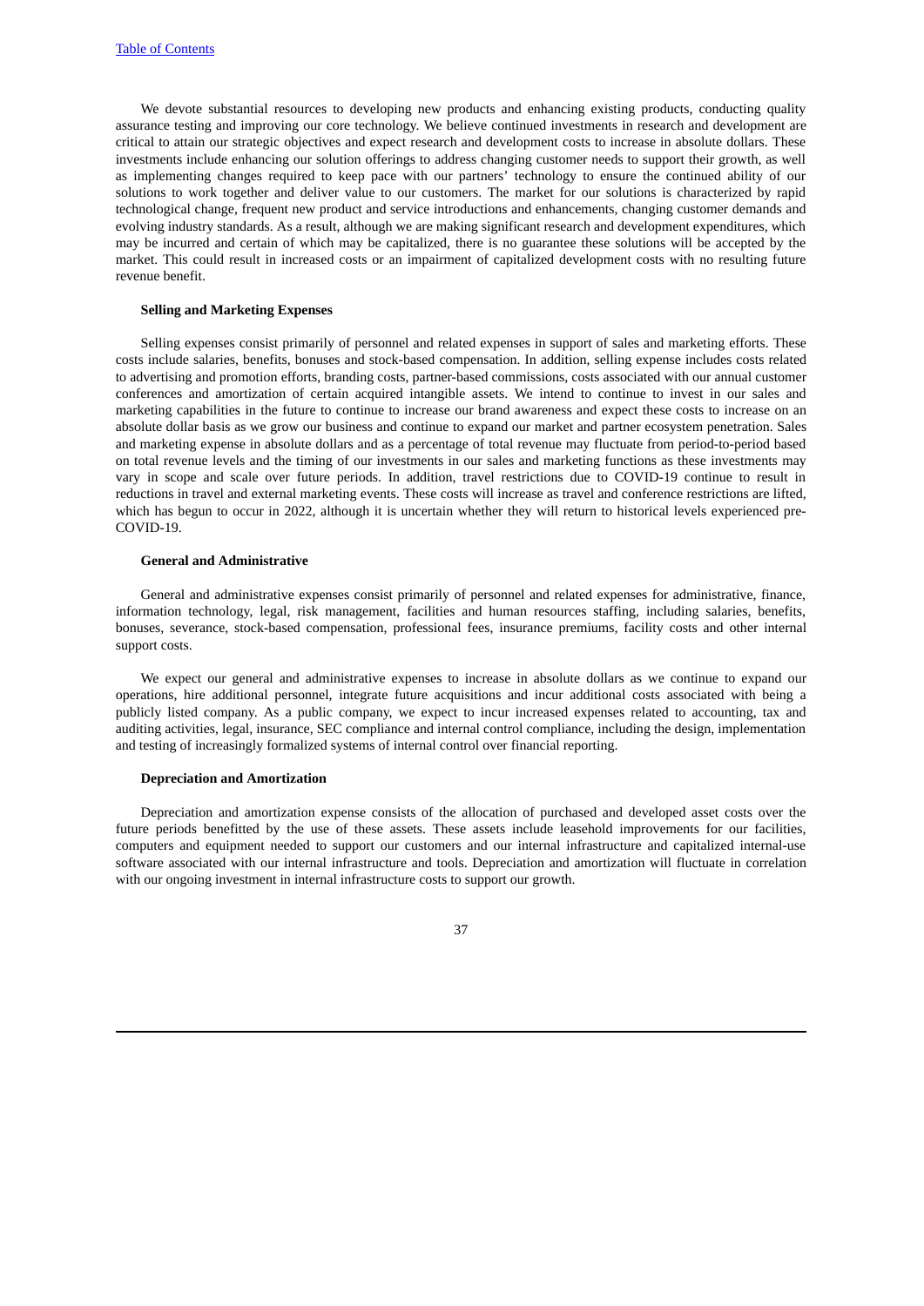We devote substantial resources to developing new products and enhancing existing products, conducting quality assurance testing and improving our core technology. We believe continued investments in research and development are critical to attain our strategic objectives and expect research and development costs to increase in absolute dollars. These investments include enhancing our solution offerings to address changing customer needs to support their growth, as well as implementing changes required to keep pace with our partners' technology to ensure the continued ability of our solutions to work together and deliver value to our customers. The market for our solutions is characterized by rapid technological change, frequent new product and service introductions and enhancements, changing customer demands and evolving industry standards. As a result, although we are making significant research and development expenditures, which may be incurred and certain of which may be capitalized, there is no guarantee these solutions will be accepted by the market. This could result in increased costs or an impairment of capitalized development costs with no resulting future revenue benefit.

**Selling and Marketing Expenses**

Selling expenses consist primarily of personnel and related expenses in support of sales and marketing efforts. These costs include salaries, benefits, bonuses and stock-based compensation. In addition, selling expense includes costs related to advertising and promotion efforts, branding costs, partner-based commissions, costs associated with our annual customer conferences and amortization of certain acquired intangible assets. We intend to continue to invest in our sales and marketing capabilities in the future to continue to increase our brand awareness and expect these costs to increase on an absolute dollar basis as we grow our business and continue to expand our market and partner ecosystem penetration. Sales and marketing expense in absolute dollars and as a percentage of total revenue may fluctuate from period-to-period based on total revenue levels and the timing of our investments in our sales and marketing functions as these investments may vary in scope and scale over future periods. In addition, travel restrictions due to COVID-19 continue to result in reductions in travel and external marketing events. These costs will increase as travel and conference restrictions are lifted, which has begun to occur in 2022, although it is uncertain whether they will return to historical levels experienced pre-COVID-19.

**General and Administrative**

General and administrative expenses consist primarily of personnel and related expenses for administrative, finance, information technology, legal, risk management, facilities and human resources staffing, including salaries, benefits, bonuses, severance, stock-based compensation, professional fees, insurance premiums, facility costs and other internal support costs.

We expect our general and administrative expenses to increase in absolute dollars as we continue to expand our operations, hire additional personnel, integrate future acquisitions and incur additional costs associated with being a publicly listed company. As a public company, we expect to incur increased expenses related to accounting, tax and auditing activities, legal, insurance, SEC compliance and internal control compliance, including the design, implementation and testing of increasingly formalized systems of internal control over financial reporting.

**Depreciation and Amortization**

Depreciation and amortization expense consists of the allocation of purchased and developed asset costs over the future periods benefitted by the use of these assets. These assets include leasehold improvements for our facilities, computers and equipment needed to support our customers and our internal infrastructure and capitalized internal-use software associated with our internal infrastructure and tools. Depreciation and amortization will fluctuate in correlation with our ongoing investment in internal infrastructure costs to support our growth.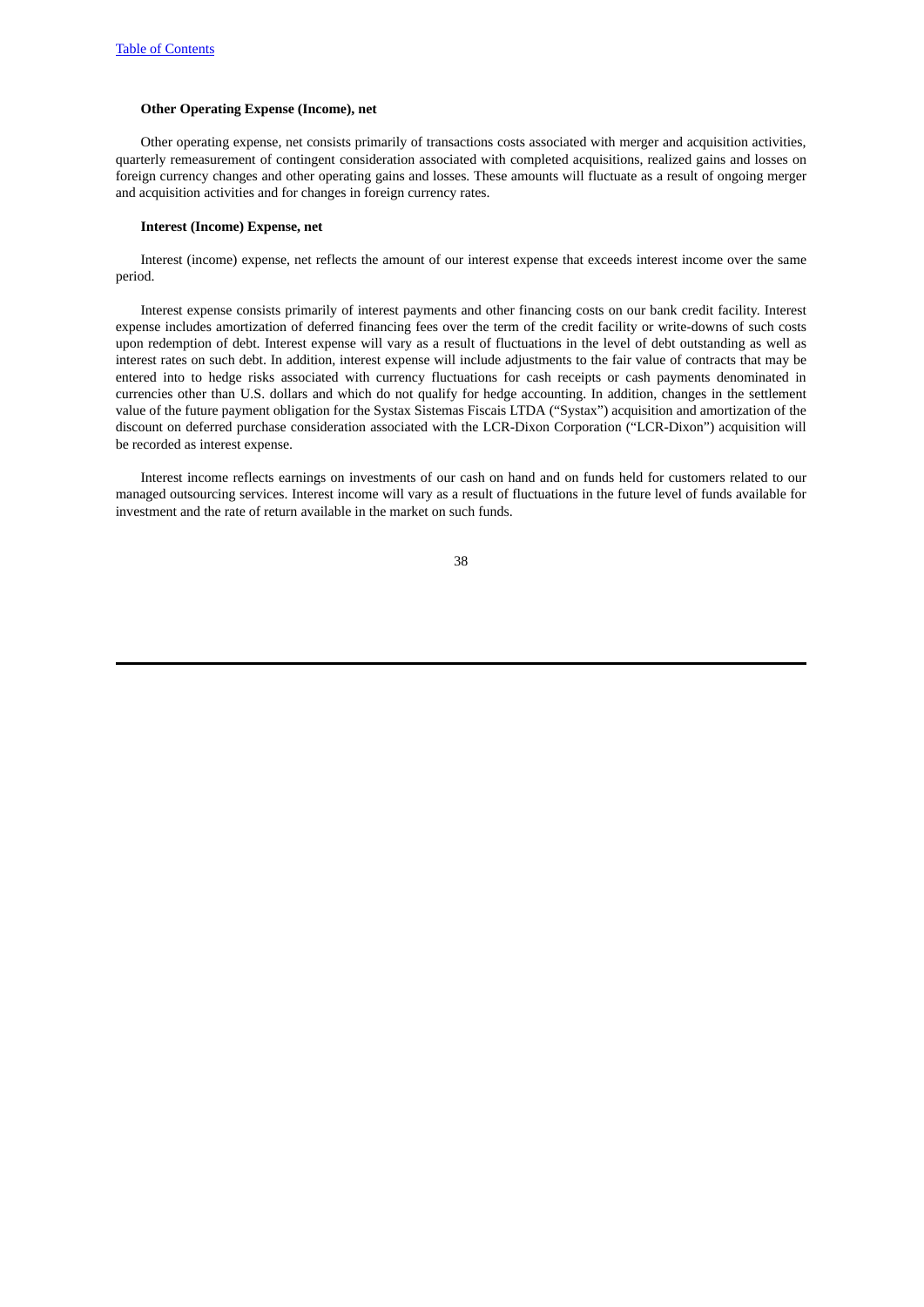**Other Operating Expense (Income), net**

Other operating expense, net consists primarily of transactions costs associated with merger and acquisition activities, quarterly remeasurement of contingent consideration associated with completed acquisitions, realized gains and losses on foreign currency changes and other operating gains and losses. These amounts will fluctuate as a result of ongoing merger and acquisition activities and for changes in foreign currency rates.

**Interest (Income) Expense, net**

Interest (income) expense, net reflects the amount of our interest expense that exceeds interest income over the same period.

Interest expense consists primarily of interest payments and other financing costs on our bank credit facility. Interest expense includes amortization of deferred financing fees over the term of the credit facility or write-downs of such costs upon redemption of debt. Interest expense will vary as a result of fluctuations in the level of debt outstanding as well as interest rates on such debt. In addition, interest expense will include adjustments to the fair value of contracts that may be entered into to hedge risks associated with currency fluctuations for cash receipts or cash payments denominated in currencies other than U.S. dollars and which do not qualify for hedge accounting. In addition, changes in the settlement value of the future payment obligation for the Systax Sistemas Fiscais LTDA ("Systax") acquisition and amortization of the discount on deferred purchase consideration associated with the LCR-Dixon Corporation ("LCR-Dixon") acquisition will be recorded as interest expense.

Interest income reflects earnings on investments of our cash on hand and on funds held for customers related to our managed outsourcing services. Interest income will vary as a result of fluctuations in the future level of funds available for investment and the rate of return available in the market on such funds.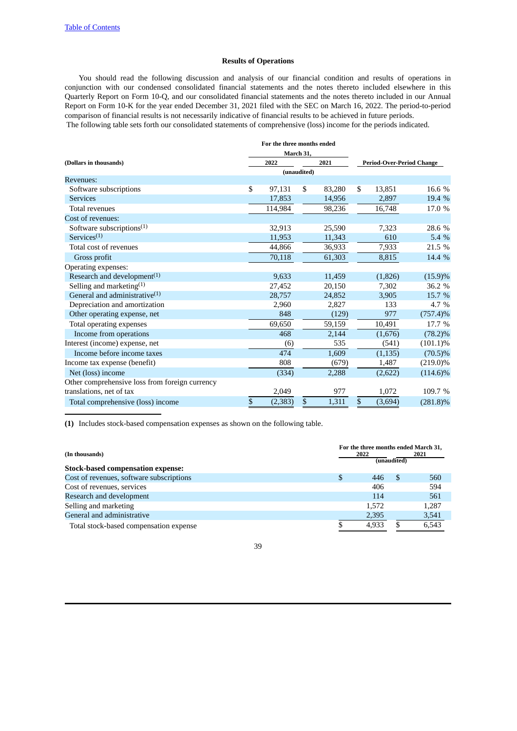[Table of Contents](#)

## Results of Operations

You should read the following discussion and analysis of our financial condition and results of operations in conjunction with our condensed consolidated financial statements and the notes thereto included elsewhere in this Quarterly Report on Form 10-Q, and our consolidated financial statements and the notes thereto included in our Annual Report on Form 10-K for the year ended December 31, 2021 filed with the SEC on March 16, 2022. The period-to-period comparison of financial results is not necessarily indicative of financial results to be achieved in future periods.

The following table sets forth our consolidated statements of comprehensive (loss) income for the periods indicated.

| (Dollars in thousands) | For the three months ended March 31, 2022 | For the three months ended March 31, 2021 | Period-Over-Period Change | |
|---|---|---|---|---|
| | (unaudited) | | | |
| Revenues: | | | | |
| Software subscriptions | $ 97,131 | $ 83,280 | $ 13,851 | 16.6 % |
| Services | 17,853 | 14,956 | 2,897 | 19.4 % |
| Total revenues | 114,984 | 98,236 | 16,748 | 17.0 % |
| Cost of revenues: | | | | |
| Software subscriptions[(1)] | 32,913 | 25,590 | 7,323 | 28.6 % |
| Services[(1)] | 11,953 | 11,343 | 610 | 5.4 % |
| Total cost of revenues | 44,866 | 36,933 | 7,933 | 21.5 % |
| Gross profit | 70,118 | 61,303 | 8,815 | 14.4 % |
| Operating expenses: | | | | |
| Research and development[(1)] | 9,633 | 11,459 | (1,826) | (15.9)% |
| Selling and marketing[(1)] | 27,452 | 20,150 | 7,302 | 36.2 % |
| General and administrative[(1)] | 28,757 | 24,852 | 3,905 | 15.7 % |
| Depreciation and amortization | 2,960 | 2,827 | 133 | 4.7 % |
| Other operating expense, net | 848 | (129) | 977 | (757.4)% |
| Total operating expenses | 69,650 | 59,159 | 10,491 | 17.7 % |
| Income from operations | 468 | 2,144 | (1,676) | (78.2)% |
| Interest (income) expense, net | (6) | 535 | (541) | (101.1)% |
| Income before income taxes | 474 | 1,609 | (1,135) | (70.5)% |
| Income tax expense (benefit) | 808 | (679) | 1,487 | (219.0)% |
| Net (loss) income | (334) | 2,288 | (2,622) | (114.6)% |
| Other comprehensive loss from foreign currency translations, net of tax | 2,049 | 977 | 1,072 | 109.7 % |
| Total comprehensive (loss) income | $ (2,383) | $ 1,311 | $ (3,694) | (281.8)% |

**(1)** Includes stock-based compensation expenses as shown on the following table.

| (In thousands) | For the three months ended March 31, 2022 | For the three months ended March 31, 2021 |
|---|---|---|
| | (unaudited) | |
| **Stock-based compensation expense:** | | |
| Cost of revenues, software subscriptions | $ 446 | $ 560 |
| Cost of revenues, services | 406 | 594 |
| Research and development | 114 | 561 |
| Selling and marketing | 1,572 | 1,287 |
| General and administrative | 2,395 | 3,541 |
| Total stock-based compensation expense | $ 4,933 | $ 6,543 |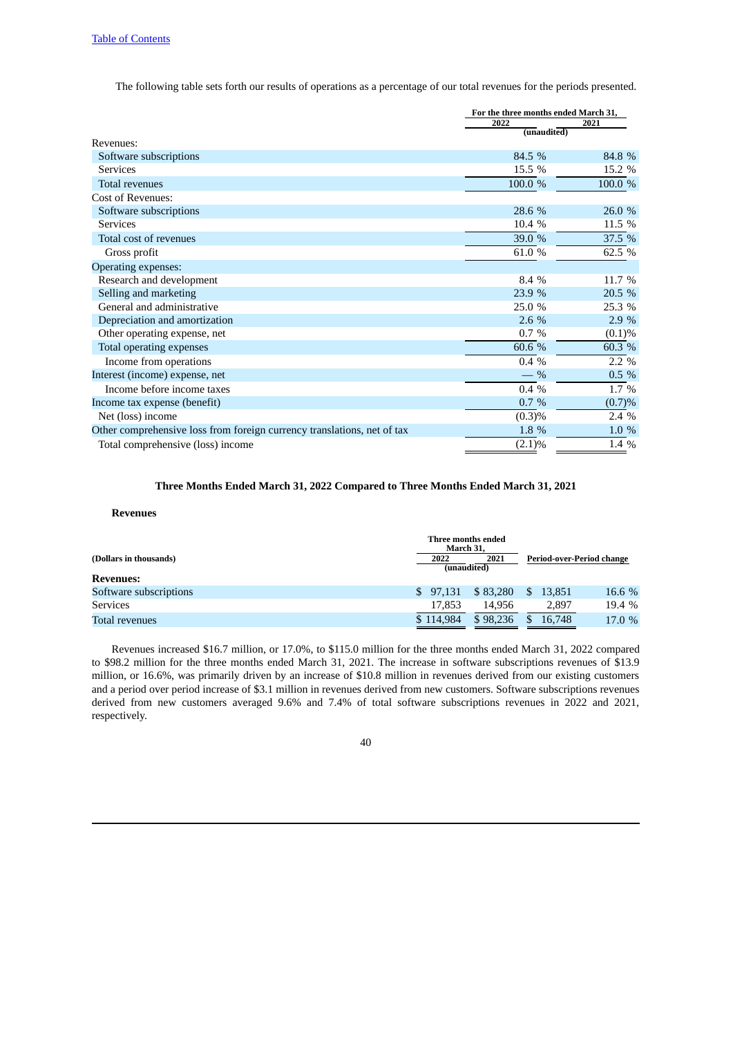The following table sets forth our results of operations as a percentage of our total revenues for the periods presented.

| | For the three months ended March 31, | |
|---|---|---|
| | 2022 | 2021 |
| | (unaudited) | |
| Revenues: | | |
| Software subscriptions | 84.5 % | 84.8 % |
| Services | 15.5 % | 15.2 % |
| Total revenues | 100.0 % | 100.0 % |
| Cost of Revenues: | | |
| Software subscriptions | 28.6 % | 26.0 % |
| Services | 10.4 % | 11.5 % |
| Total cost of revenues | 39.0 % | 37.5 % |
| Gross profit | 61.0 % | 62.5 % |
| Operating expenses: | | |
| Research and development | 8.4 % | 11.7 % |
| Selling and marketing | 23.9 % | 20.5 % |
| General and administrative | 25.0 % | 25.3 % |
| Depreciation and amortization | 2.6 % | 2.9 % |
| Other operating expense, net | 0.7 % | (0.1)% |
| Total operating expenses | 60.6 % | 60.3 % |
| Income from operations | 0.4 % | 2.2 % |
| Interest (income) expense, net | — % | 0.5 % |
| Income before income taxes | 0.4 % | 1.7 % |
| Income tax expense (benefit) | 0.7 % | (0.7)% |
| Net (loss) income | (0.3)% | 2.4 % |
| Other comprehensive loss from foreign currency translations, net of tax | 1.8 % | 1.0 % |
| Total comprehensive (loss) income | (2.1)% | 1.4 % |

## Three Months Ended March 31, 2022 Compared to Three Months Ended March 31, 2021

### Revenues

| (Dollars in thousands) | Three months ended March 31, 2022 | Three months ended March 31, 2021 | Period-over-Period change | |
|---|---|---|---|---|
| | (unaudited) | | | |
| **Revenues:** | | | | |
| Software subscriptions | $ 97,131 | $ 83,280 | $ 13,851 | 16.6 % |
| Services | 17,853 | 14,956 | 2,897 | 19.4 % |
| Total revenues | $ 114,984 | $ 98,236 | $ 16,748 | 17.0 % |

Revenues increased $16.7 million, or 17.0%, to $115.0 million for the three months ended March 31, 2022 compared to $98.2 million for the three months ended March 31, 2021. The increase in software subscriptions revenues of $13.9 million, or 16.6%, was primarily driven by an increase of $10.8 million in revenues derived from our existing customers and a period over period increase of $3.1 million in revenues derived from new customers. Software subscriptions revenues derived from new customers averaged 9.6% and 7.4% of total software subscriptions revenues in 2022 and 2021, respectively.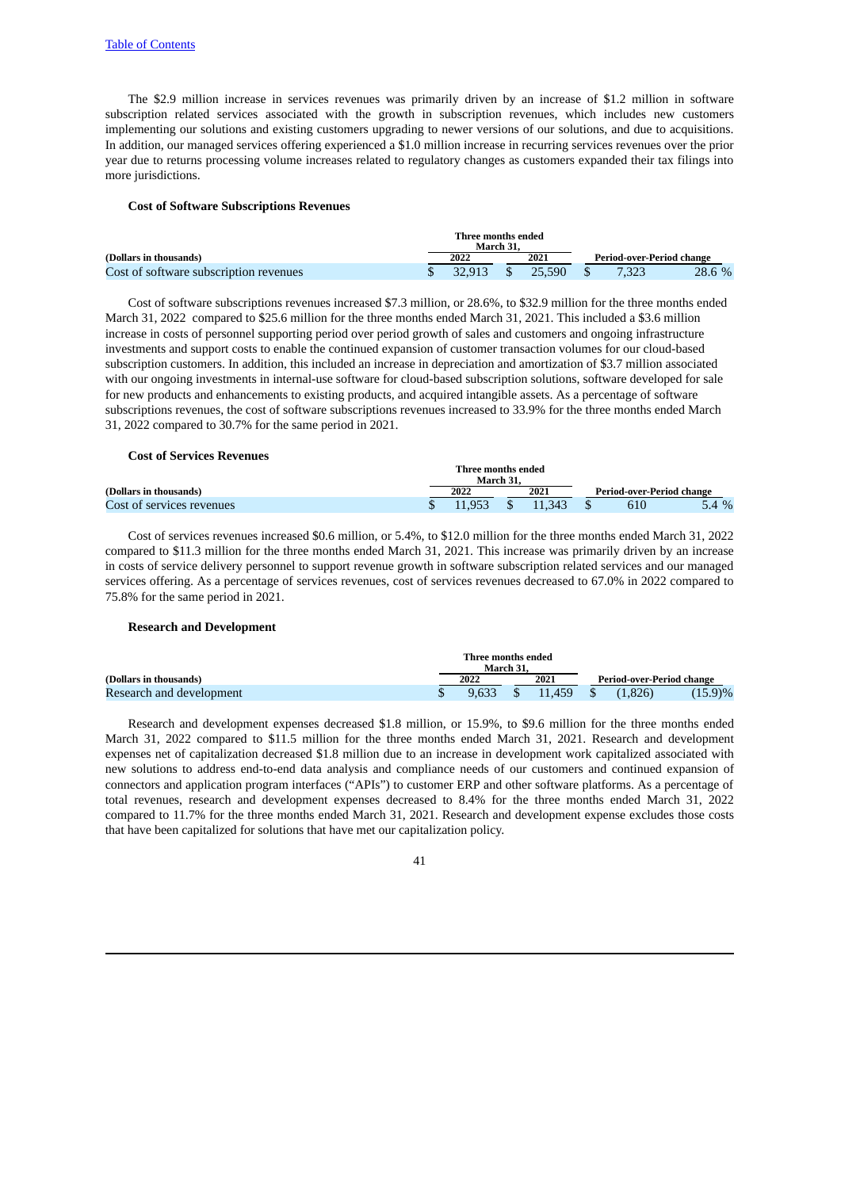The $2.9 million increase in services revenues was primarily driven by an increase of $1.2 million in software subscription related services associated with the growth in subscription revenues, which includes new customers implementing our solutions and existing customers upgrading to newer versions of our solutions, and due to acquisitions. In addition, our managed services offering experienced a $1.0 million increase in recurring services revenues over the prior year due to returns processing volume increases related to regulatory changes as customers expanded their tax filings into more jurisdictions.

### Cost of Software Subscriptions Revenues

| (Dollars in thousands) | Three months ended March 31, 2022 | Three months ended March 31, 2021 | Period-over-Period change | |
|---|---|---|---|---|
| Cost of software subscription revenues | $ 32,913 | $ 25,590 | $ 7,323 | 28.6 % |

Cost of software subscriptions revenues increased $7.3 million, or 28.6%, to $32.9 million for the three months ended March 31, 2022 compared to $25.6 million for the three months ended March 31, 2021. This included a $3.6 million increase in costs of personnel supporting period over period growth of sales and customers and ongoing infrastructure investments and support costs to enable the continued expansion of customer transaction volumes for our cloud-based subscription customers. In addition, this included an increase in depreciation and amortization of $3.7 million associated with our ongoing investments in internal-use software for cloud-based subscription solutions, software developed for sale for new products and enhancements to existing products, and acquired intangible assets. As a percentage of software subscriptions revenues, the cost of software subscriptions revenues increased to 33.9% for the three months ended March 31, 2022 compared to 30.7% for the same period in 2021.

### Cost of Services Revenues

| (Dollars in thousands) | Three months ended March 31, 2022 | Three months ended March 31, 2021 | Period-over-Period change | |
|---|---|---|---|---|
| Cost of services revenues | $ 11,953 | $ 11,343 | $ 610 | 5.4 % |

Cost of services revenues increased $0.6 million, or 5.4%, to $12.0 million for the three months ended March 31, 2022 compared to $11.3 million for the three months ended March 31, 2021. This increase was primarily driven by an increase in costs of service delivery personnel to support revenue growth in software subscription related services and our managed services offering. As a percentage of services revenues, cost of services revenues decreased to 67.0% in 2022 compared to 75.8% for the same period in 2021.

### Research and Development

| (Dollars in thousands) | Three months ended March 31, 2022 | Three months ended March 31, 2021 | Period-over-Period change | |
|---|---|---|---|---|
| Research and development | $ 9,633 | $ 11,459 | $ (1,826) | (15.9)% |

Research and development expenses decreased $1.8 million, or 15.9%, to $9.6 million for the three months ended March 31, 2022 compared to $11.5 million for the three months ended March 31, 2021. Research and development expenses net of capitalization decreased $1.8 million due to an increase in development work capitalized associated with new solutions to address end-to-end data analysis and compliance needs of our customers and continued expansion of connectors and application program interfaces ("APIs") to customer ERP and other software platforms. As a percentage of total revenues, research and development expenses decreased to 8.4% for the three months ended March 31, 2022 compared to 11.7% for the three months ended March 31, 2021. Research and development expense excludes those costs that have been capitalized for solutions that have met our capitalization policy.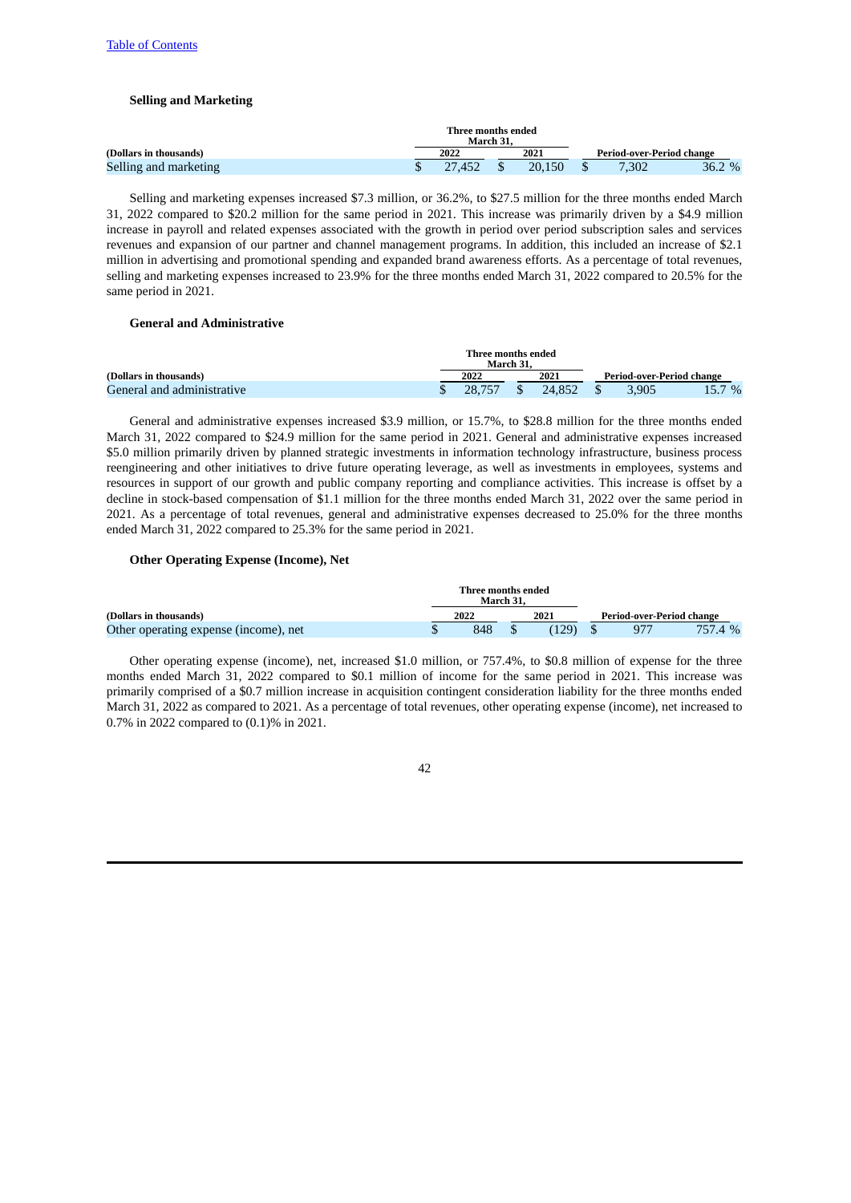[Table of Contents](#)

### Selling and Marketing

| (Dollars in thousands) | Three months ended March 31, 2022 | Three months ended March 31, 2021 | Period-over-Period change | |
|---|---|---|---|---|
| Selling and marketing | $ 27,452 | $ 20,150 | $ 7,302 | 36.2 % |

Selling and marketing expenses increased $7.3 million, or 36.2%, to $27.5 million for the three months ended March 31, 2022 compared to $20.2 million for the same period in 2021. This increase was primarily driven by a $4.9 million increase in payroll and related expenses associated with the growth in period over period subscription sales and services revenues and expansion of our partner and channel management programs. In addition, this included an increase of $2.1 million in advertising and promotional spending and expanded brand awareness efforts. As a percentage of total revenues, selling and marketing expenses increased to 23.9% for the three months ended March 31, 2022 compared to 20.5% for the same period in 2021.

### General and Administrative

| (Dollars in thousands) | Three months ended March 31, 2022 | Three months ended March 31, 2021 | Period-over-Period change | |
|---|---|---|---|---|
| General and administrative | $ 28,757 | $ 24,852 | $ 3,905 | 15.7 % |

General and administrative expenses increased $3.9 million, or 15.7%, to $28.8 million for the three months ended March 31, 2022 compared to $24.9 million for the same period in 2021. General and administrative expenses increased $5.0 million primarily driven by planned strategic investments in information technology infrastructure, business process reengineering and other initiatives to drive future operating leverage, as well as investments in employees, systems and resources in support of our growth and public company reporting and compliance activities. This increase is offset by a decline in stock-based compensation of $1.1 million for the three months ended March 31, 2022 over the same period in 2021. As a percentage of total revenues, general and administrative expenses decreased to 25.0% for the three months ended March 31, 2022 compared to 25.3% for the same period in 2021.

### Other Operating Expense (Income), Net

| (Dollars in thousands) | Three months ended March 31, 2022 | Three months ended March 31, 2021 | Period-over-Period change | |
|---|---|---|---|---|
| Other operating expense (income), net | $ 848 | $ (129) | $ 977 | 757.4 % |

Other operating expense (income), net, increased $1.0 million, or 757.4%, to $0.8 million of expense for the three months ended March 31, 2022 compared to $0.1 million of income for the same period in 2021. This increase was primarily comprised of a $0.7 million increase in acquisition contingent consideration liability for the three months ended March 31, 2022 as compared to 2021. As a percentage of total revenues, other operating expense (income), net increased to 0.7% in 2022 compared to (0.1)% in 2021.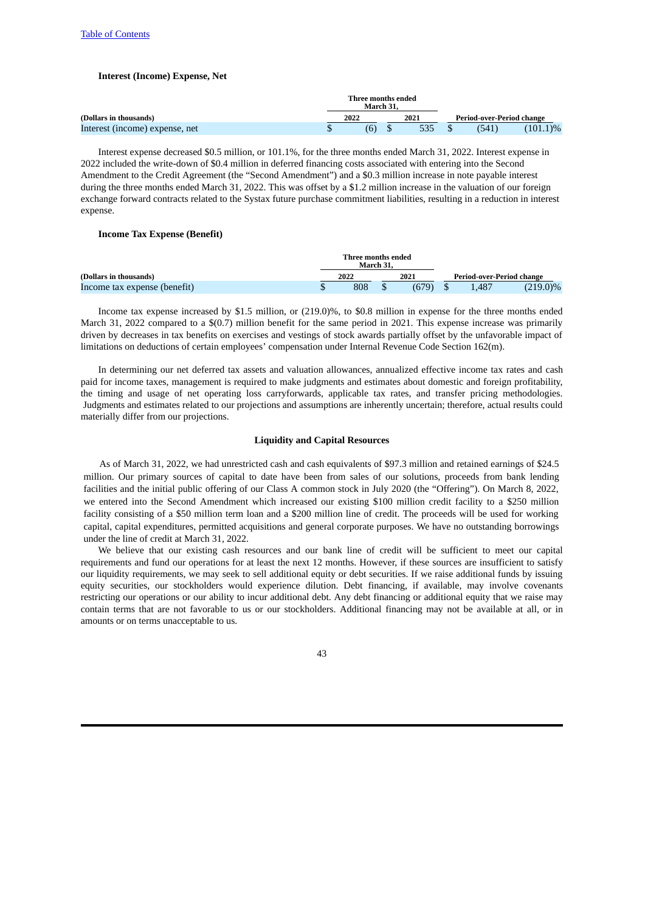### Interest (Income) Expense, Net

| (Dollars in thousands) | Three months ended March 31, 2022 | Three months ended March 31, 2021 | Period-over-Period change | |
|---|---|---|---|---|
| Interest (income) expense, net | $ (6) | $ 535 | $ (541) | (101.1)% |

Interest expense decreased $0.5 million, or 101.1%, for the three months ended March 31, 2022. Interest expense in 2022 included the write-down of $0.4 million in deferred financing costs associated with entering into the Second Amendment to the Credit Agreement (the "Second Amendment") and a $0.3 million increase in note payable interest during the three months ended March 31, 2022. This was offset by a $1.2 million increase in the valuation of our foreign exchange forward contracts related to the Systax future purchase commitment liabilities, resulting in a reduction in interest expense.

### Income Tax Expense (Benefit)

| (Dollars in thousands) | Three months ended March 31, 2022 | Three months ended March 31, 2021 | Period-over-Period change | |
|---|---|---|---|---|
| Income tax expense (benefit) | $ 808 | $ (679) | $ 1,487 | (219.0)% |

Income tax expense increased by $1.5 million, or (219.0)%, to $0.8 million in expense for the three months ended March 31, 2022 compared to a $(0.7) million benefit for the same period in 2021. This expense increase was primarily driven by decreases in tax benefits on exercises and vestings of stock awards partially offset by the unfavorable impact of limitations on deductions of certain employees' compensation under Internal Revenue Code Section 162(m).

In determining our net deferred tax assets and valuation allowances, annualized effective income tax rates and cash paid for income taxes, management is required to make judgments and estimates about domestic and foreign profitability, the timing and usage of net operating loss carryforwards, applicable tax rates, and transfer pricing methodologies. Judgments and estimates related to our projections and assumptions are inherently uncertain; therefore, actual results could materially differ from our projections.

## Liquidity and Capital Resources

As of March 31, 2022, we had unrestricted cash and cash equivalents of $97.3 million and retained earnings of $24.5 million. Our primary sources of capital to date have been from sales of our solutions, proceeds from bank lending facilities and the initial public offering of our Class A common stock in July 2020 (the "Offering"). On March 8, 2022, we entered into the Second Amendment which increased our existing $100 million credit facility to a $250 million facility consisting of a $50 million term loan and a $200 million line of credit. The proceeds will be used for working capital, capital expenditures, permitted acquisitions and general corporate purposes. We have no outstanding borrowings under the line of credit at March 31, 2022.

We believe that our existing cash resources and our bank line of credit will be sufficient to meet our capital requirements and fund our operations for at least the next 12 months. However, if these sources are insufficient to satisfy our liquidity requirements, we may seek to sell additional equity or debt securities. If we raise additional funds by issuing equity securities, our stockholders would experience dilution. Debt financing, if available, may involve covenants restricting our operations or our ability to incur additional debt. Any debt financing or additional equity that we raise may contain terms that are not favorable to us or our stockholders. Additional financing may not be available at all, or in amounts or on terms unacceptable to us.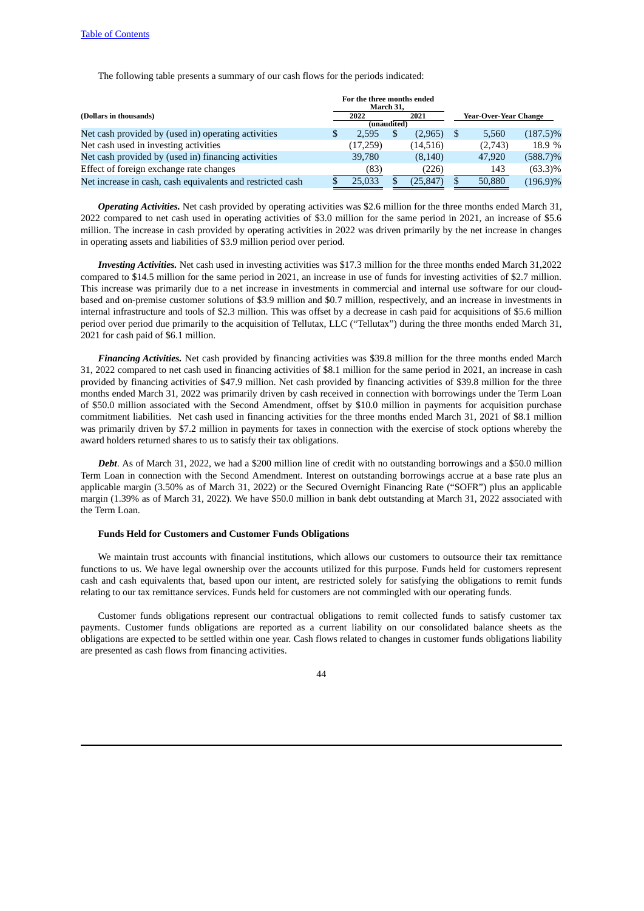The following table presents a summary of our cash flows for the periods indicated:

| (Dollars in thousands) | For the three months ended March 31, 2022 | 2021 | Year-Over-Year Change | |
|---|---|---|---|---|
| | (unaudited) | | | |
| Net cash provided by (used in) operating activities | $ 2,595 | $ (2,965) | $ 5,560 | (187.5)% |
| Net cash used in investing activities | (17,259) | (14,516) | (2,743) | 18.9 % |
| Net cash provided by (used in) financing activities | 39,780 | (8,140) | 47,920 | (588.7)% |
| Effect of foreign exchange rate changes | (83) | (226) | 143 | (63.3)% |
| Net increase in cash, cash equivalents and restricted cash | $ 25,033 | $ (25,847) | $ 50,880 | (196.9)% |

***Operating Activities.*** Net cash provided by operating activities was $2.6 million for the three months ended March 31, 2022 compared to net cash used in operating activities of $3.0 million for the same period in 2021, an increase of $5.6 million. The increase in cash provided by operating activities in 2022 was driven primarily by the net increase in changes in operating assets and liabilities of $3.9 million period over period.

***Investing Activities.*** Net cash used in investing activities was $17.3 million for the three months ended March 31,2022 compared to $14.5 million for the same period in 2021, an increase in use of funds for investing activities of $2.7 million. This increase was primarily due to a net increase in investments in commercial and internal use software for our cloud-based and on-premise customer solutions of $3.9 million and $0.7 million, respectively, and an increase in investments in internal infrastructure and tools of $2.3 million. This was offset by a decrease in cash paid for acquisitions of $5.6 million period over period due primarily to the acquisition of Tellutax, LLC ("Tellutax") during the three months ended March 31, 2021 for cash paid of $6.1 million.

***Financing Activities.*** Net cash provided by financing activities was $39.8 million for the three months ended March 31, 2022 compared to net cash used in financing activities of $8.1 million for the same period in 2021, an increase in cash provided by financing activities of $47.9 million. Net cash provided by financing activities of $39.8 million for the three months ended March 31, 2022 was primarily driven by cash received in connection with borrowings under the Term Loan of $50.0 million associated with the Second Amendment, offset by $10.0 million in payments for acquisition purchase commitment liabilities. Net cash used in financing activities for the three months ended March 31, 2021 of $8.1 million was primarily driven by $7.2 million in payments for taxes in connection with the exercise of stock options whereby the award holders returned shares to us to satisfy their tax obligations.

***Debt***. As of March 31, 2022, we had a $200 million line of credit with no outstanding borrowings and a $50.0 million Term Loan in connection with the Second Amendment. Interest on outstanding borrowings accrue at a base rate plus an applicable margin (3.50% as of March 31, 2022) or the Secured Overnight Financing Rate ("SOFR") plus an applicable margin (1.39% as of March 31, 2022). We have $50.0 million in bank debt outstanding at March 31, 2022 associated with the Term Loan.

**Funds Held for Customers and Customer Funds Obligations**

We maintain trust accounts with financial institutions, which allows our customers to outsource their tax remittance functions to us. We have legal ownership over the accounts utilized for this purpose. Funds held for customers represent cash and cash equivalents that, based upon our intent, are restricted solely for satisfying the obligations to remit funds relating to our tax remittance services. Funds held for customers are not commingled with our operating funds.

Customer funds obligations represent our contractual obligations to remit collected funds to satisfy customer tax payments. Customer funds obligations are reported as a current liability on our consolidated balance sheets as the obligations are expected to be settled within one year. Cash flows related to changes in customer funds obligations liability are presented as cash flows from financing activities.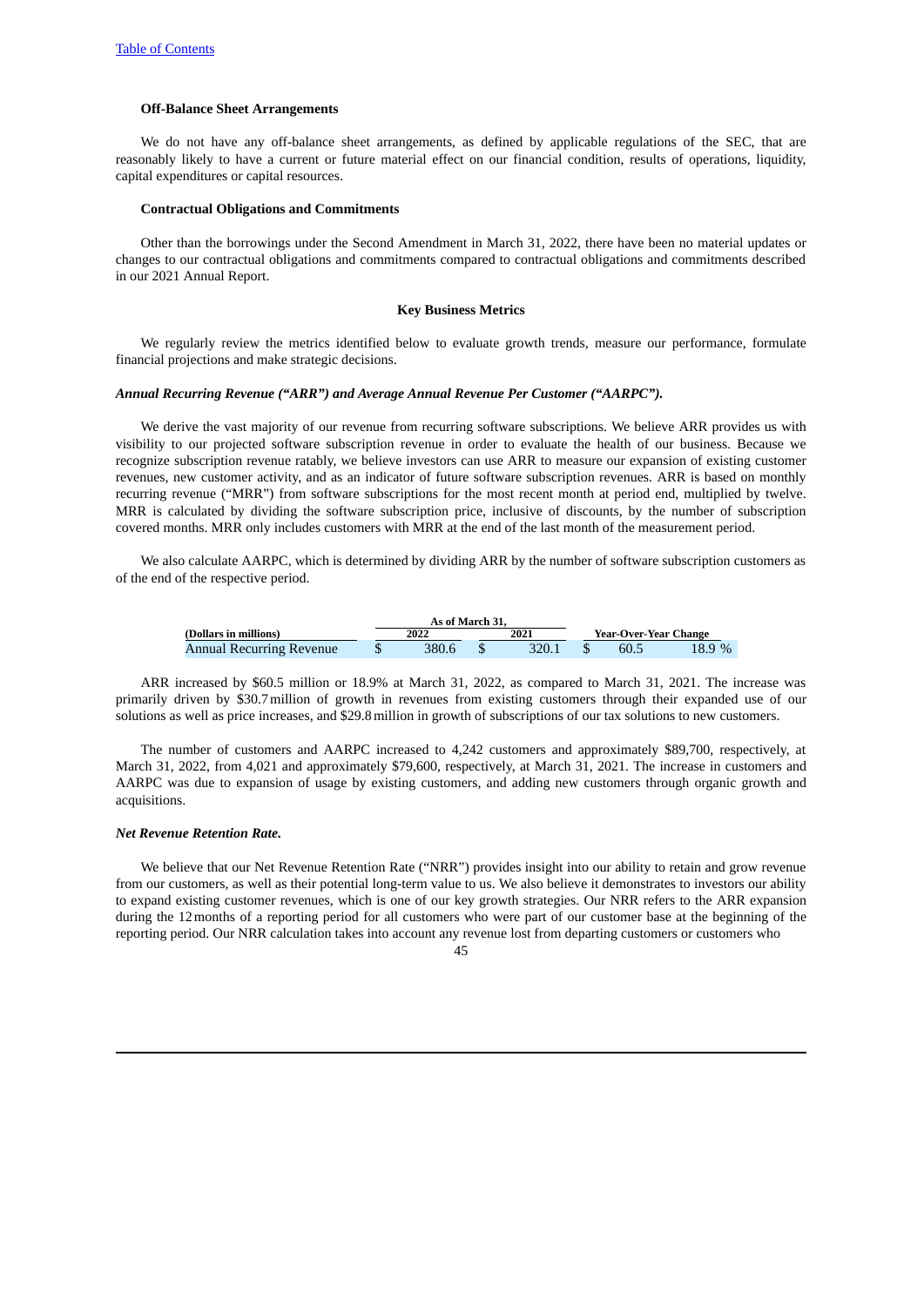[Table of Contents](#)

**Off-Balance Sheet Arrangements**

We do not have any off-balance sheet arrangements, as defined by applicable regulations of the SEC, that are reasonably likely to have a current or future material effect on our financial condition, results of operations, liquidity, capital expenditures or capital resources.

**Contractual Obligations and Commitments**

Other than the borrowings under the Second Amendment in March 31, 2022, there have been no material updates or changes to our contractual obligations and commitments compared to contractual obligations and commitments described in our 2021 Annual Report.

## Key Business Metrics

We regularly review the metrics identified below to evaluate growth trends, measure our performance, formulate financial projections and make strategic decisions.

***Annual Recurring Revenue ("ARR") and Average Annual Revenue Per Customer ("AARPC").***

We derive the vast majority of our revenue from recurring software subscriptions. We believe ARR provides us with visibility to our projected software subscription revenue in order to evaluate the health of our business. Because we recognize subscription revenue ratably, we believe investors can use ARR to measure our expansion of existing customer revenues, new customer activity, and as an indicator of future software subscription revenues. ARR is based on monthly recurring revenue ("MRR") from software subscriptions for the most recent month at period end, multiplied by twelve. MRR is calculated by dividing the software subscription price, inclusive of discounts, by the number of subscription covered months. MRR only includes customers with MRR at the end of the last month of the measurement period.

We also calculate AARPC, which is determined by dividing ARR by the number of software subscription customers as of the end of the respective period.

| | As of March 31, | | Year-Over-Year Change | |
|---|---|---|---|---|
| **(Dollars in millions)** | **2022** | **2021** | | |
| Annual Recurring Revenue | $ 380.6 | $ 320.1 | $ 60.5 | 18.9 % |

ARR increased by $60.5 million or 18.9% at March 31, 2022, as compared to March 31, 2021. The increase was primarily driven by $30.7 million of growth in revenues from existing customers through their expanded use of our solutions as well as price increases, and $29.8 million in growth of subscriptions of our tax solutions to new customers.

The number of customers and AARPC increased to 4,242 customers and approximately $89,700, respectively, at March 31, 2022, from 4,021 and approximately $79,600, respectively, at March 31, 2021. The increase in customers and AARPC was due to expansion of usage by existing customers, and adding new customers through organic growth and acquisitions.

***Net Revenue Retention Rate.***

We believe that our Net Revenue Retention Rate ("NRR") provides insight into our ability to retain and grow revenue from our customers, as well as their potential long-term value to us. We also believe it demonstrates to investors our ability to expand existing customer revenues, which is one of our key growth strategies. Our NRR refers to the ARR expansion during the 12 months of a reporting period for all customers who were part of our customer base at the beginning of the reporting period. Our NRR calculation takes into account any revenue lost from departing customers or customers who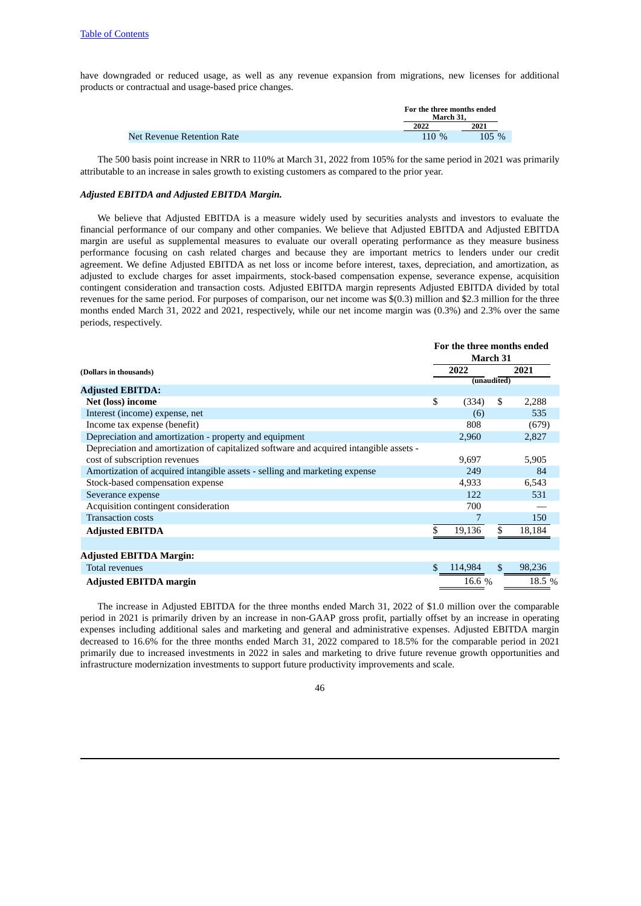have downgraded or reduced usage, as well as any revenue expansion from migrations, new licenses for additional products or contractual and usage-based price changes.

| | For the three months ended March 31, | |
|---|---|---|
| | 2022 | 2021 |
| Net Revenue Retention Rate | 110 % | 105 % |

The 500 basis point increase in NRR to 110% at March 31, 2022 from 105% for the same period in 2021 was primarily attributable to an increase in sales growth to existing customers as compared to the prior year.

***Adjusted EBITDA and Adjusted EBITDA Margin.***

We believe that Adjusted EBITDA is a measure widely used by securities analysts and investors to evaluate the financial performance of our company and other companies. We believe that Adjusted EBITDA and Adjusted EBITDA margin are useful as supplemental measures to evaluate our overall operating performance as they measure business performance focusing on cash related charges and because they are important metrics to lenders under our credit agreement. We define Adjusted EBITDA as net loss or income before interest, taxes, depreciation, and amortization, as adjusted to exclude charges for asset impairments, stock-based compensation expense, severance expense, acquisition contingent consideration and transaction costs. Adjusted EBITDA margin represents Adjusted EBITDA divided by total revenues for the same period. For purposes of comparison, our net income was $(0.3) million and $2.3 million for the three months ended March 31, 2022 and 2021, respectively, while our net income margin was (0.3%) and 2.3% over the same periods, respectively.

| (Dollars in thousands) | For the three months ended March 31 2022 | 2021 |
|---|---|---|
| | (unaudited) | |
| **Adjusted EBITDA:** | | |
| **Net (loss) income** | $ (334) | $ 2,288 |
| Interest (income) expense, net | (6) | 535 |
| Income tax expense (benefit) | 808 | (679) |
| Depreciation and amortization - property and equipment | 2,960 | 2,827 |
| Depreciation and amortization of capitalized software and acquired intangible assets - cost of subscription revenues | 9,697 | 5,905 |
| Amortization of acquired intangible assets - selling and marketing expense | 249 | 84 |
| Stock-based compensation expense | 4,933 | 6,543 |
| Severance expense | 122 | 531 |
| Acquisition contingent consideration | 700 | — |
| Transaction costs | 7 | 150 |
| **Adjusted EBITDA** | $ 19,136 | $ 18,184 |
| | | |
| **Adjusted EBITDA Margin:** | | |
| Total revenues | $ 114,984 | $ 98,236 |
| **Adjusted EBITDA margin** | 16.6 % | 18.5 % |

The increase in Adjusted EBITDA for the three months ended March 31, 2022 of $1.0 million over the comparable period in 2021 is primarily driven by an increase in non-GAAP gross profit, partially offset by an increase in operating expenses including additional sales and marketing and general and administrative expenses. Adjusted EBITDA margin decreased to 16.6% for the three months ended March 31, 2022 compared to 18.5% for the comparable period in 2021 primarily due to increased investments in 2022 in sales and marketing to drive future revenue growth opportunities and infrastructure modernization investments to support future productivity improvements and scale.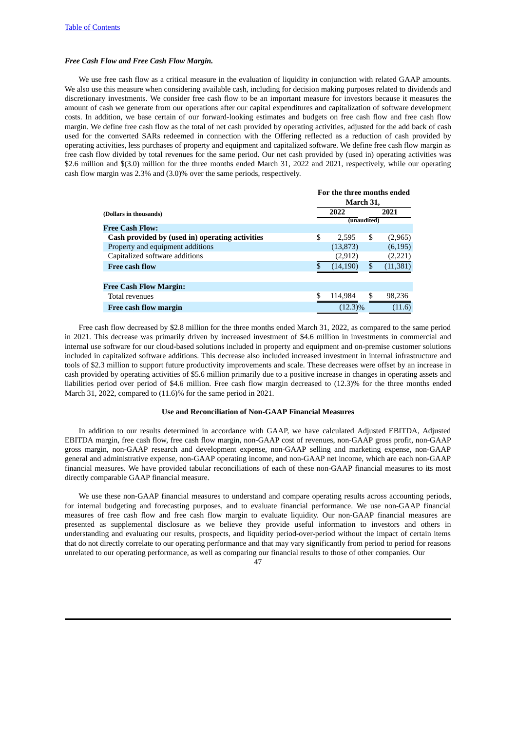[Table of Contents](#)

***Free Cash Flow and Free Cash Flow Margin.***

We use free cash flow as a critical measure in the evaluation of liquidity in conjunction with related GAAP amounts. We also use this measure when considering available cash, including for decision making purposes related to dividends and discretionary investments. We consider free cash flow to be an important measure for investors because it measures the amount of cash we generate from our operations after our capital expenditures and capitalization of software development costs. In addition, we base certain of our forward-looking estimates and budgets on free cash flow and free cash flow margin. We define free cash flow as the total of net cash provided by operating activities, adjusted for the add back of cash used for the converted SARs redeemed in connection with the Offering reflected as a reduction of cash provided by operating activities, less purchases of property and equipment and capitalized software. We define free cash flow margin as free cash flow divided by total revenues for the same period. Our net cash provided by (used in) operating activities was $2.6 million and $(3.0) million for the three months ended March 31, 2022 and 2021, respectively, while our operating cash flow margin was 2.3% and (3.0)% over the same periods, respectively.

| (Dollars in thousands) | For the three months ended March 31, 2022 | 2021 |
|---|---|---|
| | (unaudited) | |
| **Free Cash Flow:** | | |
| **Cash provided by (used in) operating activities** | $ 2,595 | $ (2,965) |
| Property and equipment additions | (13,873) | (6,195) |
| Capitalized software additions | (2,912) | (2,221) |
| **Free cash flow** | $ (14,190) | $ (11,381) |
| | | |
| **Free Cash Flow Margin:** | | |
| Total revenues | $ 114,984 | $ 98,236 |
| **Free cash flow margin** | (12.3)% | (11.6) |

Free cash flow decreased by $2.8 million for the three months ended March 31, 2022, as compared to the same period in 2021. This decrease was primarily driven by increased investment of $4.6 million in investments in commercial and internal use software for our cloud-based solutions included in property and equipment and on-premise customer solutions included in capitalized software additions. This decrease also included increased investment in internal infrastructure and tools of $2.3 million to support future productivity improvements and scale. These decreases were offset by an increase in cash provided by operating activities of $5.6 million primarily due to a positive increase in changes in operating assets and liabilities period over period of $4.6 million. Free cash flow margin decreased to (12.3)% for the three months ended March 31, 2022, compared to (11.6)% for the same period in 2021.

### Use and Reconciliation of Non-GAAP Financial Measures

In addition to our results determined in accordance with GAAP, we have calculated Adjusted EBITDA, Adjusted EBITDA margin, free cash flow, free cash flow margin, non-GAAP cost of revenues, non-GAAP gross profit, non-GAAP gross margin, non-GAAP research and development expense, non-GAAP selling and marketing expense, non-GAAP general and administrative expense, non-GAAP operating income, and non-GAAP net income, which are each non-GAAP financial measures. We have provided tabular reconciliations of each of these non-GAAP financial measures to its most directly comparable GAAP financial measure.

We use these non-GAAP financial measures to understand and compare operating results across accounting periods, for internal budgeting and forecasting purposes, and to evaluate financial performance. We use non-GAAP financial measures of free cash flow and free cash flow margin to evaluate liquidity. Our non-GAAP financial measures are presented as supplemental disclosure as we believe they provide useful information to investors and others in understanding and evaluating our results, prospects, and liquidity period-over-period without the impact of certain items that do not directly correlate to our operating performance and that may vary significantly from period to period for reasons unrelated to our operating performance, as well as comparing our financial results to those of other companies. Our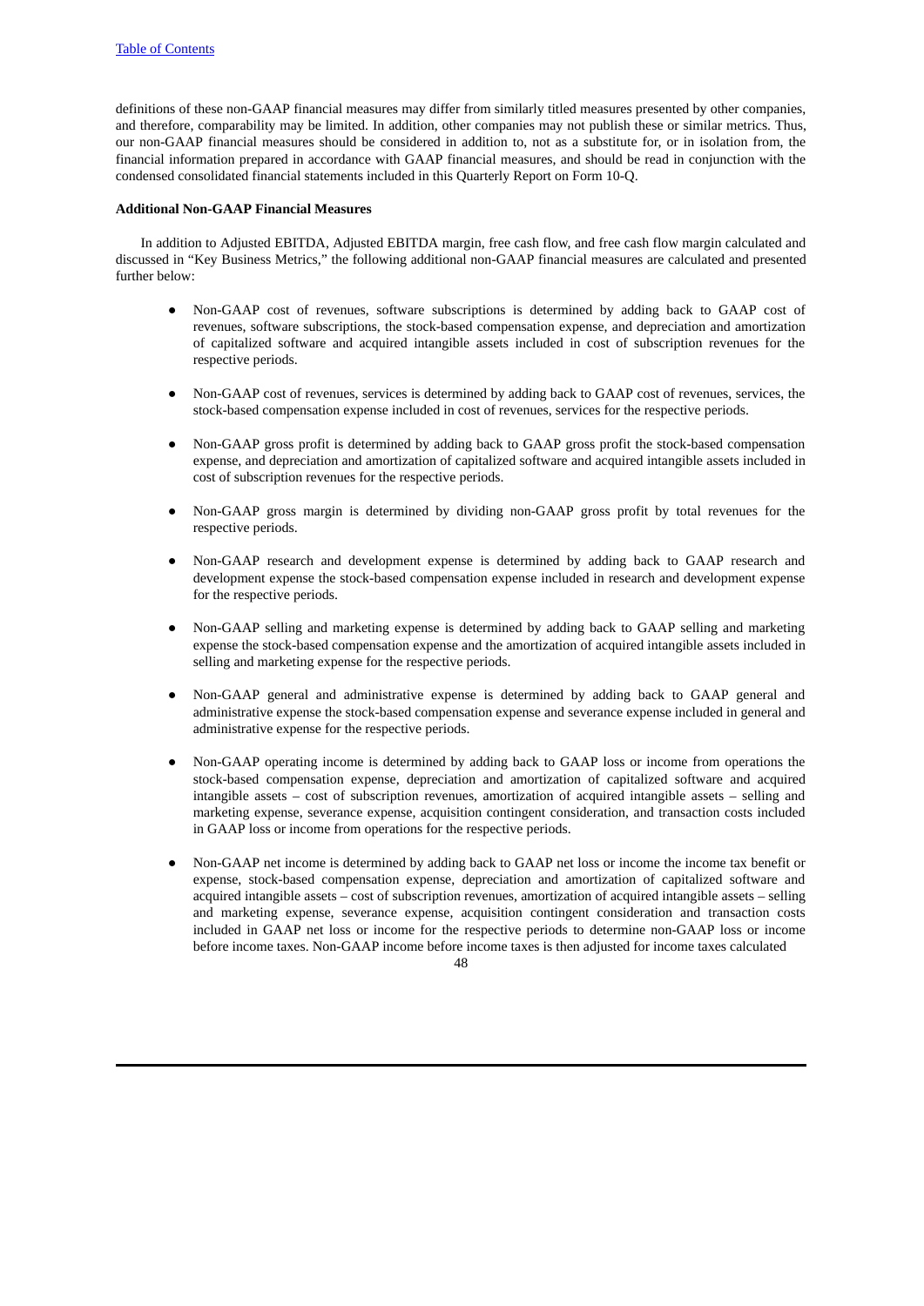definitions of these non-GAAP financial measures may differ from similarly titled measures presented by other companies, and therefore, comparability may be limited. In addition, other companies may not publish these or similar metrics. Thus, our non-GAAP financial measures should be considered in addition to, not as a substitute for, or in isolation from, the financial information prepared in accordance with GAAP financial measures, and should be read in conjunction with the condensed consolidated financial statements included in this Quarterly Report on Form 10-Q.

**Additional Non-GAAP Financial Measures**

In addition to Adjusted EBITDA, Adjusted EBITDA margin, free cash flow, and free cash flow margin calculated and discussed in "Key Business Metrics," the following additional non-GAAP financial measures are calculated and presented further below:

- Non-GAAP cost of revenues, software subscriptions is determined by adding back to GAAP cost of revenues, software subscriptions, the stock-based compensation expense, and depreciation and amortization of capitalized software and acquired intangible assets included in cost of subscription revenues for the respective periods.

- Non-GAAP cost of revenues, services is determined by adding back to GAAP cost of revenues, services, the stock-based compensation expense included in cost of revenues, services for the respective periods.

- Non-GAAP gross profit is determined by adding back to GAAP gross profit the stock-based compensation expense, and depreciation and amortization of capitalized software and acquired intangible assets included in cost of subscription revenues for the respective periods.

- Non-GAAP gross margin is determined by dividing non-GAAP gross profit by total revenues for the respective periods.

- Non-GAAP research and development expense is determined by adding back to GAAP research and development expense the stock-based compensation expense included in research and development expense for the respective periods.

- Non-GAAP selling and marketing expense is determined by adding back to GAAP selling and marketing expense the stock-based compensation expense and the amortization of acquired intangible assets included in selling and marketing expense for the respective periods.

- Non-GAAP general and administrative expense is determined by adding back to GAAP general and administrative expense the stock-based compensation expense and severance expense included in general and administrative expense for the respective periods.

- Non-GAAP operating income is determined by adding back to GAAP loss or income from operations the stock-based compensation expense, depreciation and amortization of capitalized software and acquired intangible assets – cost of subscription revenues, amortization of acquired intangible assets – selling and marketing expense, severance expense, acquisition contingent consideration, and transaction costs included in GAAP loss or income from operations for the respective periods.

- Non-GAAP net income is determined by adding back to GAAP net loss or income the income tax benefit or expense, stock-based compensation expense, depreciation and amortization of capitalized software and acquired intangible assets – cost of subscription revenues, amortization of acquired intangible assets – selling and marketing expense, severance expense, acquisition contingent consideration and transaction costs included in GAAP net loss or income for the respective periods to determine non-GAAP loss or income before income taxes. Non-GAAP income before income taxes is then adjusted for income taxes calculated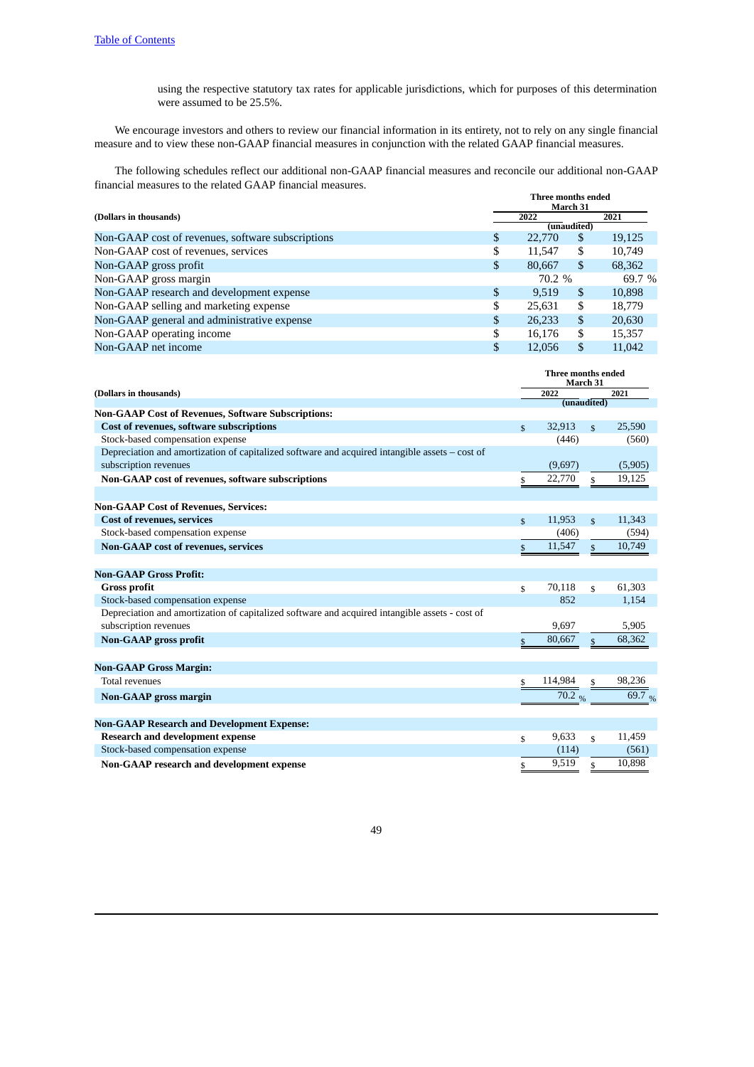using the respective statutory tax rates for applicable jurisdictions, which for purposes of this determination were assumed to be 25.5%.

We encourage investors and others to review our financial information in its entirety, not to rely on any single financial measure and to view these non-GAAP financial measures in conjunction with the related GAAP financial measures.

The following schedules reflect our additional non-GAAP financial measures and reconcile our additional non-GAAP financial measures to the related GAAP financial measures.

| (Dollars in thousands) | Three months ended March 31 2022 | 2021 |
|---|---|---|
| | (unaudited) | |
| Non-GAAP cost of revenues, software subscriptions | $ 22,770 | $ 19,125 |
| Non-GAAP cost of revenues, services | $ 11,547 | $ 10,749 |
| Non-GAAP gross profit | $ 80,667 | $ 68,362 |
| Non-GAAP gross margin | 70.2 % | 69.7 % |
| Non-GAAP research and development expense | $ 9,519 | $ 10,898 |
| Non-GAAP selling and marketing expense | $ 25,631 | $ 18,779 |
| Non-GAAP general and administrative expense | $ 26,233 | $ 20,630 |
| Non-GAAP operating income | $ 16,176 | $ 15,357 |
| Non-GAAP net income | $ 12,056 | $ 11,042 |

| (Dollars in thousands) | Three months ended March 31 2022 | 2021 |
|---|---|---|
| | (unaudited) | |
| **Non-GAAP Cost of Revenues, Software Subscriptions:** | | |
| **Cost of revenues, software subscriptions** | $ 32,913 | $ 25,590 |
| Stock-based compensation expense | (446) | (560) |
| Depreciation and amortization of capitalized software and acquired intangible assets – cost of subscription revenues | (9,697) | (5,905) |
| **Non-GAAP cost of revenues, software subscriptions** | $ 22,770 | $ 19,125 |
| | | |
| **Non-GAAP Cost of Revenues, Services:** | | |
| **Cost of revenues, services** | $ 11,953 | $ 11,343 |
| Stock-based compensation expense | (406) | (594) |
| **Non-GAAP cost of revenues, services** | $ 11,547 | $ 10,749 |
| | | |
| **Non-GAAP Gross Profit:** | | |
| **Gross profit** | $ 70,118 | $ 61,303 |
| Stock-based compensation expense | 852 | 1,154 |
| Depreciation and amortization of capitalized software and acquired intangible assets - cost of subscription revenues | 9,697 | 5,905 |
| **Non-GAAP gross profit** | $ 80,667 | $ 68,362 |
| | | |
| **Non-GAAP Gross Margin:** | | |
| Total revenues | $ 114,984 | $ 98,236 |
| **Non-GAAP gross margin** | 70.2 % | 69.7 % |
| | | |
| **Non-GAAP Research and Development Expense:** | | |
| **Research and development expense** | $ 9,633 | $ 11,459 |
| Stock-based compensation expense | (114) | (561) |
| **Non-GAAP research and development expense** | $ 9,519 | $ 10,898 |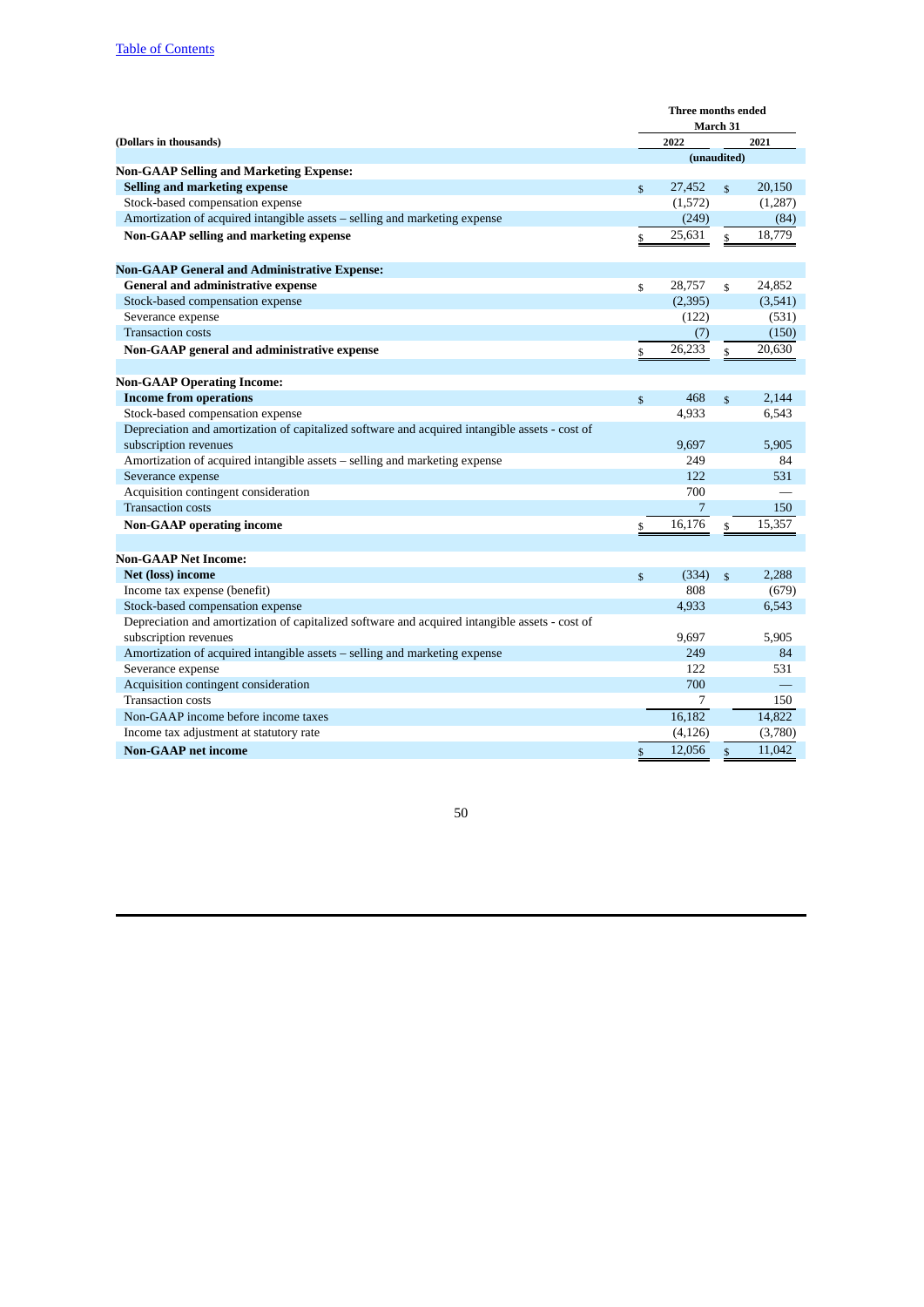| (Dollars in thousands) | Three months ended March 31 | |
|---|---|---|
| | 2022 | 2021 |
| | (unaudited) | |
| **Non-GAAP Selling and Marketing Expense:** | | |
| **Selling and marketing expense** | $ 27,452 | $ 20,150 |
| Stock-based compensation expense | (1,572) | (1,287) |
| Amortization of acquired intangible assets – selling and marketing expense | (249) | (84) |
| **Non-GAAP selling and marketing expense** | $ 25,631 | $ 18,779 |
| | | |
| **Non-GAAP General and Administrative Expense:** | | |
| **General and administrative expense** | $ 28,757 | $ 24,852 |
| Stock-based compensation expense | (2,395) | (3,541) |
| Severance expense | (122) | (531) |
| Transaction costs | (7) | (150) |
| **Non-GAAP general and administrative expense** | $ 26,233 | $ 20,630 |
| | | |
| **Non-GAAP Operating Income:** | | |
| **Income from operations** | $ 468 | $ 2,144 |
| Stock-based compensation expense | 4,933 | 6,543 |
| Depreciation and amortization of capitalized software and acquired intangible assets - cost of subscription revenues | 9,697 | 5,905 |
| Amortization of acquired intangible assets – selling and marketing expense | 249 | 84 |
| Severance expense | 122 | 531 |
| Acquisition contingent consideration | 700 | — |
| Transaction costs | 7 | 150 |
| **Non-GAAP operating income** | $ 16,176 | $ 15,357 |
| | | |
| **Non-GAAP Net Income:** | | |
| **Net (loss) income** | $ (334) | $ 2,288 |
| Income tax expense (benefit) | 808 | (679) |
| Stock-based compensation expense | 4,933 | 6,543 |
| Depreciation and amortization of capitalized software and acquired intangible assets - cost of subscription revenues | 9,697 | 5,905 |
| Amortization of acquired intangible assets – selling and marketing expense | 249 | 84 |
| Severance expense | 122 | 531 |
| Acquisition contingent consideration | 700 | — |
| Transaction costs | 7 | 150 |
| Non-GAAP income before income taxes | 16,182 | 14,822 |
| Income tax adjustment at statutory rate | (4,126) | (3,780) |
| **Non-GAAP net income** | $ 12,056 | $ 11,042 |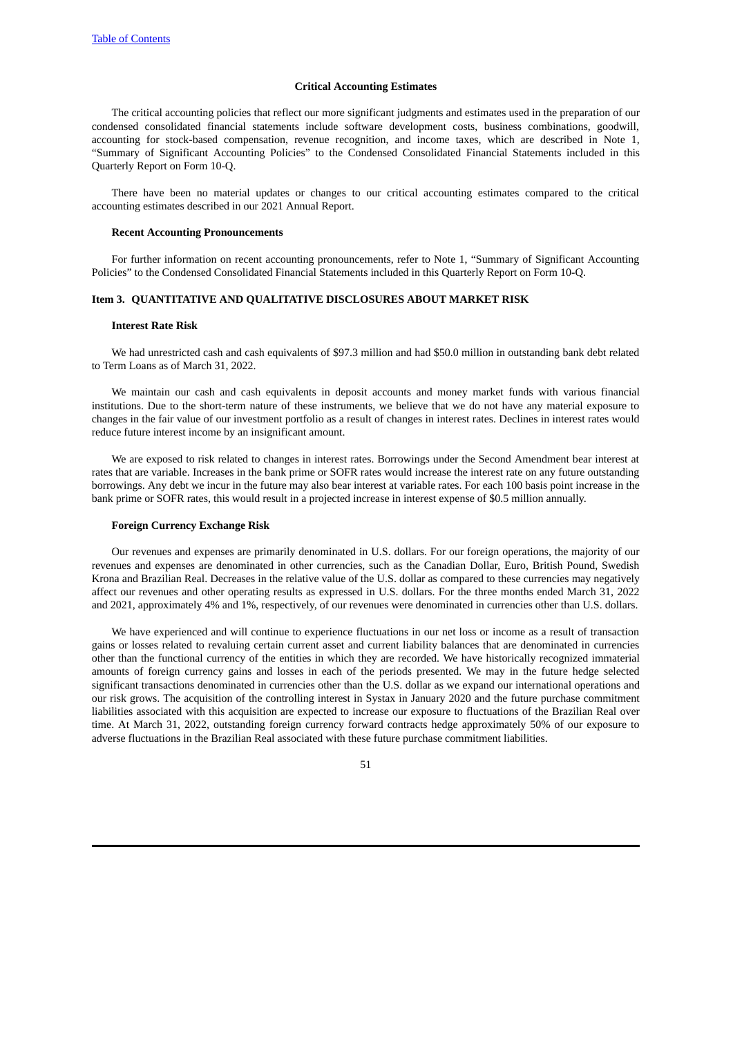### Critical Accounting Estimates

The critical accounting policies that reflect our more significant judgments and estimates used in the preparation of our condensed consolidated financial statements include software development costs, business combinations, goodwill, accounting for stock-based compensation, revenue recognition, and income taxes, which are described in Note 1, "Summary of Significant Accounting Policies" to the Condensed Consolidated Financial Statements included in this Quarterly Report on Form 10-Q.

There have been no material updates or changes to our critical accounting estimates compared to the critical accounting estimates described in our 2021 Annual Report.

### Recent Accounting Pronouncements

For further information on recent accounting pronouncements, refer to Note 1, "Summary of Significant Accounting Policies" to the Condensed Consolidated Financial Statements included in this Quarterly Report on Form 10-Q.

## Item 3. QUANTITATIVE AND QUALITATIVE DISCLOSURES ABOUT MARKET RISK

### Interest Rate Risk

We had unrestricted cash and cash equivalents of $97.3 million and had $50.0 million in outstanding bank debt related to Term Loans as of March 31, 2022.

We maintain our cash and cash equivalents in deposit accounts and money market funds with various financial institutions. Due to the short-term nature of these instruments, we believe that we do not have any material exposure to changes in the fair value of our investment portfolio as a result of changes in interest rates. Declines in interest rates would reduce future interest income by an insignificant amount.

We are exposed to risk related to changes in interest rates. Borrowings under the Second Amendment bear interest at rates that are variable. Increases in the bank prime or SOFR rates would increase the interest rate on any future outstanding borrowings. Any debt we incur in the future may also bear interest at variable rates. For each 100 basis point increase in the bank prime or SOFR rates, this would result in a projected increase in interest expense of $0.5 million annually.

### Foreign Currency Exchange Risk

Our revenues and expenses are primarily denominated in U.S. dollars. For our foreign operations, the majority of our revenues and expenses are denominated in other currencies, such as the Canadian Dollar, Euro, British Pound, Swedish Krona and Brazilian Real. Decreases in the relative value of the U.S. dollar as compared to these currencies may negatively affect our revenues and other operating results as expressed in U.S. dollars. For the three months ended March 31, 2022 and 2021, approximately 4% and 1%, respectively, of our revenues were denominated in currencies other than U.S. dollars.

We have experienced and will continue to experience fluctuations in our net loss or income as a result of transaction gains or losses related to revaluing certain current asset and current liability balances that are denominated in currencies other than the functional currency of the entities in which they are recorded. We have historically recognized immaterial amounts of foreign currency gains and losses in each of the periods presented. We may in the future hedge selected significant transactions denominated in currencies other than the U.S. dollar as we expand our international operations and our risk grows. The acquisition of the controlling interest in Systax in January 2020 and the future purchase commitment liabilities associated with this acquisition are expected to increase our exposure to fluctuations of the Brazilian Real over time. At March 31, 2022, outstanding foreign currency forward contracts hedge approximately 50% of our exposure to adverse fluctuations in the Brazilian Real associated with these future purchase commitment liabilities.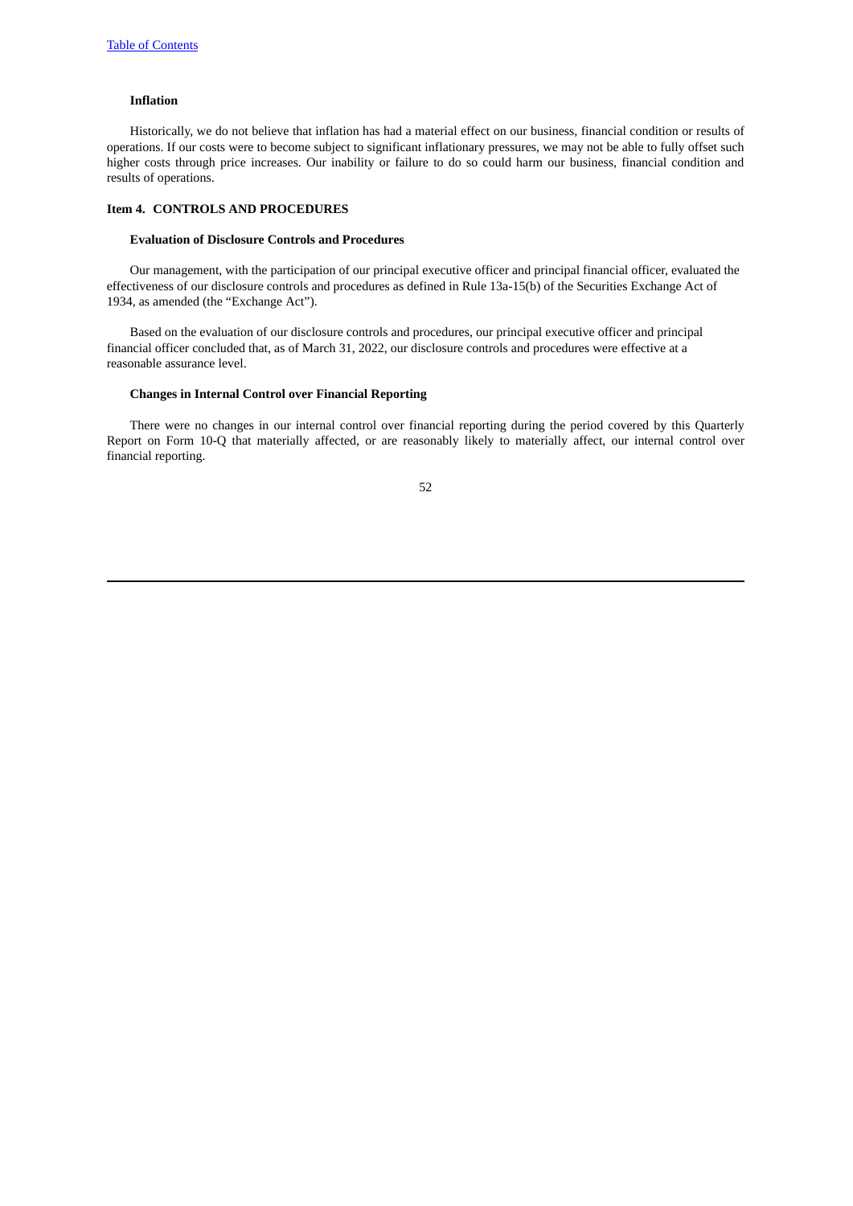### Inflation

Historically, we do not believe that inflation has had a material effect on our business, financial condition or results of operations. If our costs were to become subject to significant inflationary pressures, we may not be able to fully offset such higher costs through price increases. Our inability or failure to do so could harm our business, financial condition and results of operations.

## Item 4. CONTROLS AND PROCEDURES

### Evaluation of Disclosure Controls and Procedures

Our management, with the participation of our principal executive officer and principal financial officer, evaluated the effectiveness of our disclosure controls and procedures as defined in Rule 13a-15(b) of the Securities Exchange Act of 1934, as amended (the "Exchange Act").

Based on the evaluation of our disclosure controls and procedures, our principal executive officer and principal financial officer concluded that, as of March 31, 2022, our disclosure controls and procedures were effective at a reasonable assurance level.

### Changes in Internal Control over Financial Reporting

There were no changes in our internal control over financial reporting during the period covered by this Quarterly Report on Form 10-Q that materially affected, or are reasonably likely to materially affect, our internal control over financial reporting.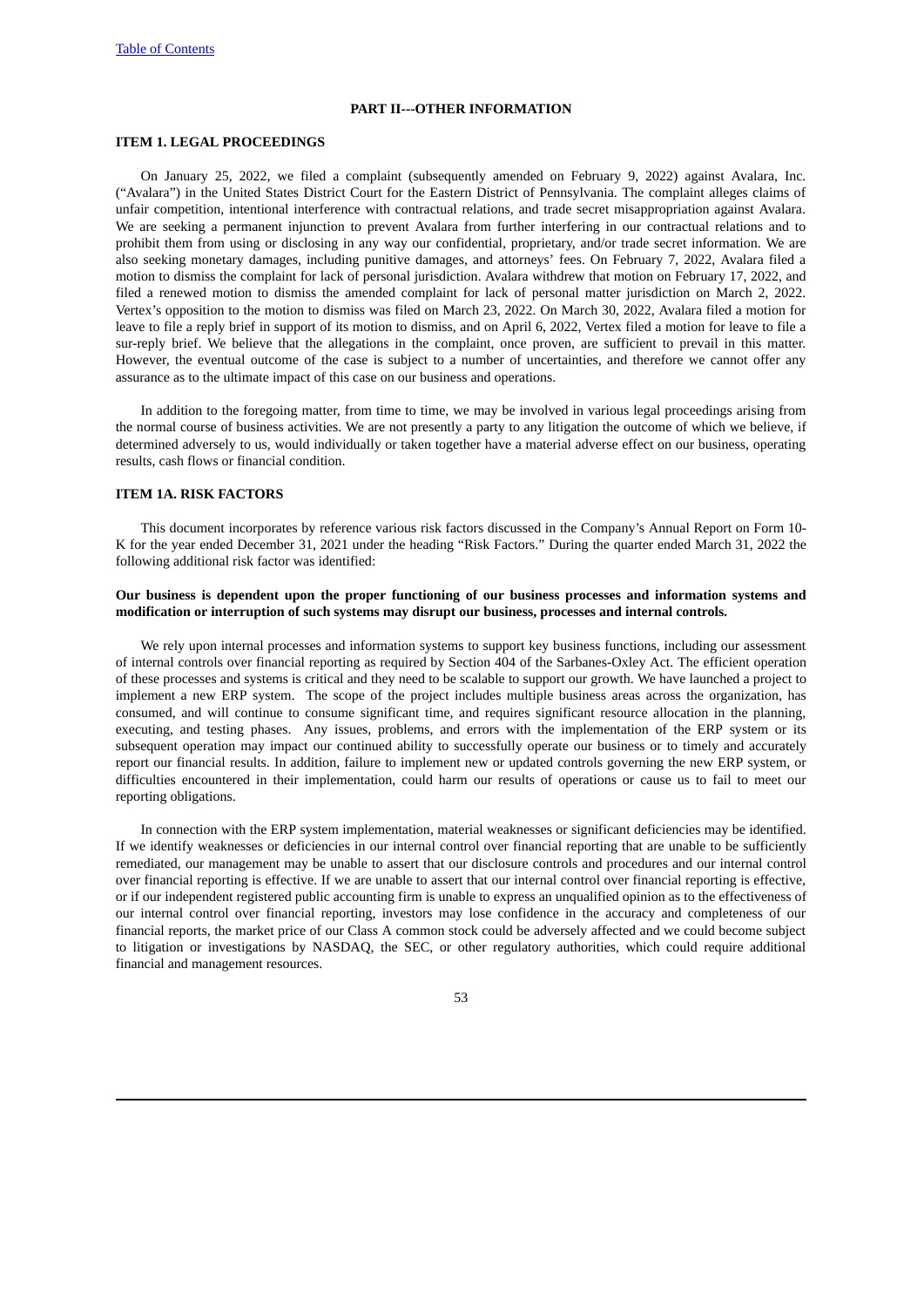## PART II---OTHER INFORMATION

### ITEM 1. LEGAL PROCEEDINGS

On January 25, 2022, we filed a complaint (subsequently amended on February 9, 2022) against Avalara, Inc. ("Avalara") in the United States District Court for the Eastern District of Pennsylvania. The complaint alleges claims of unfair competition, intentional interference with contractual relations, and trade secret misappropriation against Avalara. We are seeking a permanent injunction to prevent Avalara from further interfering in our contractual relations and to prohibit them from using or disclosing in any way our confidential, proprietary, and/or trade secret information. We are also seeking monetary damages, including punitive damages, and attorneys' fees. On February 7, 2022, Avalara filed a motion to dismiss the complaint for lack of personal jurisdiction. Avalara withdrew that motion on February 17, 2022, and filed a renewed motion to dismiss the amended complaint for lack of personal matter jurisdiction on March 2, 2022. Vertex's opposition to the motion to dismiss was filed on March 23, 2022. On March 30, 2022, Avalara filed a motion for leave to file a reply brief in support of its motion to dismiss, and on April 6, 2022, Vertex filed a motion for leave to file a sur-reply brief. We believe that the allegations in the complaint, once proven, are sufficient to prevail in this matter. However, the eventual outcome of the case is subject to a number of uncertainties, and therefore we cannot offer any assurance as to the ultimate impact of this case on our business and operations.

In addition to the foregoing matter, from time to time, we may be involved in various legal proceedings arising from the normal course of business activities. We are not presently a party to any litigation the outcome of which we believe, if determined adversely to us, would individually or taken together have a material adverse effect on our business, operating results, cash flows or financial condition.

### ITEM 1A. RISK FACTORS

This document incorporates by reference various risk factors discussed in the Company's Annual Report on Form 10-K for the year ended December 31, 2021 under the heading "Risk Factors." During the quarter ended March 31, 2022 the following additional risk factor was identified:

**Our business is dependent upon the proper functioning of our business processes and information systems and modification or interruption of such systems may disrupt our business, processes and internal controls.**

We rely upon internal processes and information systems to support key business functions, including our assessment of internal controls over financial reporting as required by Section 404 of the Sarbanes-Oxley Act. The efficient operation of these processes and systems is critical and they need to be scalable to support our growth. We have launched a project to implement a new ERP system. The scope of the project includes multiple business areas across the organization, has consumed, and will continue to consume significant time, and requires significant resource allocation in the planning, executing, and testing phases. Any issues, problems, and errors with the implementation of the ERP system or its subsequent operation may impact our continued ability to successfully operate our business or to timely and accurately report our financial results. In addition, failure to implement new or updated controls governing the new ERP system, or difficulties encountered in their implementation, could harm our results of operations or cause us to fail to meet our reporting obligations.

In connection with the ERP system implementation, material weaknesses or significant deficiencies may be identified. If we identify weaknesses or deficiencies in our internal control over financial reporting that are unable to be sufficiently remediated, our management may be unable to assert that our disclosure controls and procedures and our internal control over financial reporting is effective. If we are unable to assert that our internal control over financial reporting is effective, or if our independent registered public accounting firm is unable to express an unqualified opinion as to the effectiveness of our internal control over financial reporting, investors may lose confidence in the accuracy and completeness of our financial reports, the market price of our Class A common stock could be adversely affected and we could become subject to litigation or investigations by NASDAQ, the SEC, or other regulatory authorities, which could require additional financial and management resources.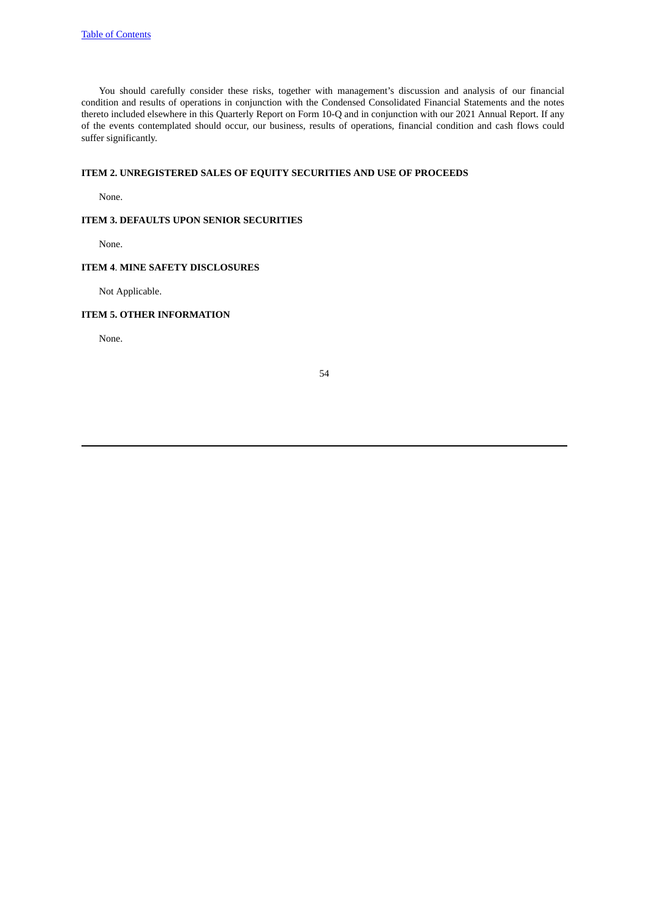You should carefully consider these risks, together with management's discussion and analysis of our financial condition and results of operations in conjunction with the Condensed Consolidated Financial Statements and the notes thereto included elsewhere in this Quarterly Report on Form 10-Q and in conjunction with our 2021 Annual Report. If any of the events contemplated should occur, our business, results of operations, financial condition and cash flows could suffer significantly.

## ITEM 2. UNREGISTERED SALES OF EQUITY SECURITIES AND USE OF PROCEEDS

None.

## ITEM 3. DEFAULTS UPON SENIOR SECURITIES

None.

## ITEM 4. MINE SAFETY DISCLOSURES

Not Applicable.

## ITEM 5. OTHER INFORMATION

None.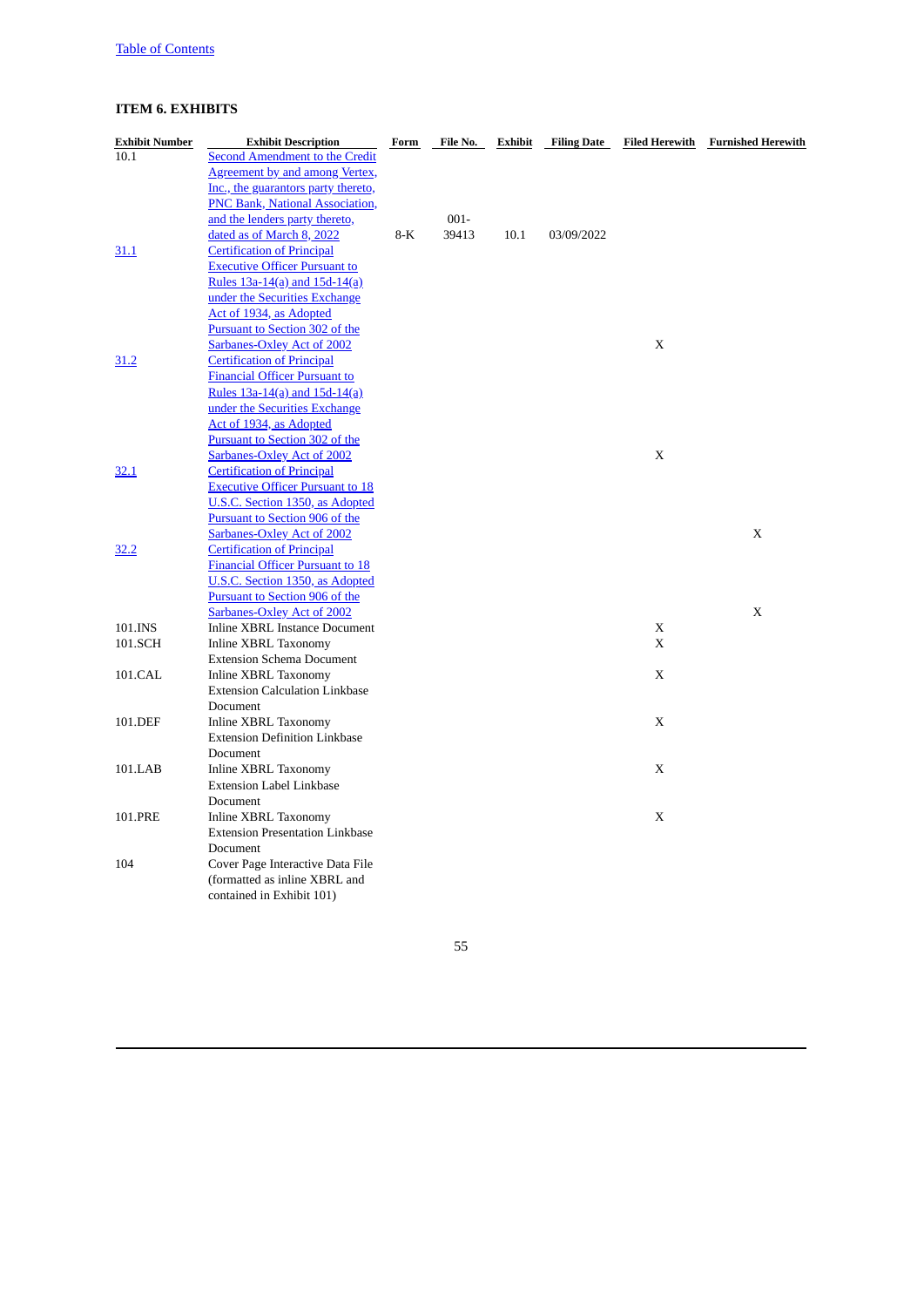## ITEM 6. EXHIBITS

| Exhibit Number | Exhibit Description | Form | File No. | Exhibit | Filing Date | Filed Herewith | Furnished Herewith |
|---|---|---|---|---|---|---|---|
| 10.1 | Second Amendment to the Credit Agreement by and among Vertex, Inc., the guarantors party thereto, PNC Bank, National Association, and the lenders party thereto, dated as of March 8, 2022 | 8-K | 001-39413 | 10.1 | 03/09/2022 | | |
| 31.1 | Certification of Principal Executive Officer Pursuant to Rules 13a-14(a) and 15d-14(a) under the Securities Exchange Act of 1934, as Adopted Pursuant to Section 302 of the Sarbanes-Oxley Act of 2002 | | | | | X | |
| 31.2 | Certification of Principal Financial Officer Pursuant to Rules 13a-14(a) and 15d-14(a) under the Securities Exchange Act of 1934, as Adopted Pursuant to Section 302 of the Sarbanes-Oxley Act of 2002 | | | | | X | |
| 32.1 | Certification of Principal Executive Officer Pursuant to 18 U.S.C. Section 1350, as Adopted Pursuant to Section 906 of the Sarbanes-Oxley Act of 2002 | | | | | | X |
| 32.2 | Certification of Principal Financial Officer Pursuant to 18 U.S.C. Section 1350, as Adopted Pursuant to Section 906 of the Sarbanes-Oxley Act of 2002 | | | | | | X |
| 101.INS | Inline XBRL Instance Document | | | | | X | |
| 101.SCH | Inline XBRL Taxonomy Extension Schema Document | | | | | X | |
| 101.CAL | Inline XBRL Taxonomy Extension Calculation Linkbase Document | | | | | X | |
| 101.DEF | Inline XBRL Taxonomy Extension Definition Linkbase Document | | | | | X | |
| 101.LAB | Inline XBRL Taxonomy Extension Label Linkbase Document | | | | | X | |
| 101.PRE | Inline XBRL Taxonomy Extension Presentation Linkbase Document | | | | | X | |
| 104 | Cover Page Interactive Data File (formatted as inline XBRL and contained in Exhibit 101) | | | | | | |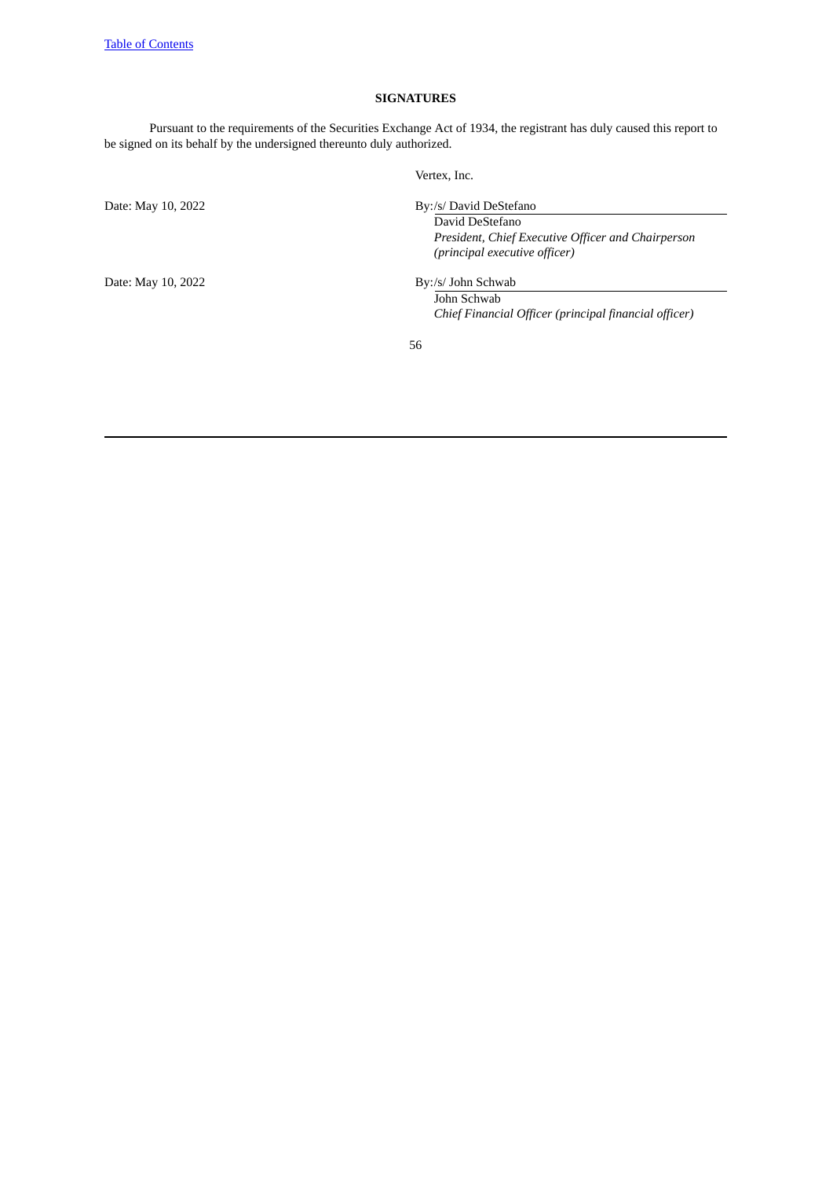# SIGNATURES

Pursuant to the requirements of the Securities Exchange Act of 1934, the registrant has duly caused this report to be signed on its behalf by the undersigned thereunto duly authorized.

Vertex, Inc.

Date: May 10, 2022

By:/s/ David DeStefano

David DeStefano

*President, Chief Executive Officer and Chairperson (principal executive officer)*

Date: May 10, 2022

By:/s/ John Schwab

John Schwab

*Chief Financial Officer (principal financial officer)*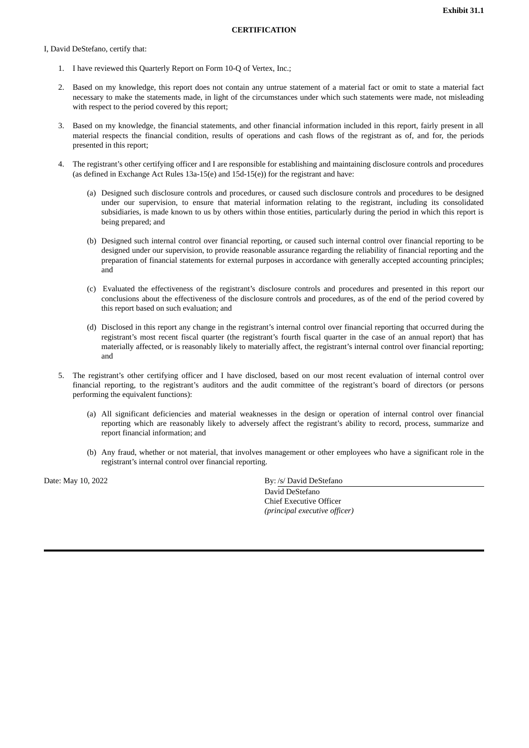**Exhibit 31.1**

**CERTIFICATION**

I, David DeStefano, certify that:

1. I have reviewed this Quarterly Report on Form 10-Q of Vertex, Inc.;

2. Based on my knowledge, this report does not contain any untrue statement of a material fact or omit to state a material fact necessary to make the statements made, in light of the circumstances under which such statements were made, not misleading with respect to the period covered by this report;

3. Based on my knowledge, the financial statements, and other financial information included in this report, fairly present in all material respects the financial condition, results of operations and cash flows of the registrant as of, and for, the periods presented in this report;

4. The registrant's other certifying officer and I are responsible for establishing and maintaining disclosure controls and procedures (as defined in Exchange Act Rules 13a-15(e) and 15d-15(e)) for the registrant and have:

   (a) Designed such disclosure controls and procedures, or caused such disclosure controls and procedures to be designed under our supervision, to ensure that material information relating to the registrant, including its consolidated subsidiaries, is made known to us by others within those entities, particularly during the period in which this report is being prepared; and

   (b) Designed such internal control over financial reporting, or caused such internal control over financial reporting to be designed under our supervision, to provide reasonable assurance regarding the reliability of financial reporting and the preparation of financial statements for external purposes in accordance with generally accepted accounting principles; and

   (c) Evaluated the effectiveness of the registrant's disclosure controls and procedures and presented in this report our conclusions about the effectiveness of the disclosure controls and procedures, as of the end of the period covered by this report based on such evaluation; and

   (d) Disclosed in this report any change in the registrant's internal control over financial reporting that occurred during the registrant's most recent fiscal quarter (the registrant's fourth fiscal quarter in the case of an annual report) that has materially affected, or is reasonably likely to materially affect, the registrant's internal control over financial reporting; and

5. The registrant's other certifying officer and I have disclosed, based on our most recent evaluation of internal control over financial reporting, to the registrant's auditors and the audit committee of the registrant's board of directors (or persons performing the equivalent functions):

   (a) All significant deficiencies and material weaknesses in the design or operation of internal control over financial reporting which are reasonably likely to adversely affect the registrant's ability to record, process, summarize and report financial information; and

   (b) Any fraud, whether or not material, that involves management or other employees who have a significant role in the registrant's internal control over financial reporting.

Date: May 10, 2022

By: /s/ David DeStefano
David DeStefano
Chief Executive Officer
*(principal executive officer)*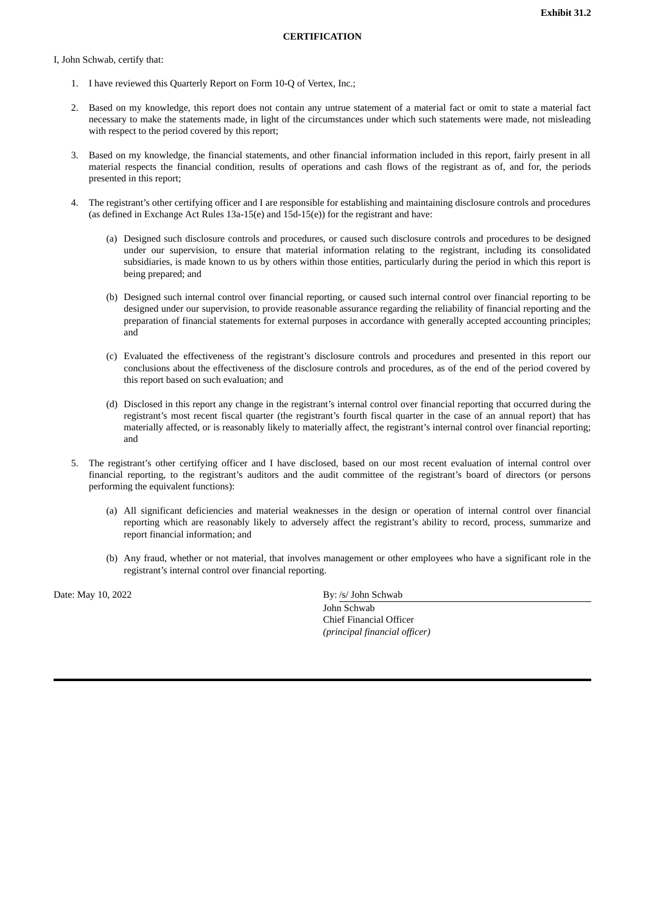**Exhibit 31.2**

**CERTIFICATION**

I, John Schwab, certify that:

1. I have reviewed this Quarterly Report on Form 10-Q of Vertex, Inc.;

2. Based on my knowledge, this report does not contain any untrue statement of a material fact or omit to state a material fact necessary to make the statements made, in light of the circumstances under which such statements were made, not misleading with respect to the period covered by this report;

3. Based on my knowledge, the financial statements, and other financial information included in this report, fairly present in all material respects the financial condition, results of operations and cash flows of the registrant as of, and for, the periods presented in this report;

4. The registrant's other certifying officer and I are responsible for establishing and maintaining disclosure controls and procedures (as defined in Exchange Act Rules 13a-15(e) and 15d-15(e)) for the registrant and have:

   (a) Designed such disclosure controls and procedures, or caused such disclosure controls and procedures to be designed under our supervision, to ensure that material information relating to the registrant, including its consolidated subsidiaries, is made known to us by others within those entities, particularly during the period in which this report is being prepared; and

   (b) Designed such internal control over financial reporting, or caused such internal control over financial reporting to be designed under our supervision, to provide reasonable assurance regarding the reliability of financial reporting and the preparation of financial statements for external purposes in accordance with generally accepted accounting principles; and

   (c) Evaluated the effectiveness of the registrant's disclosure controls and procedures and presented in this report our conclusions about the effectiveness of the disclosure controls and procedures, as of the end of the period covered by this report based on such evaluation; and

   (d) Disclosed in this report any change in the registrant's internal control over financial reporting that occurred during the registrant's most recent fiscal quarter (the registrant's fourth fiscal quarter in the case of an annual report) that has materially affected, or is reasonably likely to materially affect, the registrant's internal control over financial reporting; and

5. The registrant's other certifying officer and I have disclosed, based on our most recent evaluation of internal control over financial reporting, to the registrant's auditors and the audit committee of the registrant's board of directors (or persons performing the equivalent functions):

   (a) All significant deficiencies and material weaknesses in the design or operation of internal control over financial reporting which are reasonably likely to adversely affect the registrant's ability to record, process, summarize and report financial information; and

   (b) Any fraud, whether or not material, that involves management or other employees who have a significant role in the registrant's internal control over financial reporting.

Date: May 10, 2022

By: /s/ John Schwab
John Schwab
Chief Financial Officer
*(principal financial officer)*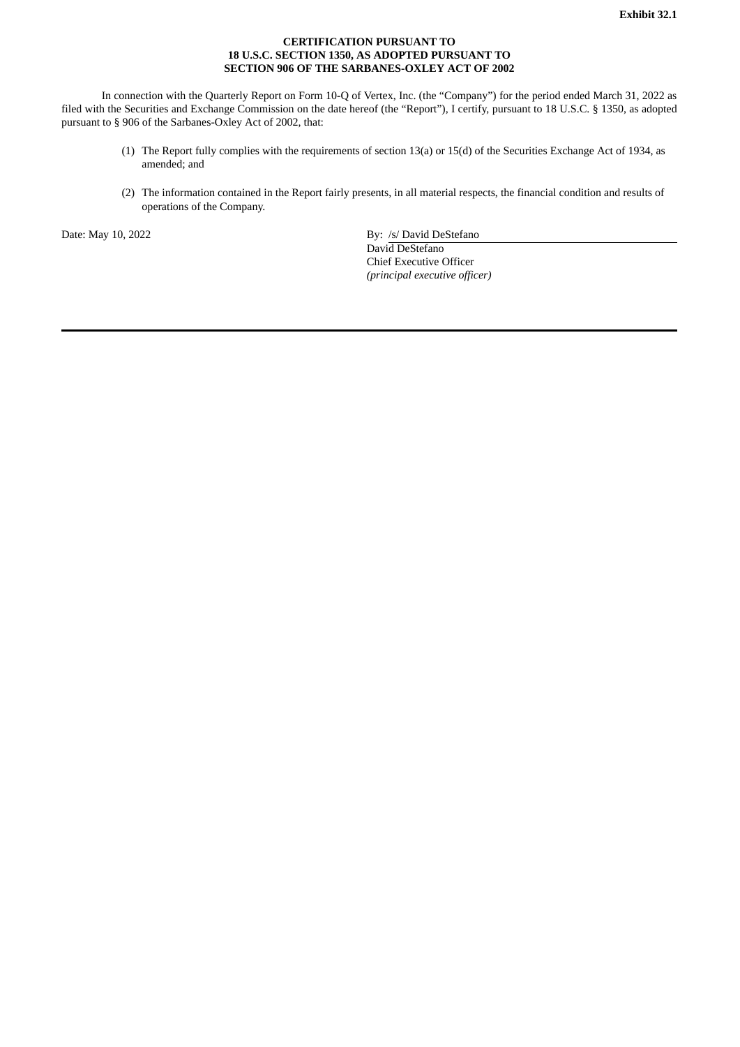**Exhibit 32.1**

**CERTIFICATION PURSUANT TO
18 U.S.C. SECTION 1350, AS ADOPTED PURSUANT TO
SECTION 906 OF THE SARBANES-OXLEY ACT OF 2002**

In connection with the Quarterly Report on Form 10-Q of Vertex, Inc. (the "Company") for the period ended March 31, 2022 as filed with the Securities and Exchange Commission on the date hereof (the "Report"), I certify, pursuant to 18 U.S.C. § 1350, as adopted pursuant to § 906 of the Sarbanes-Oxley Act of 2002, that:

(1) The Report fully complies with the requirements of section 13(a) or 15(d) of the Securities Exchange Act of 1934, as amended; and

(2) The information contained in the Report fairly presents, in all material respects, the financial condition and results of operations of the Company.

Date: May 10, 2022

By: /s/ David DeStefano
David DeStefano
Chief Executive Officer
*(principal executive officer)*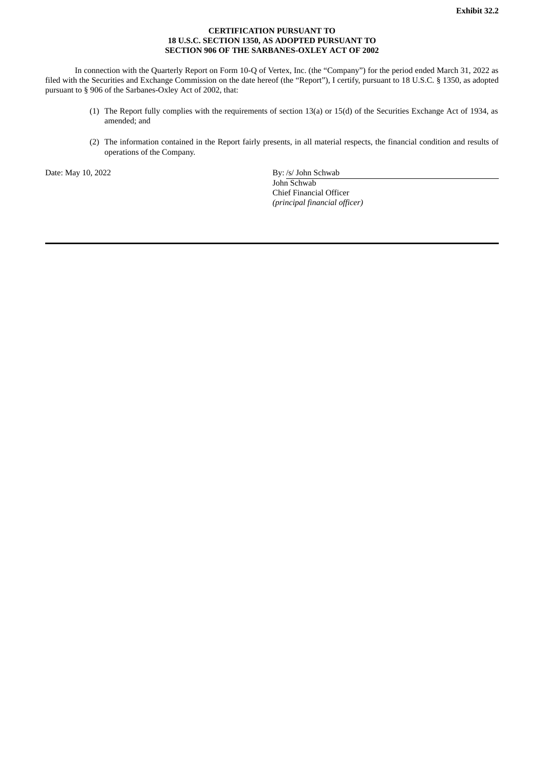**Exhibit 32.2**

**CERTIFICATION PURSUANT TO**
**18 U.S.C. SECTION 1350, AS ADOPTED PURSUANT TO**
**SECTION 906 OF THE SARBANES-OXLEY ACT OF 2002**

In connection with the Quarterly Report on Form 10-Q of Vertex, Inc. (the "Company") for the period ended March 31, 2022 as filed with the Securities and Exchange Commission on the date hereof (the "Report"), I certify, pursuant to 18 U.S.C. § 1350, as adopted pursuant to § 906 of the Sarbanes-Oxley Act of 2002, that:

(1) The Report fully complies with the requirements of section 13(a) or 15(d) of the Securities Exchange Act of 1934, as amended; and

(2) The information contained in the Report fairly presents, in all material respects, the financial condition and results of operations of the Company.

Date: May 10, 2022

By: /s/ John Schwab
John Schwab
Chief Financial Officer
*(principal financial officer)*